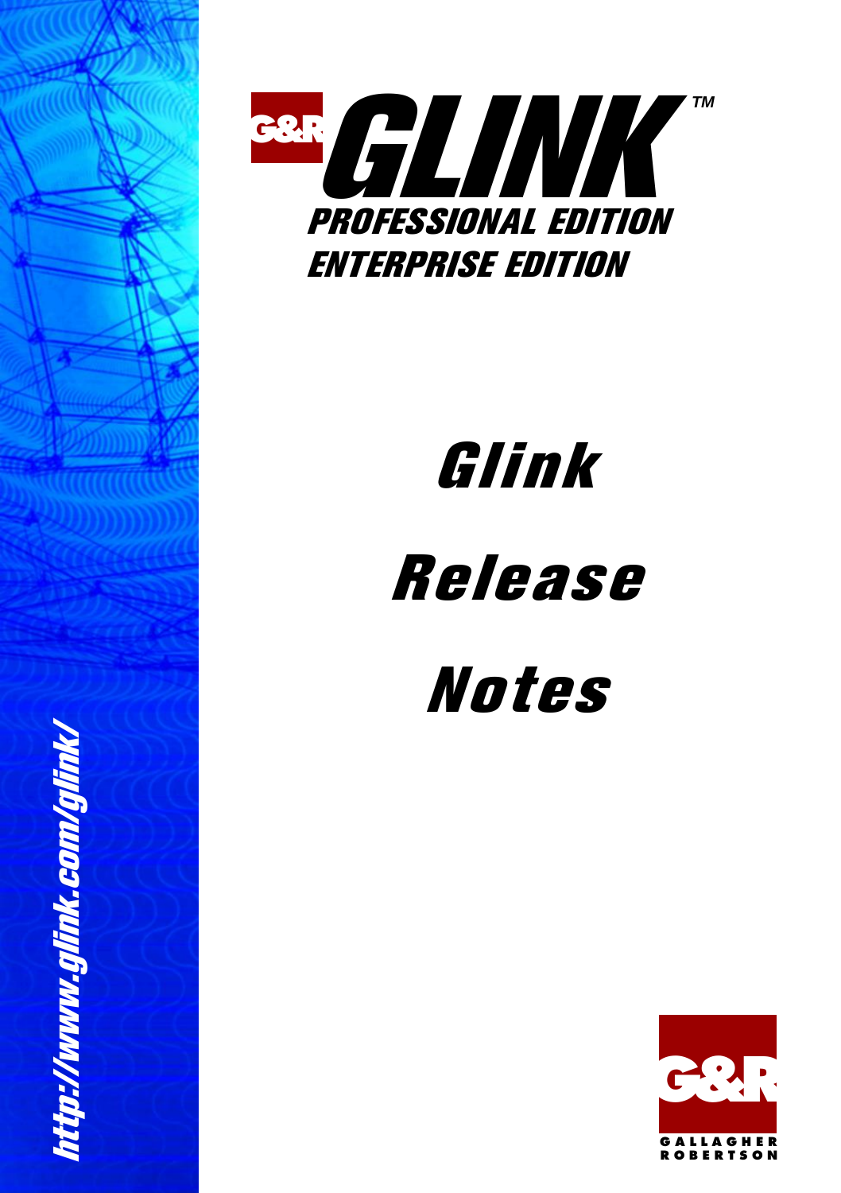G&R **GLINK**™

**PROFESSIONAL EDITION**

**ENTERPRISE EDITION**

# Glink

# Release

# Notes

http://www.glink.com/glink/

G&R

GALLAGHER ROBERTSON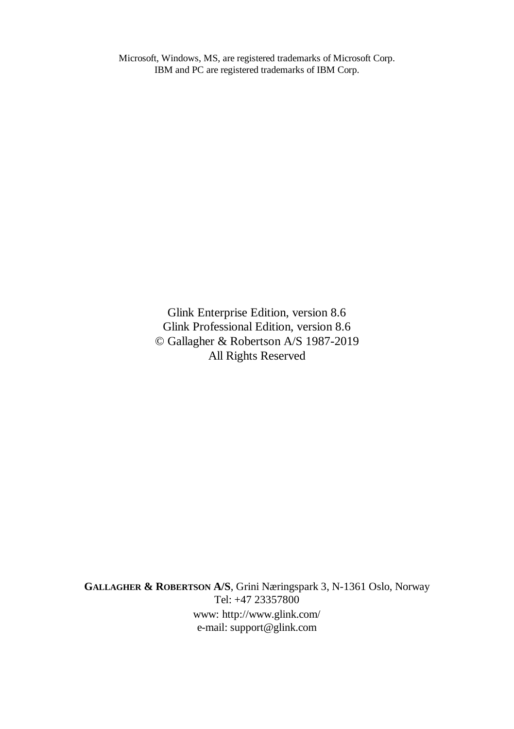Microsoft, Windows, MS, are registered trademarks of Microsoft Corp.
IBM and PC are registered trademarks of IBM Corp.

Glink Enterprise Edition, version 8.6
Glink Professional Edition, version 8.6
© Gallagher & Robertson A/S 1987-2019
All Rights Reserved

**GALLAGHER & ROBERTSON A/S**, Grini Næringspark 3, N-1361 Oslo, Norway
Tel: +47 23357800
www: http://www.glink.com/
e-mail: support@glink.com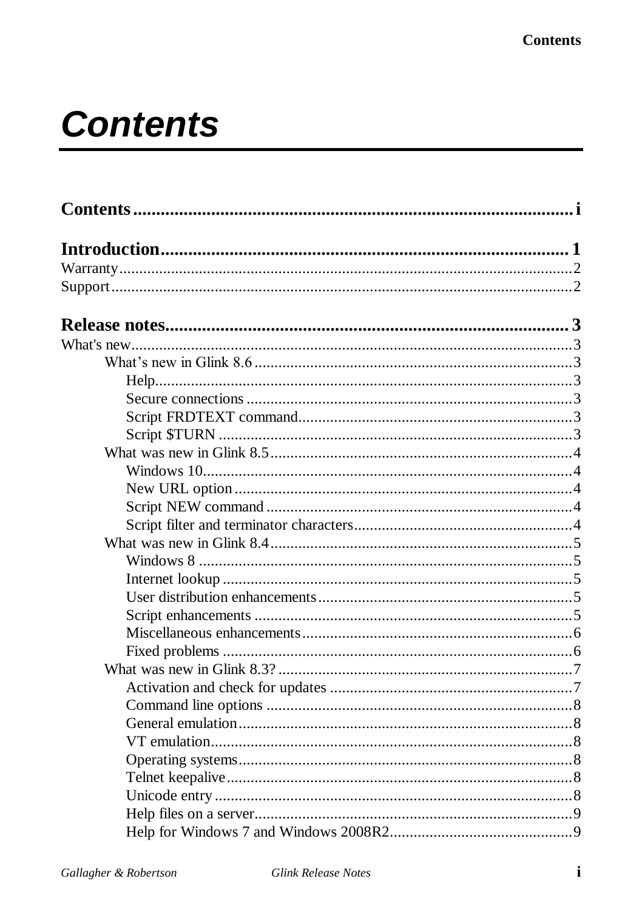# Contents

**Contents** ........................................................................................ **i**

**Introduction** ........................................................................................ **1**

Warranty ........................................................................................ 2
Support ........................................................................................ 2

**Release notes** ........................................................................................ **3**

What's new ........................................................................................ 3
- What’s new in Glink 8.6 ........................................................................................ 3
  - Help ........................................................................................ 3
  - Secure connections ........................................................................................ 3
  - Script FRDTEXT command ........................................................................................ 3
  - Script $TURN ........................................................................................ 3
- What was new in Glink 8.5 ........................................................................................ 4
  - Windows 10 ........................................................................................ 4
  - New URL option ........................................................................................ 4
  - Script NEW command ........................................................................................ 4
  - Script filter and terminator characters ........................................................................................ 4
- What was new in Glink 8.4 ........................................................................................ 5
  - Windows 8 ........................................................................................ 5
  - Internet lookup ........................................................................................ 5
  - User distribution enhancements ........................................................................................ 5
  - Script enhancements ........................................................................................ 5
  - Miscellaneous enhancements ........................................................................................ 6
  - Fixed problems ........................................................................................ 6
- What was new in Glink 8.3? ........................................................................................ 7
  - Activation and check for updates ........................................................................................ 7
  - Command line options ........................................................................................ 8
  - General emulation ........................................................................................ 8
  - VT emulation ........................................................................................ 8
  - Operating systems ........................................................................................ 8
  - Telnet keepalive ........................................................................................ 8
  - Unicode entry ........................................................................................ 8
  - Help files on a server ........................................................................................ 9
  - Help for Windows 7 and Windows 2008R2 ........................................................................................ 9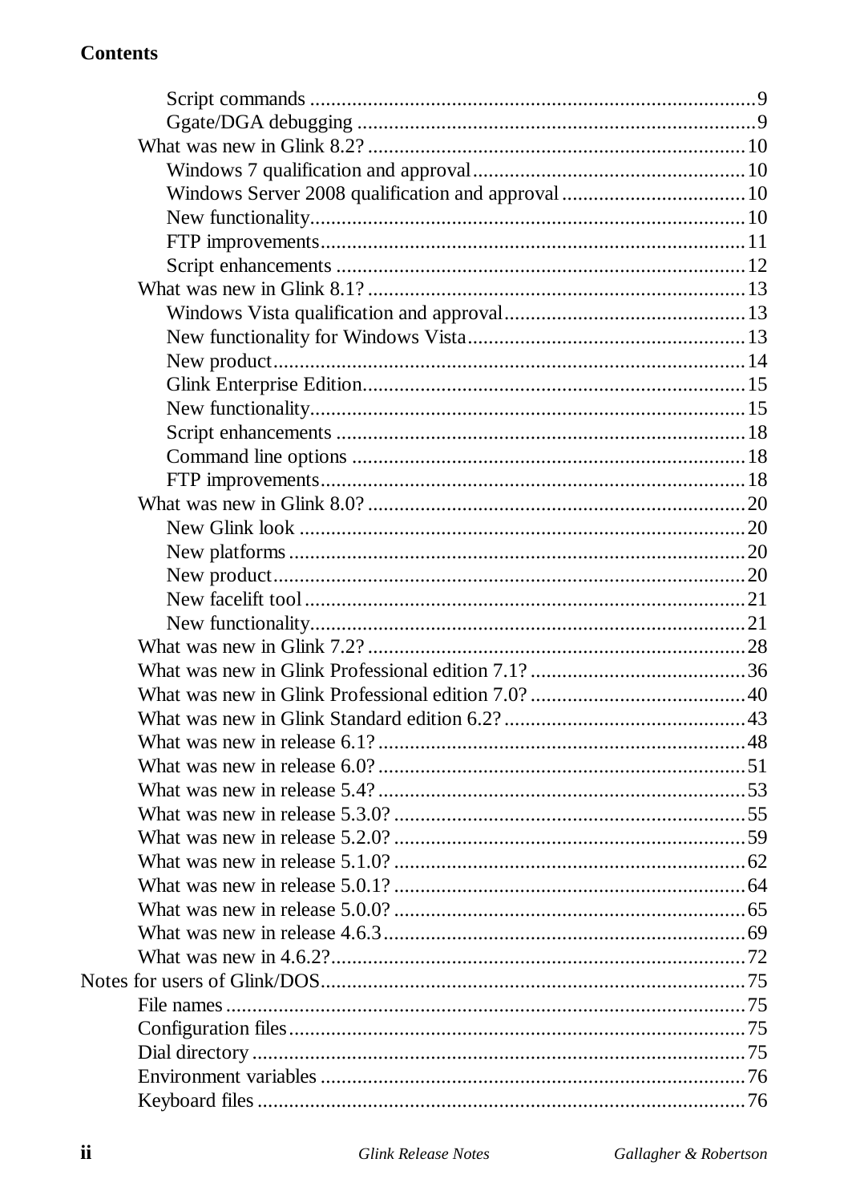**Contents**

- Script commands ....................................................................................9
- Ggate/DGA debugging ...........................................................................9
- What was new in Glink 8.2? .......................................................................10
  - Windows 7 qualification and approval....................................................10
  - Windows Server 2008 qualification and approval...................................10
  - New functionality...................................................................................10
  - FTP improvements.................................................................................11
  - Script enhancements ..............................................................................12
- What was new in Glink 8.1? .......................................................................13
  - Windows Vista qualification and approval..............................................13
  - New functionality for Windows Vista.....................................................13
  - New product..........................................................................................14
  - Glink Enterprise Edition.........................................................................15
  - New functionality...................................................................................15
  - Script enhancements ..............................................................................18
  - Command line options ...........................................................................18
  - FTP improvements.................................................................................18
- What was new in Glink 8.0? .......................................................................20
  - New Glink look .....................................................................................20
  - New platforms.......................................................................................20
  - New product..........................................................................................20
  - New facelift tool....................................................................................21
  - New functionality...................................................................................21
- What was new in Glink 7.2? .......................................................................28
- What was new in Glink Professional edition 7.1? .........................................36
- What was new in Glink Professional edition 7.0? .........................................40
- What was new in Glink Standard edition 6.2? ..............................................43
- What was new in release 6.1? ......................................................................48
- What was new in release 6.0? ......................................................................51
- What was new in release 5.4? ......................................................................53
- What was new in release 5.3.0? ...................................................................55
- What was new in release 5.2.0? ...................................................................59
- What was new in release 5.1.0? ...................................................................62
- What was new in release 5.0.1? ...................................................................64
- What was new in release 5.0.0? ...................................................................65
- What was new in release 4.6.3.....................................................................69
- What was new in 4.6.2?...............................................................................72

Notes for users of Glink/DOS.................................................................................75

- File names...................................................................................................75
- Configuration files.......................................................................................75
- Dial directory..............................................................................................75
- Environment variables .................................................................................76
- Keyboard files .............................................................................................76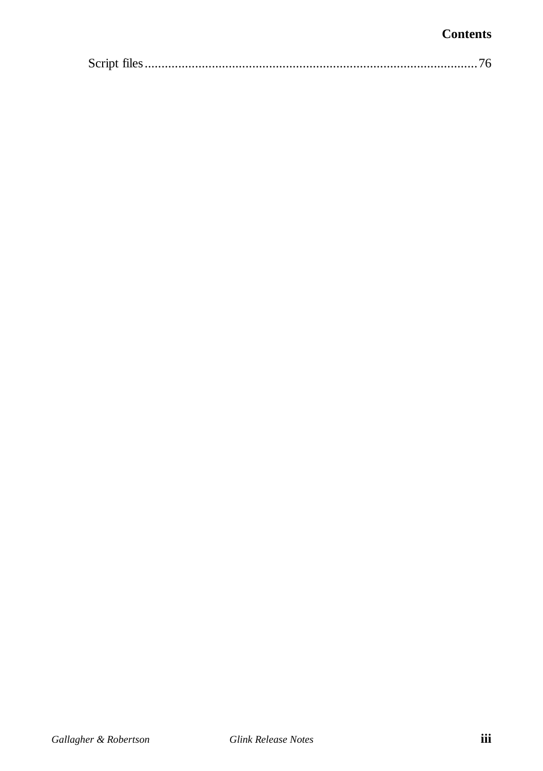Script files.....................................................................................................76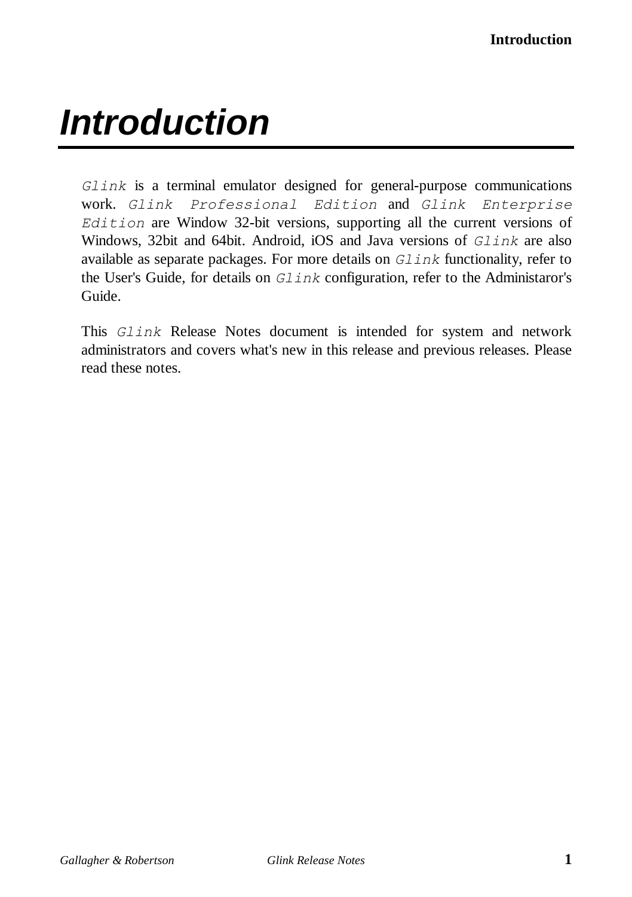# Introduction

*Glink* is a terminal emulator designed for general-purpose communications work. *Glink Professional Edition* and *Glink Enterprise Edition* are Window 32-bit versions, supporting all the current versions of Windows, 32bit and 64bit. Android, iOS and Java versions of *Glink* are also available as separate packages. For more details on *Glink* functionality, refer to the User's Guide, for details on *Glink* configuration, refer to the Administaror's Guide.

This *Glink* Release Notes document is intended for system and network administrators and covers what's new in this release and previous releases. Please read these notes.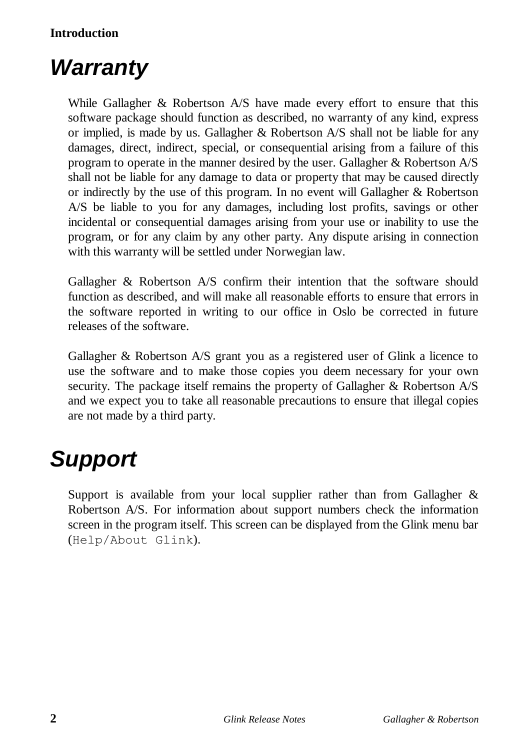# Warranty

While Gallagher & Robertson A/S have made every effort to ensure that this software package should function as described, no warranty of any kind, express or implied, is made by us. Gallagher & Robertson A/S shall not be liable for any damages, direct, indirect, special, or consequential arising from a failure of this program to operate in the manner desired by the user. Gallagher & Robertson A/S shall not be liable for any damage to data or property that may be caused directly or indirectly by the use of this program. In no event will Gallagher & Robertson A/S be liable to you for any damages, including lost profits, savings or other incidental or consequential damages arising from your use or inability to use the program, or for any claim by any other party. Any dispute arising in connection with this warranty will be settled under Norwegian law.

Gallagher & Robertson A/S confirm their intention that the software should function as described, and will make all reasonable efforts to ensure that errors in the software reported in writing to our office in Oslo be corrected in future releases of the software.

Gallagher & Robertson A/S grant you as a registered user of Glink a licence to use the software and to make those copies you deem necessary for your own security. The package itself remains the property of Gallagher & Robertson A/S and we expect you to take all reasonable precautions to ensure that illegal copies are not made by a third party.

# Support

Support is available from your local supplier rather than from Gallagher & Robertson A/S. For information about support numbers check the information screen in the program itself. This screen can be displayed from the Glink menu bar (`Help/About Glink`).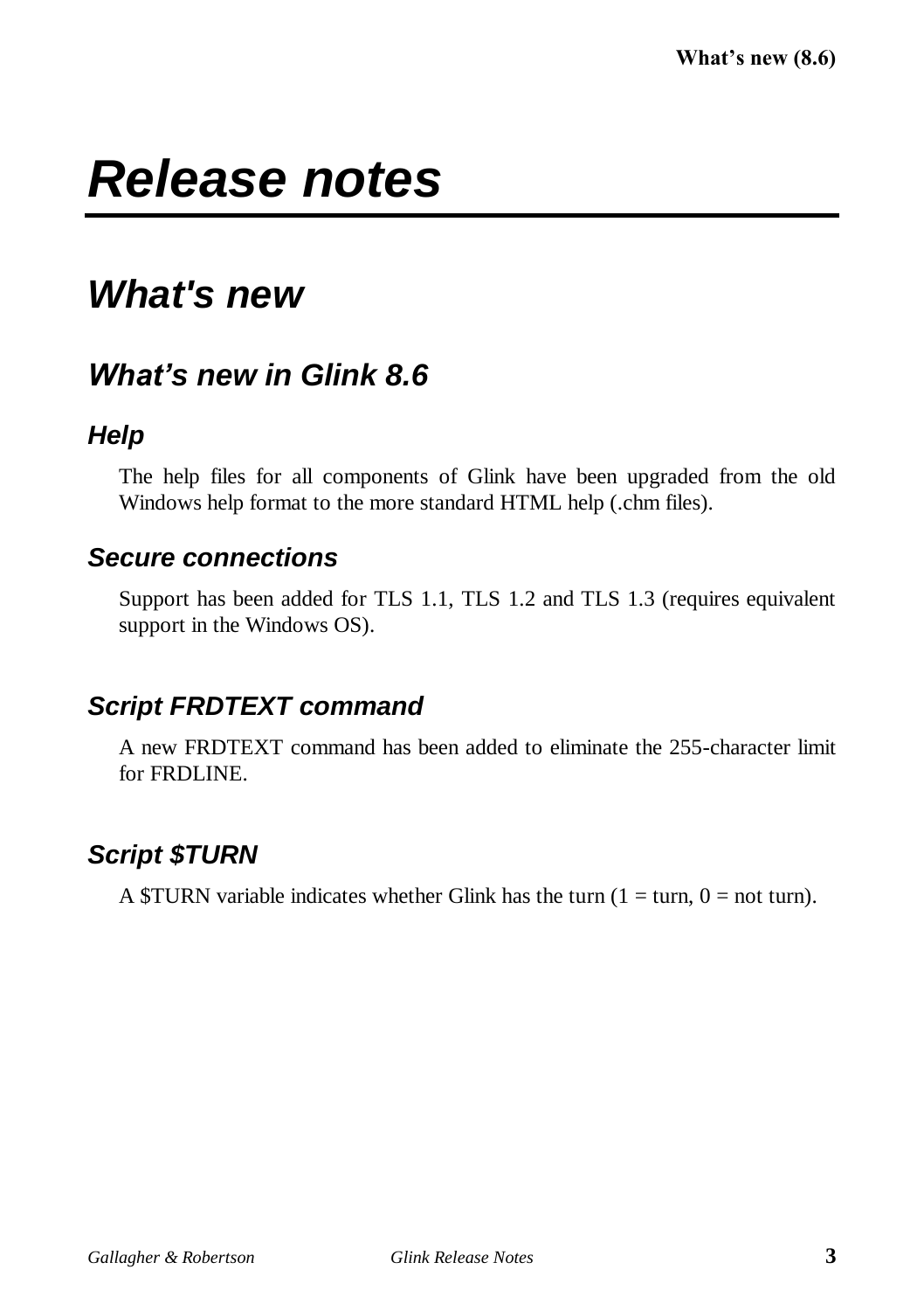# Release notes

## What's new

### What’s new in Glink 8.6

#### Help

The help files for all components of Glink have been upgraded from the old Windows help format to the more standard HTML help (.chm files).

#### Secure connections

Support has been added for TLS 1.1, TLS 1.2 and TLS 1.3 (requires equivalent support in the Windows OS).

#### Script FRDTEXT command

A new FRDTEXT command has been added to eliminate the 255-character limit for FRDLINE.

#### Script $TURN

A $TURN variable indicates whether Glink has the turn (1 = turn, 0 = not turn).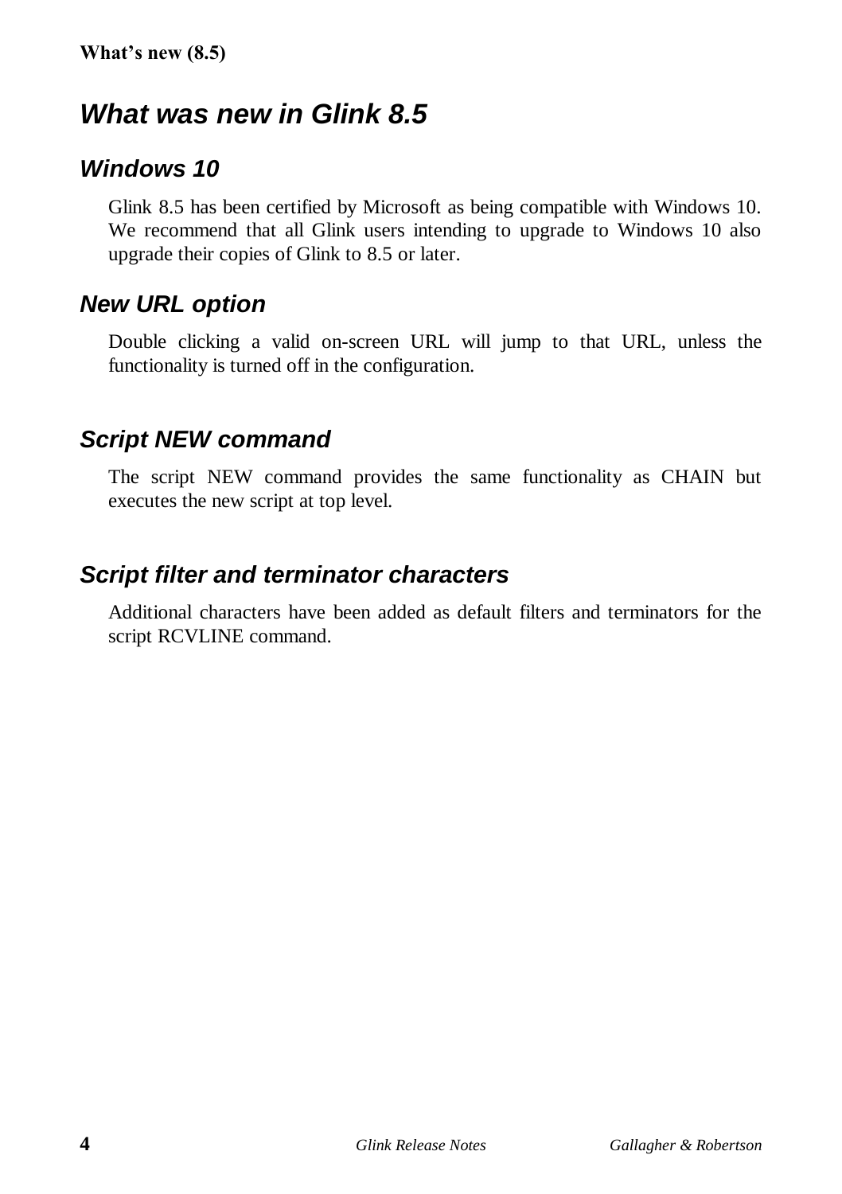# What was new in Glink 8.5

## Windows 10

Glink 8.5 has been certified by Microsoft as being compatible with Windows 10. We recommend that all Glink users intending to upgrade to Windows 10 also upgrade their copies of Glink to 8.5 or later.

## New URL option

Double clicking a valid on-screen URL will jump to that URL, unless the functionality is turned off in the configuration.

## Script NEW command

The script NEW command provides the same functionality as CHAIN but executes the new script at top level.

## Script filter and terminator characters

Additional characters have been added as default filters and terminators for the script RCVLINE command.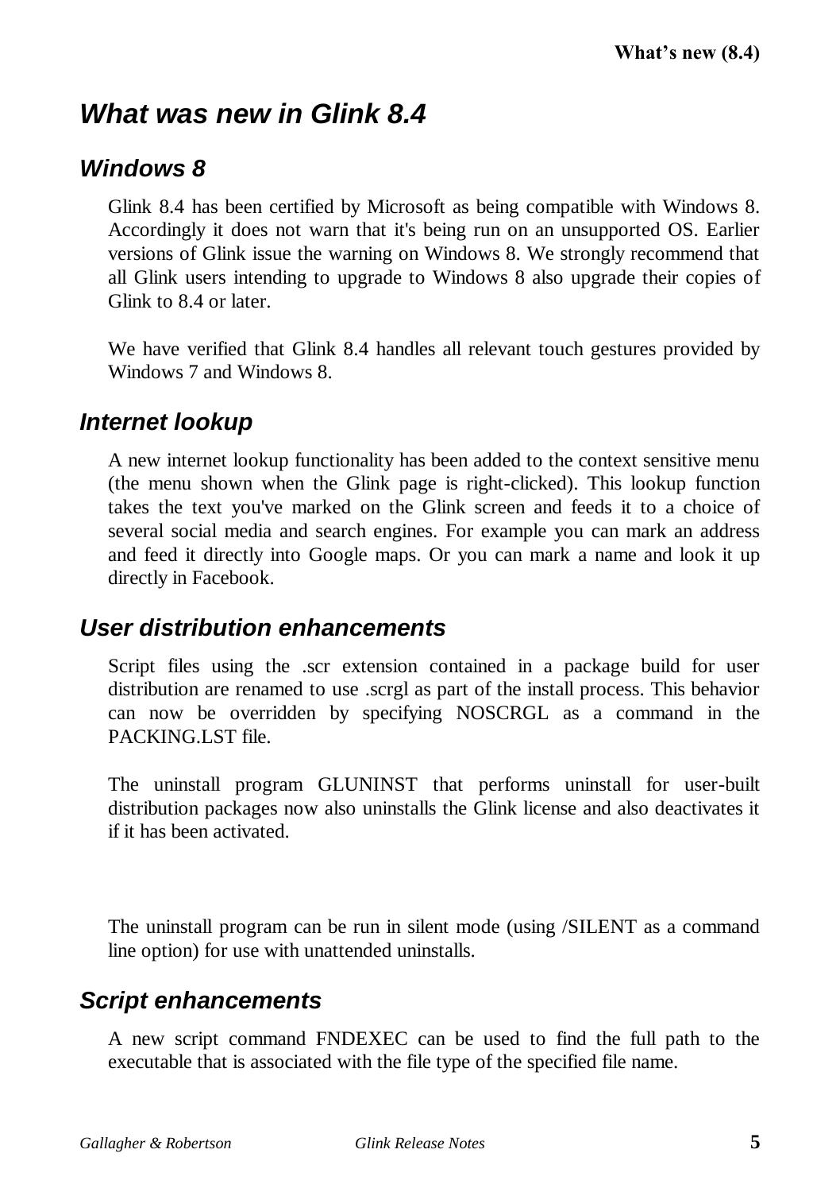# What was new in Glink 8.4

## Windows 8

Glink 8.4 has been certified by Microsoft as being compatible with Windows 8. Accordingly it does not warn that it's being run on an unsupported OS. Earlier versions of Glink issue the warning on Windows 8. We strongly recommend that all Glink users intending to upgrade to Windows 8 also upgrade their copies of Glink to 8.4 or later.

We have verified that Glink 8.4 handles all relevant touch gestures provided by Windows 7 and Windows 8.

## Internet lookup

A new internet lookup functionality has been added to the context sensitive menu (the menu shown when the Glink page is right-clicked). This lookup function takes the text you've marked on the Glink screen and feeds it to a choice of several social media and search engines. For example you can mark an address and feed it directly into Google maps. Or you can mark a name and look it up directly in Facebook.

## User distribution enhancements

Script files using the .scr extension contained in a package build for user distribution are renamed to use .scrgl as part of the install process. This behavior can now be overridden by specifying NOSCRGL as a command in the PACKING.LST file.

The uninstall program GLUNINST that performs uninstall for user-built distribution packages now also uninstalls the Glink license and also deactivates it if it has been activated.

The uninstall program can be run in silent mode (using /SILENT as a command line option) for use with unattended uninstalls.

## Script enhancements

A new script command FNDEXEC can be used to find the full path to the executable that is associated with the file type of the specified file name.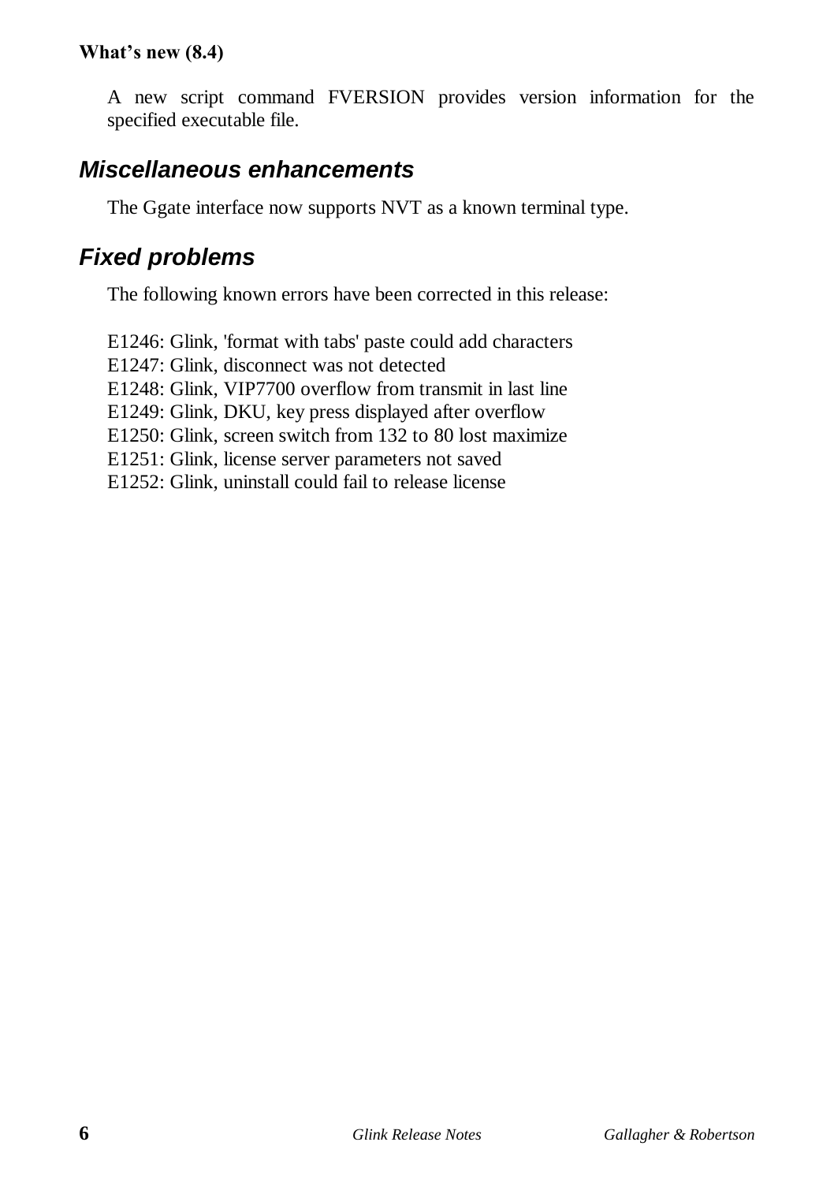**What's new (8.4)**

A new script command FVERSION provides version information for the specified executable file.

## Miscellaneous enhancements

The Ggate interface now supports NVT as a known terminal type.

## Fixed problems

The following known errors have been corrected in this release:

E1246: Glink, 'format with tabs' paste could add characters
E1247: Glink, disconnect was not detected
E1248: Glink, VIP7700 overflow from transmit in last line
E1249: Glink, DKU, key press displayed after overflow
E1250: Glink, screen switch from 132 to 80 lost maximize
E1251: Glink, license server parameters not saved
E1252: Glink, uninstall could fail to release license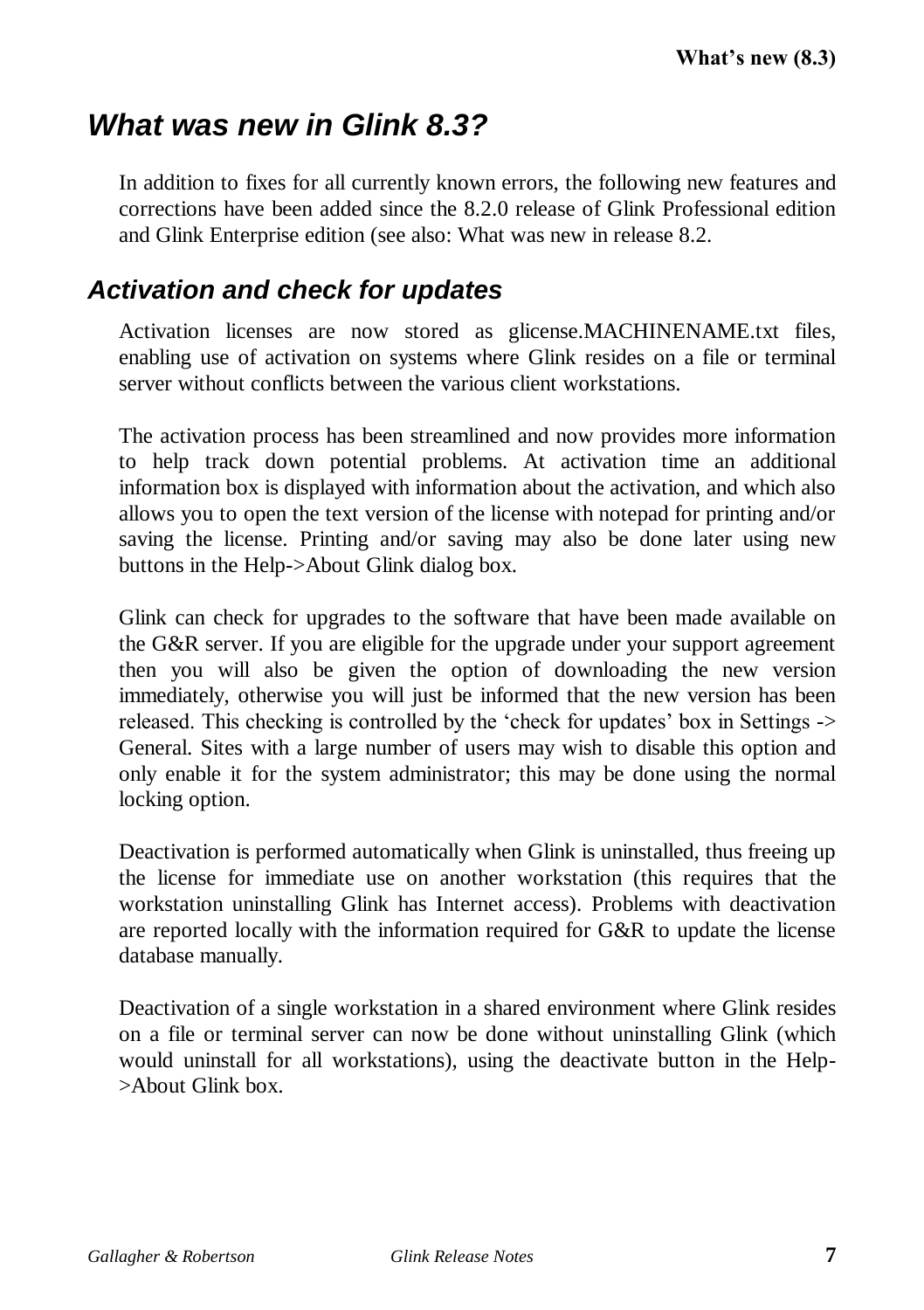# What was new in Glink 8.3?

In addition to fixes for all currently known errors, the following new features and corrections have been added since the 8.2.0 release of Glink Professional edition and Glink Enterprise edition (see also: What was new in release 8.2.

## Activation and check for updates

Activation licenses are now stored as glicense.MACHINENAME.txt files, enabling use of activation on systems where Glink resides on a file or terminal server without conflicts between the various client workstations.

The activation process has been streamlined and now provides more information to help track down potential problems. At activation time an additional information box is displayed with information about the activation, and which also allows you to open the text version of the license with notepad for printing and/or saving the license. Printing and/or saving may also be done later using new buttons in the Help->About Glink dialog box.

Glink can check for upgrades to the software that have been made available on the G&R server. If you are eligible for the upgrade under your support agreement then you will also be given the option of downloading the new version immediately, otherwise you will just be informed that the new version has been released. This checking is controlled by the 'check for updates' box in Settings -> General. Sites with a large number of users may wish to disable this option and only enable it for the system administrator; this may be done using the normal locking option.

Deactivation is performed automatically when Glink is uninstalled, thus freeing up the license for immediate use on another workstation (this requires that the workstation uninstalling Glink has Internet access). Problems with deactivation are reported locally with the information required for G&R to update the license database manually.

Deactivation of a single workstation in a shared environment where Glink resides on a file or terminal server can now be done without uninstalling Glink (which would uninstall for all workstations), using the deactivate button in the Help->About Glink box.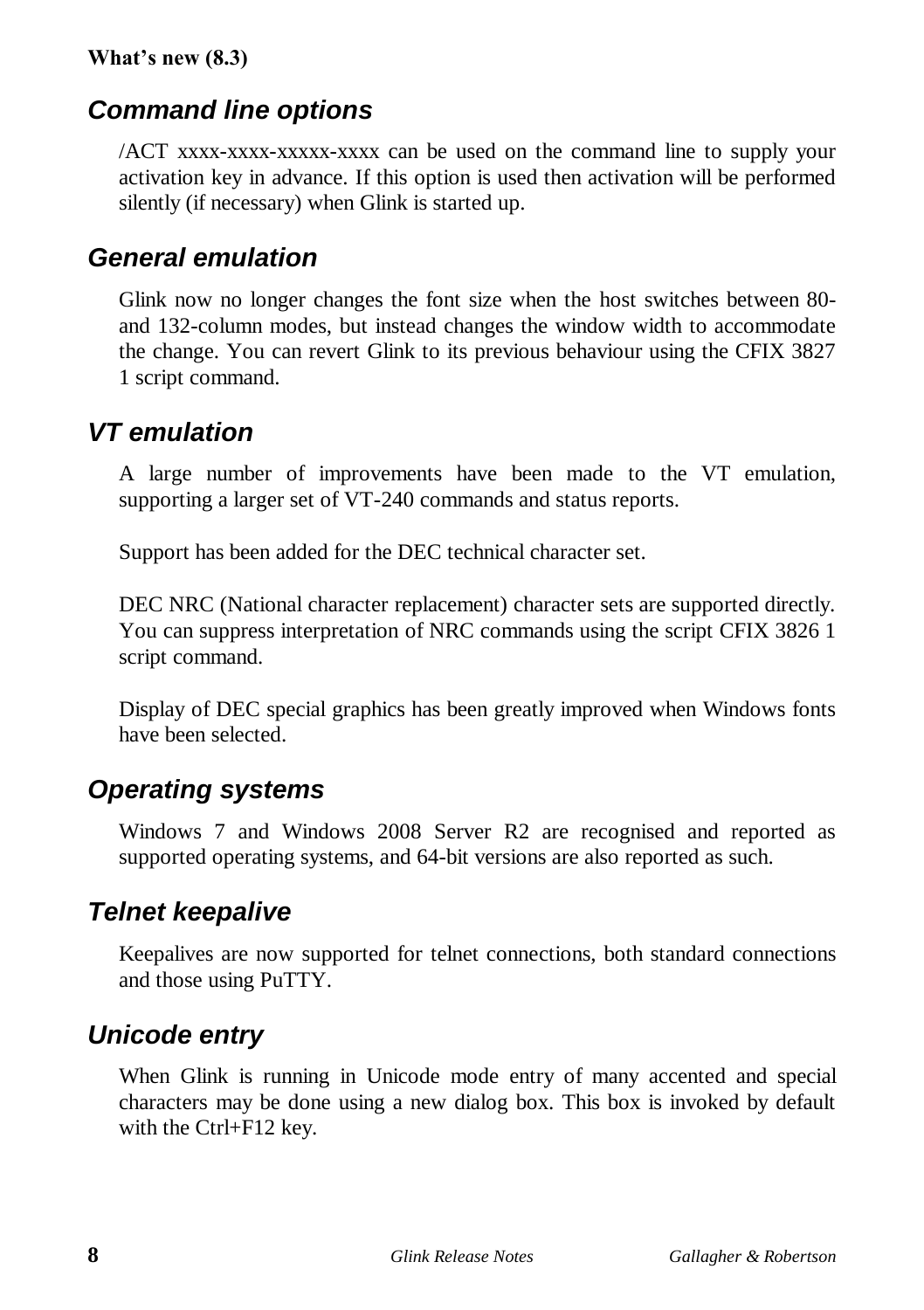## Command line options

/ACT xxxx-xxxx-xxxxx-xxxx can be used on the command line to supply your activation key in advance. If this option is used then activation will be performed silently (if necessary) when Glink is started up.

## General emulation

Glink now no longer changes the font size when the host switches between 80- and 132-column modes, but instead changes the window width to accommodate the change. You can revert Glink to its previous behaviour using the CFIX 3827 1 script command.

## VT emulation

A large number of improvements have been made to the VT emulation, supporting a larger set of VT-240 commands and status reports.

Support has been added for the DEC technical character set.

DEC NRC (National character replacement) character sets are supported directly. You can suppress interpretation of NRC commands using the script CFIX 3826 1 script command.

Display of DEC special graphics has been greatly improved when Windows fonts have been selected.

## Operating systems

Windows 7 and Windows 2008 Server R2 are recognised and reported as supported operating systems, and 64-bit versions are also reported as such.

## Telnet keepalive

Keepalives are now supported for telnet connections, both standard connections and those using PuTTY.

## Unicode entry

When Glink is running in Unicode mode entry of many accented and special characters may be done using a new dialog box. This box is invoked by default with the Ctrl+F12 key.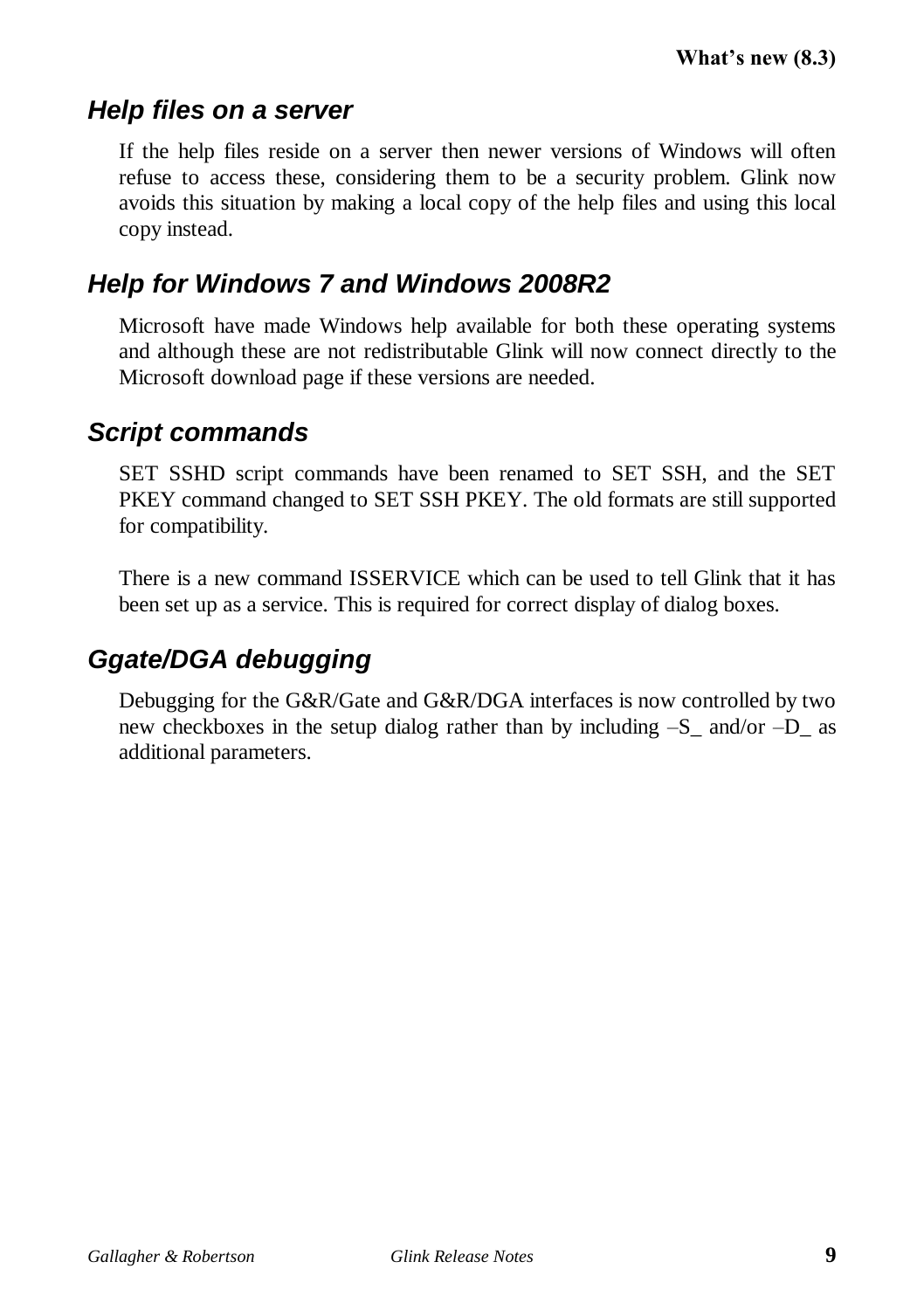## *Help files on a server*

If the help files reside on a server then newer versions of Windows will often refuse to access these, considering them to be a security problem. Glink now avoids this situation by making a local copy of the help files and using this local copy instead.

## *Help for Windows 7 and Windows 2008R2*

Microsoft have made Windows help available for both these operating systems and although these are not redistributable Glink will now connect directly to the Microsoft download page if these versions are needed.

## *Script commands*

SET SSHD script commands have been renamed to SET SSH, and the SET PKEY command changed to SET SSH PKEY. The old formats are still supported for compatibility.

There is a new command ISSERVICE which can be used to tell Glink that it has been set up as a service. This is required for correct display of dialog boxes.

## *Ggate/DGA debugging*

Debugging for the G&R/Gate and G&R/DGA interfaces is now controlled by two new checkboxes in the setup dialog rather than by including –S_ and/or –D_ as additional parameters.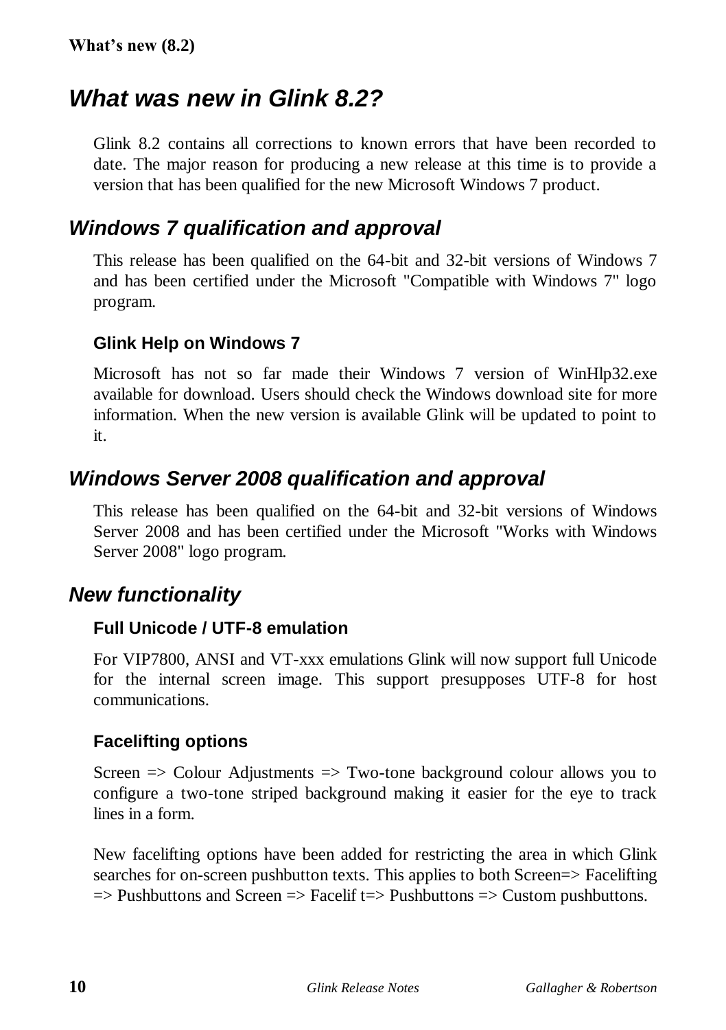# What was new in Glink 8.2?

Glink 8.2 contains all corrections to known errors that have been recorded to date. The major reason for producing a new release at this time is to provide a version that has been qualified for the new Microsoft Windows 7 product.

## Windows 7 qualification and approval

This release has been qualified on the 64-bit and 32-bit versions of Windows 7 and has been certified under the Microsoft "Compatible with Windows 7" logo program.

### Glink Help on Windows 7

Microsoft has not so far made their Windows 7 version of WinHlp32.exe available for download. Users should check the Windows download site for more information. When the new version is available Glink will be updated to point to it.

## Windows Server 2008 qualification and approval

This release has been qualified on the 64-bit and 32-bit versions of Windows Server 2008 and has been certified under the Microsoft "Works with Windows Server 2008" logo program.

## New functionality

### Full Unicode / UTF-8 emulation

For VIP7800, ANSI and VT-xxx emulations Glink will now support full Unicode for the internal screen image. This support presupposes UTF-8 for host communications.

### Facelifting options

Screen => Colour Adjustments => Two-tone background colour allows you to configure a two-tone striped background making it easier for the eye to track lines in a form.

New facelifting options have been added for restricting the area in which Glink searches for on-screen pushbutton texts. This applies to both Screen=> Facelifting => Pushbuttons and Screen => Facelif t=> Pushbuttons => Custom pushbuttons.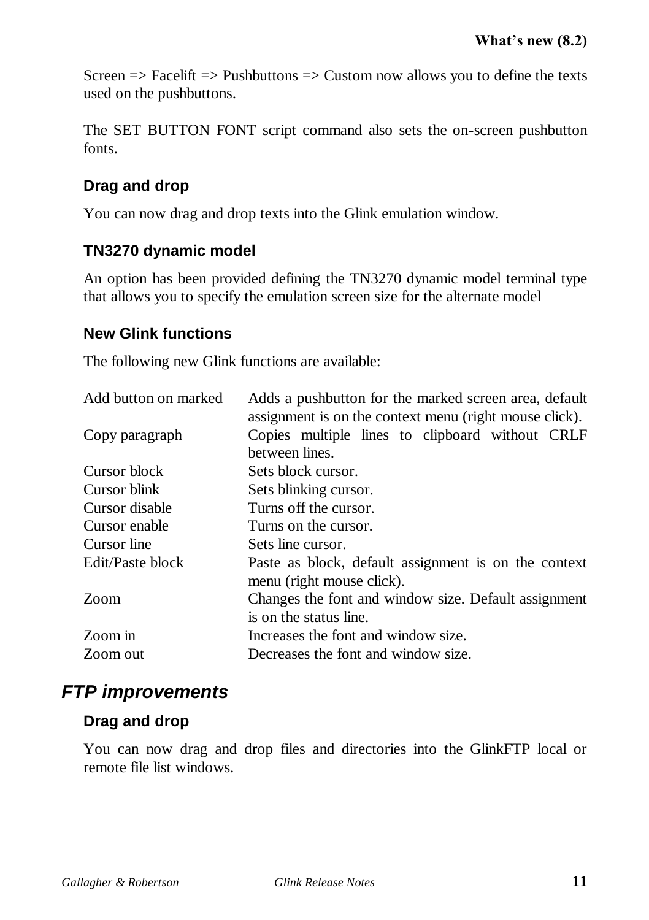Screen => Facelift => Pushbuttons => Custom now allows you to define the texts used on the pushbuttons.

The SET BUTTON FONT script command also sets the on-screen pushbutton fonts.

### Drag and drop

You can now drag and drop texts into the Glink emulation window.

### TN3270 dynamic model

An option has been provided defining the TN3270 dynamic model terminal type that allows you to specify the emulation screen size for the alternate model

### New Glink functions

The following new Glink functions are available:

| | |
|---|---|
| Add button on marked | Adds a pushbutton for the marked screen area, default assignment is on the context menu (right mouse click). |
| Copy paragraph | Copies multiple lines to clipboard without CRLF between lines. |
| Cursor block | Sets block cursor. |
| Cursor blink | Sets blinking cursor. |
| Cursor disable | Turns off the cursor. |
| Cursor enable | Turns on the cursor. |
| Cursor line | Sets line cursor. |
| Edit/Paste block | Paste as block, default assignment is on the context menu (right mouse click). |
| Zoom | Changes the font and window size. Default assignment is on the status line. |
| Zoom in | Increases the font and window size. |
| Zoom out | Decreases the font and window size. |

## *FTP improvements*

### Drag and drop

You can now drag and drop files and directories into the GlinkFTP local or remote file list windows.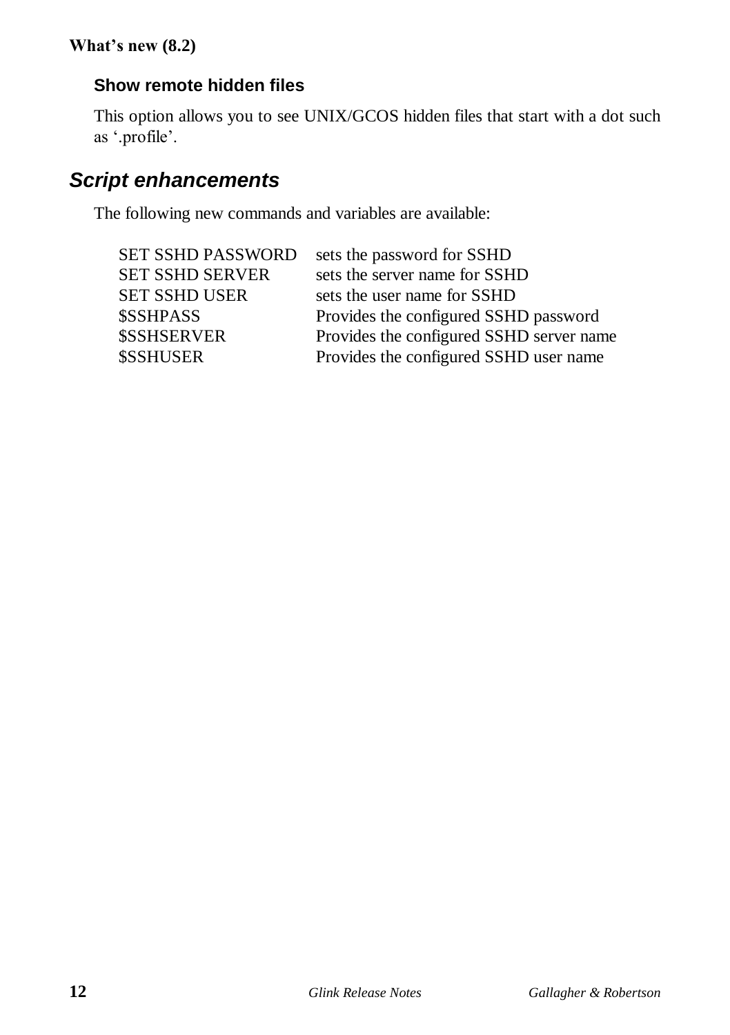### Show remote hidden files

This option allows you to see UNIX/GCOS hidden files that start with a dot such as '.profile'.

## *Script enhancements*

The following new commands and variables are available:

| | |
|---|---|
| SET SSHD PASSWORD | sets the password for SSHD |
| SET SSHD SERVER | sets the server name for SSHD |
| SET SSHD USER | sets the user name for SSHD |
| $SSHPASS | Provides the configured SSHD password |
| $SSHSERVER | Provides the configured SSHD server name |
| $SSHUSER | Provides the configured SSHD user name |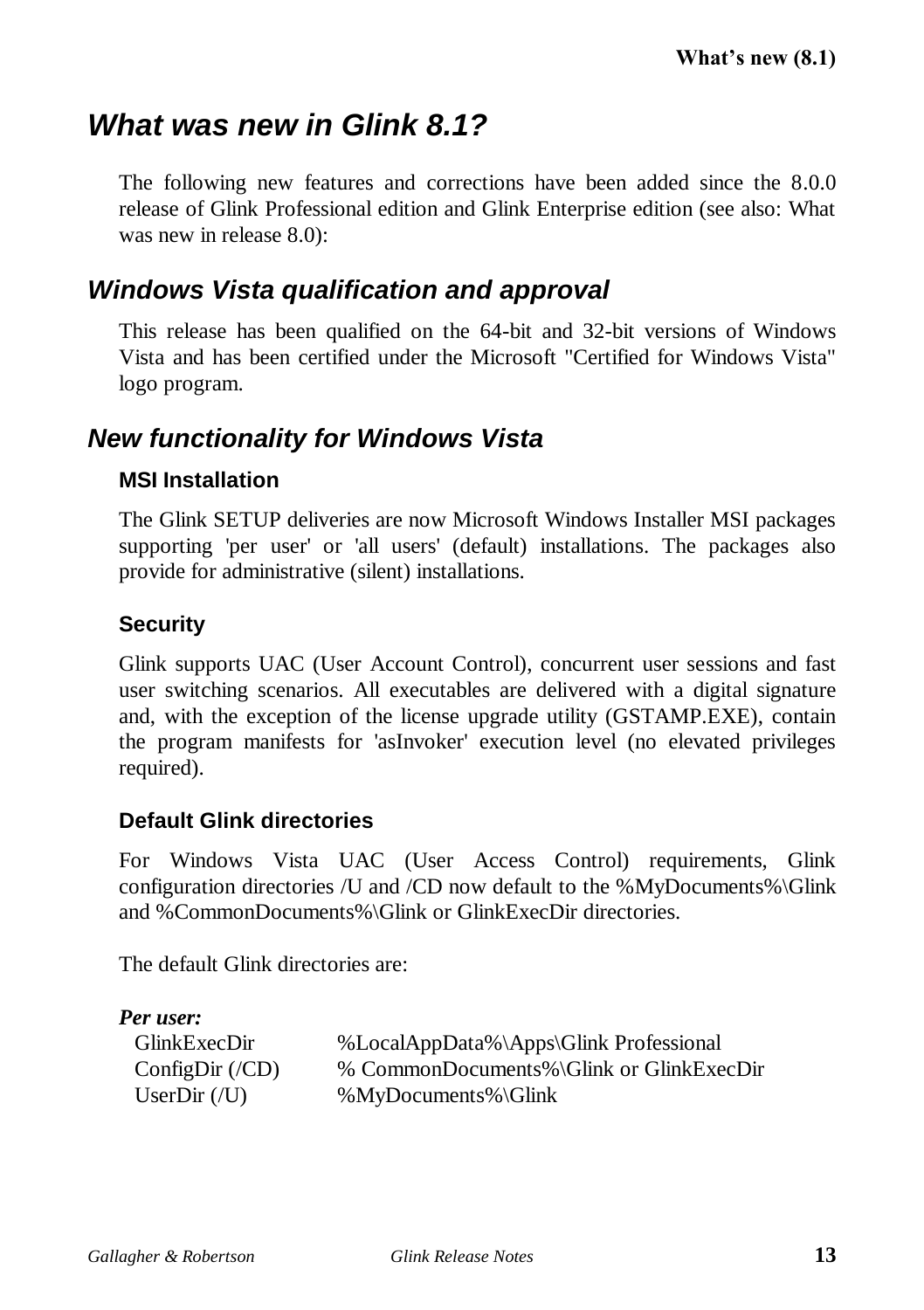# What was new in Glink 8.1?

The following new features and corrections have been added since the 8.0.0 release of Glink Professional edition and Glink Enterprise edition (see also: What was new in release 8.0):

## Windows Vista qualification and approval

This release has been qualified on the 64-bit and 32-bit versions of Windows Vista and has been certified under the Microsoft "Certified for Windows Vista" logo program.

## New functionality for Windows Vista

### MSI Installation

The Glink SETUP deliveries are now Microsoft Windows Installer MSI packages supporting 'per user' or 'all users' (default) installations. The packages also provide for administrative (silent) installations.

### Security

Glink supports UAC (User Account Control), concurrent user sessions and fast user switching scenarios. All executables are delivered with a digital signature and, with the exception of the license upgrade utility (GSTAMP.EXE), contain the program manifests for 'asInvoker' execution level (no elevated privileges required).

### Default Glink directories

For Windows Vista UAC (User Access Control) requirements, Glink configuration directories /U and /CD now default to the %MyDocuments%\Glink and %CommonDocuments%\Glink or GlinkExecDir directories.

The default Glink directories are:

***Per user:***

| | |
|---|---|
| GlinkExecDir | %LocalAppData%\Apps\Glink Professional |
| ConfigDir (/CD) | % CommonDocuments%\Glink or GlinkExecDir |
| UserDir (/U) | %MyDocuments%\Glink |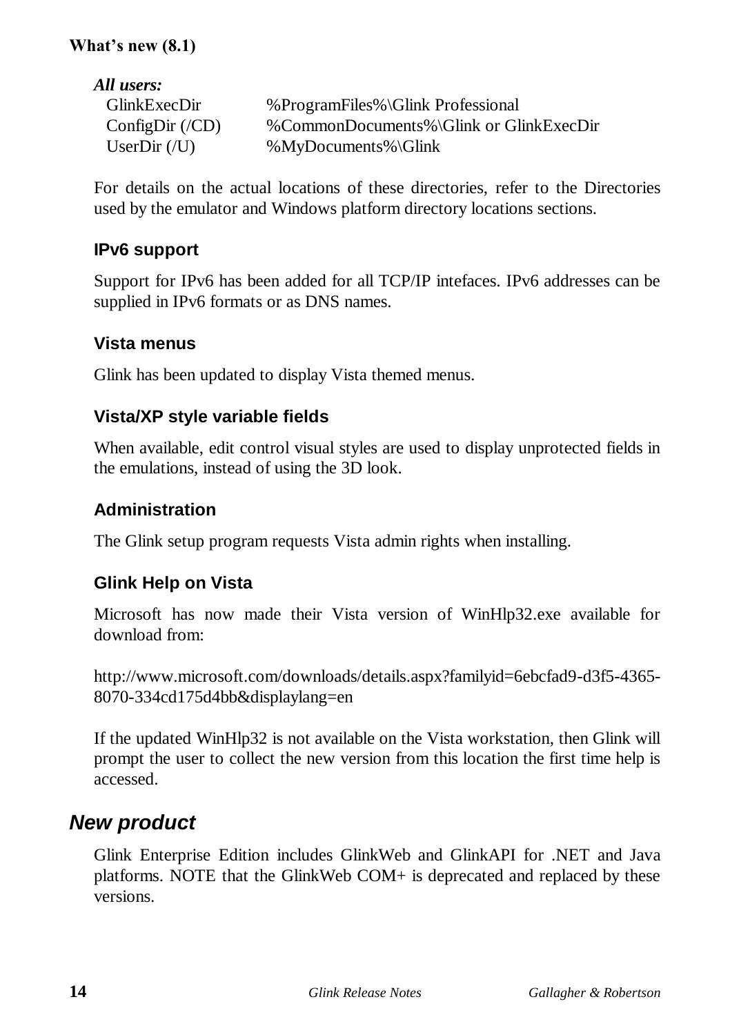**What's new (8.1)**

***All users:***

| | |
|---|---|
| GlinkExecDir | %ProgramFiles%\Glink Professional |
| ConfigDir (/CD) | %CommonDocuments%\Glink or GlinkExecDir |
| UserDir (/U) | %MyDocuments%\Glink |

For details on the actual locations of these directories, refer to the Directories used by the emulator and Windows platform directory locations sections.

### IPv6 support

Support for IPv6 has been added for all TCP/IP intefaces. IPv6 addresses can be supplied in IPv6 formats or as DNS names.

### Vista menus

Glink has been updated to display Vista themed menus.

### Vista/XP style variable fields

When available, edit control visual styles are used to display unprotected fields in the emulations, instead of using the 3D look.

### Administration

The Glink setup program requests Vista admin rights when installing.

### Glink Help on Vista

Microsoft has now made their Vista version of WinHlp32.exe available for download from:

http://www.microsoft.com/downloads/details.aspx?familyid=6ebcfad9-d3f5-4365-8070-334cd175d4bb&displaylang=en

If the updated WinHlp32 is not available on the Vista workstation, then Glink will prompt the user to collect the new version from this location the first time help is accessed.

## *New product*

Glink Enterprise Edition includes GlinkWeb and GlinkAPI for .NET and Java platforms. NOTE that the GlinkWeb COM+ is deprecated and replaced by these versions.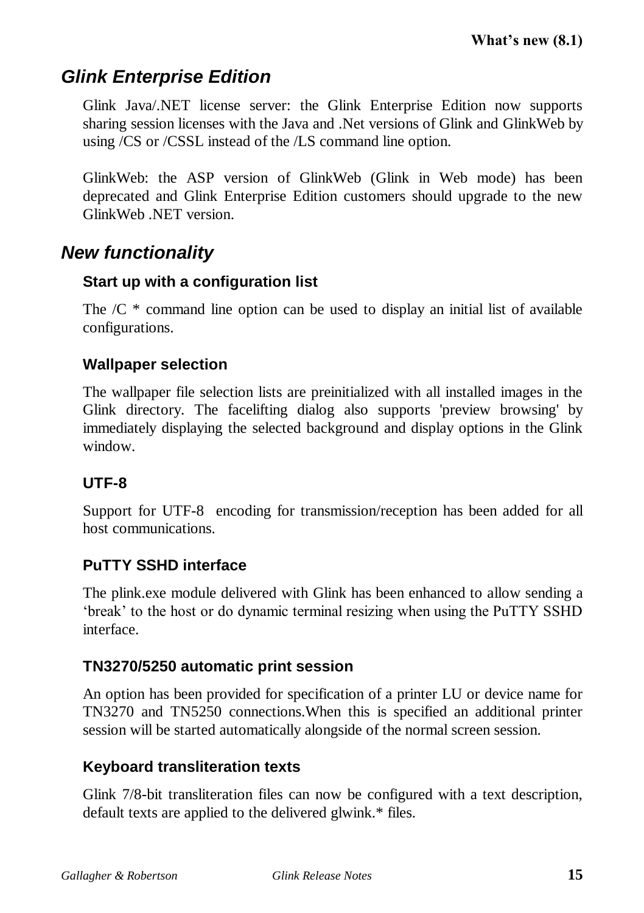## Glink Enterprise Edition

Glink Java/.NET license server: the Glink Enterprise Edition now supports sharing session licenses with the Java and .Net versions of Glink and GlinkWeb by using /CS or /CSSL instead of the /LS command line option.

GlinkWeb: the ASP version of GlinkWeb (Glink in Web mode) has been deprecated and Glink Enterprise Edition customers should upgrade to the new GlinkWeb .NET version.

## New functionality

### Start up with a configuration list

The /C * command line option can be used to display an initial list of available configurations.

### Wallpaper selection

The wallpaper file selection lists are preinitialized with all installed images in the Glink directory. The facelifting dialog also supports 'preview browsing' by immediately displaying the selected background and display options in the Glink window.

### UTF-8

Support for UTF-8 encoding for transmission/reception has been added for all host communications.

### PuTTY SSHD interface

The plink.exe module delivered with Glink has been enhanced to allow sending a 'break' to the host or do dynamic terminal resizing when using the PuTTY SSHD interface.

### TN3270/5250 automatic print session

An option has been provided for specification of a printer LU or device name for TN3270 and TN5250 connections.When this is specified an additional printer session will be started automatically alongside of the normal screen session.

### Keyboard transliteration texts

Glink 7/8-bit transliteration files can now be configured with a text description, default texts are applied to the delivered glwink.* files.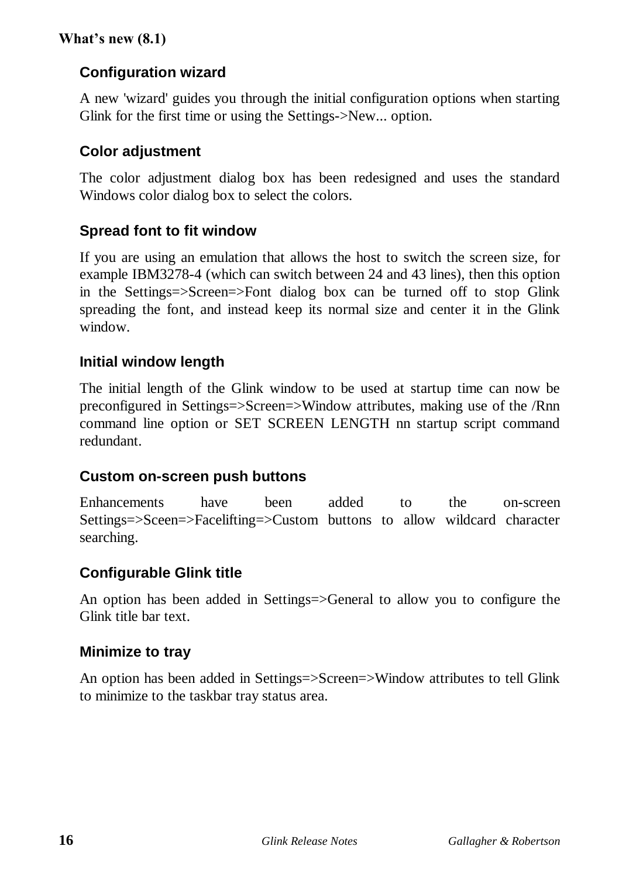**What's new (8.1)**

### Configuration wizard

A new 'wizard' guides you through the initial configuration options when starting Glink for the first time or using the Settings->New... option.

### Color adjustment

The color adjustment dialog box has been redesigned and uses the standard Windows color dialog box to select the colors.

### Spread font to fit window

If you are using an emulation that allows the host to switch the screen size, for example IBM3278-4 (which can switch between 24 and 43 lines), then this option in the Settings=>Screen=>Font dialog box can be turned off to stop Glink spreading the font, and instead keep its normal size and center it in the Glink window.

### Initial window length

The initial length of the Glink window to be used at startup time can now be preconfigured in Settings=>Screen=>Window attributes, making use of the /Rnn command line option or SET SCREEN LENGTH nn startup script command redundant.

### Custom on-screen push buttons

Enhancements have been added to the on-screen Settings=>Sceen=>Facelifting=>Custom buttons to allow wildcard character searching.

### Configurable Glink title

An option has been added in Settings=>General to allow you to configure the Glink title bar text.

### Minimize to tray

An option has been added in Settings=>Screen=>Window attributes to tell Glink to minimize to the taskbar tray status area.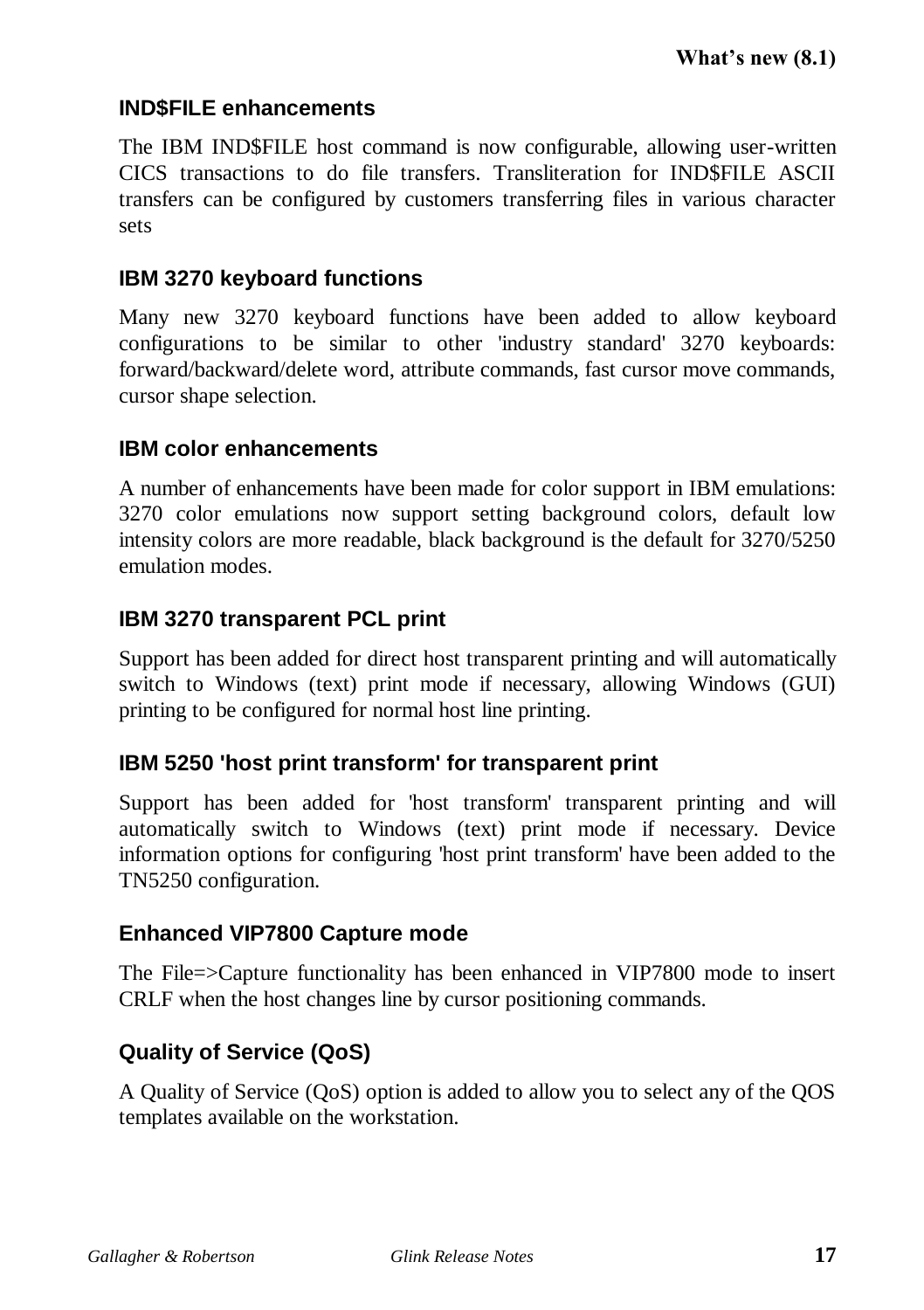### IND$FILE enhancements

The IBM IND$FILE host command is now configurable, allowing user-written CICS transactions to do file transfers. Transliteration for IND$FILE ASCII transfers can be configured by customers transferring files in various character sets

### IBM 3270 keyboard functions

Many new 3270 keyboard functions have been added to allow keyboard configurations to be similar to other 'industry standard' 3270 keyboards: forward/backward/delete word, attribute commands, fast cursor move commands, cursor shape selection.

### IBM color enhancements

A number of enhancements have been made for color support in IBM emulations: 3270 color emulations now support setting background colors, default low intensity colors are more readable, black background is the default for 3270/5250 emulation modes.

### IBM 3270 transparent PCL print

Support has been added for direct host transparent printing and will automatically switch to Windows (text) print mode if necessary, allowing Windows (GUI) printing to be configured for normal host line printing.

### IBM 5250 'host print transform' for transparent print

Support has been added for 'host transform' transparent printing and will automatically switch to Windows (text) print mode if necessary. Device information options for configuring 'host print transform' have been added to the TN5250 configuration.

### Enhanced VIP7800 Capture mode

The File=>Capture functionality has been enhanced in VIP7800 mode to insert CRLF when the host changes line by cursor positioning commands.

### Quality of Service (QoS)

A Quality of Service (QoS) option is added to allow you to select any of the QOS templates available on the workstation.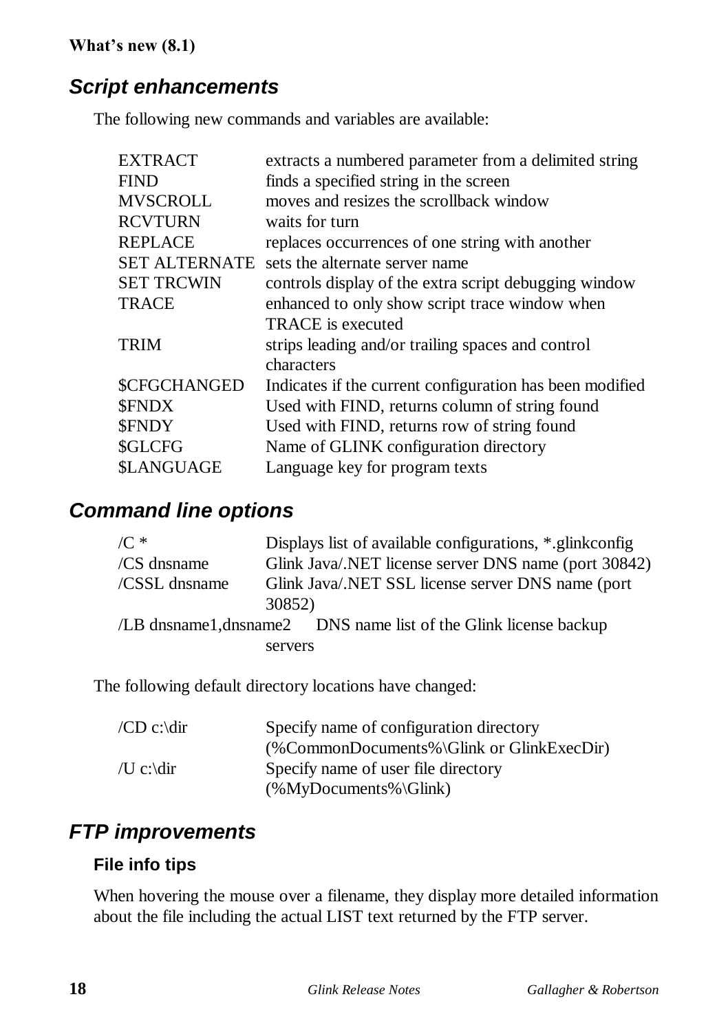## Script enhancements

The following new commands and variables are available:

| | |
|---|---|
| EXTRACT | extracts a numbered parameter from a delimited string |
| FIND | finds a specified string in the screen |
| MVSCROLL | moves and resizes the scrollback window |
| RCVTURN | waits for turn |
| REPLACE | replaces occurrences of one string with another |
| SET ALTERNATE | sets the alternate server name |
| SET TRCWIN | controls display of the extra script debugging window |
| TRACE | enhanced to only show script trace window when TRACE is executed |
| TRIM | strips leading and/or trailing spaces and control characters |
| $CFGCHANGED | Indicates if the current configuration has been modified |
| $FNDX | Used with FIND, returns column of string found |
| $FNDY | Used with FIND, returns row of string found |
| $GLCFG | Name of GLINK configuration directory |
| $LANGUAGE | Language key for program texts |

## Command line options

| | |
|---|---|
| /C * | Displays list of available configurations, *.glinkconfig |
| /CS dnsname | Glink Java/.NET license server DNS name (port 30842) |
| /CSSL dnsname | Glink Java/.NET SSL license server DNS name (port 30852) |
| /LB dnsname1,dnsname2 | DNS name list of the Glink license backup servers |

The following default directory locations have changed:

| | |
|---|---|
| /CD c:\dir | Specify name of configuration directory (%CommonDocuments%\Glink or GlinkExecDir) |
| /U c:\dir | Specify name of user file directory (%MyDocuments%\Glink) |

## FTP improvements

### File info tips

When hovering the mouse over a filename, they display more detailed information about the file including the actual LIST text returned by the FTP server.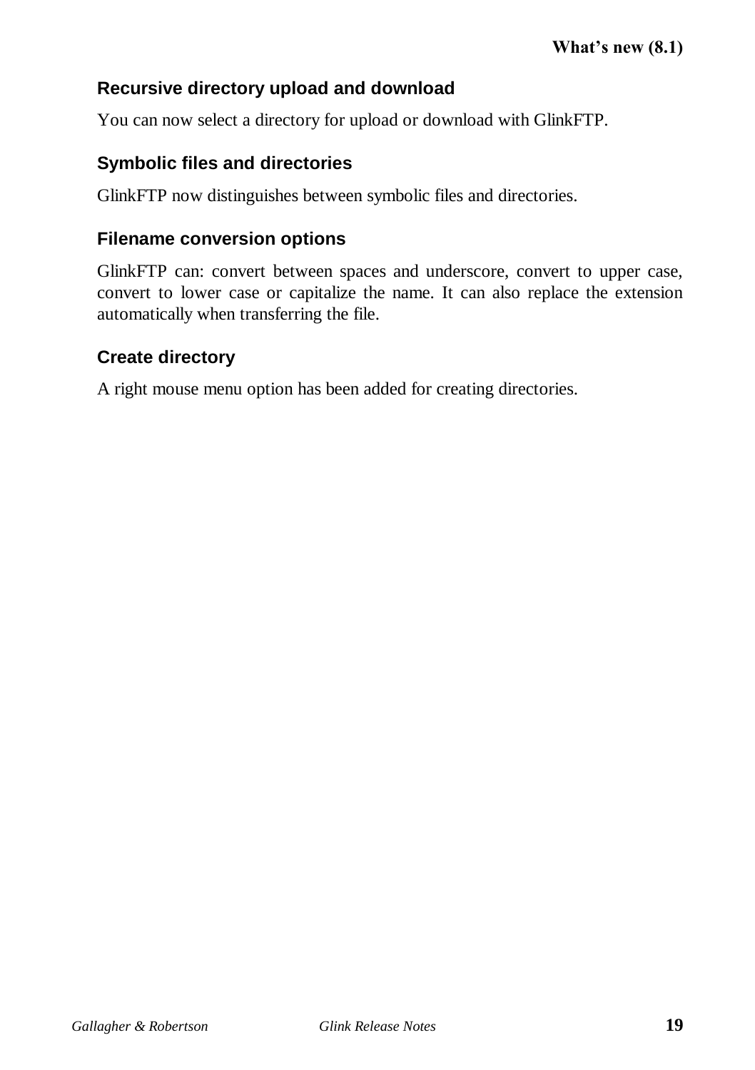### Recursive directory upload and download

You can now select a directory for upload or download with GlinkFTP.

### Symbolic files and directories

GlinkFTP now distinguishes between symbolic files and directories.

### Filename conversion options

GlinkFTP can: convert between spaces and underscore, convert to upper case, convert to lower case or capitalize the name. It can also replace the extension automatically when transferring the file.

### Create directory

A right mouse menu option has been added for creating directories.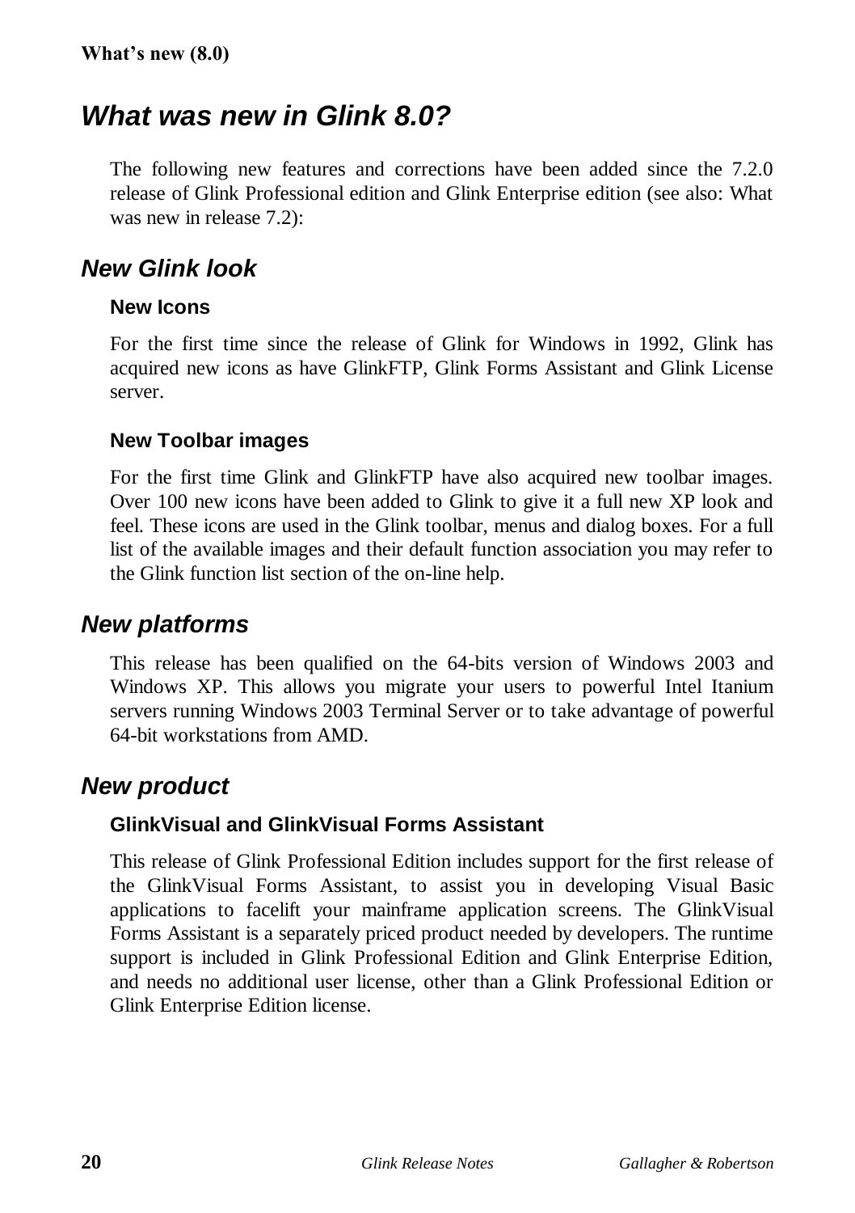# What was new in Glink 8.0?

The following new features and corrections have been added since the 7.2.0 release of Glink Professional edition and Glink Enterprise edition (see also: What was new in release 7.2):

## New Glink look

### New Icons

For the first time since the release of Glink for Windows in 1992, Glink has acquired new icons as have GlinkFTP, Glink Forms Assistant and Glink License server.

### New Toolbar images

For the first time Glink and GlinkFTP have also acquired new toolbar images. Over 100 new icons have been added to Glink to give it a full new XP look and feel. These icons are used in the Glink toolbar, menus and dialog boxes. For a full list of the available images and their default function association you may refer to the Glink function list section of the on-line help.

## New platforms

This release has been qualified on the 64-bits version of Windows 2003 and Windows XP. This allows you migrate your users to powerful Intel Itanium servers running Windows 2003 Terminal Server or to take advantage of powerful 64-bit workstations from AMD.

## New product

### GlinkVisual and GlinkVisual Forms Assistant

This release of Glink Professional Edition includes support for the first release of the GlinkVisual Forms Assistant, to assist you in developing Visual Basic applications to facelift your mainframe application screens. The GlinkVisual Forms Assistant is a separately priced product needed by developers. The runtime support is included in Glink Professional Edition and Glink Enterprise Edition, and needs no additional user license, other than a Glink Professional Edition or Glink Enterprise Edition license.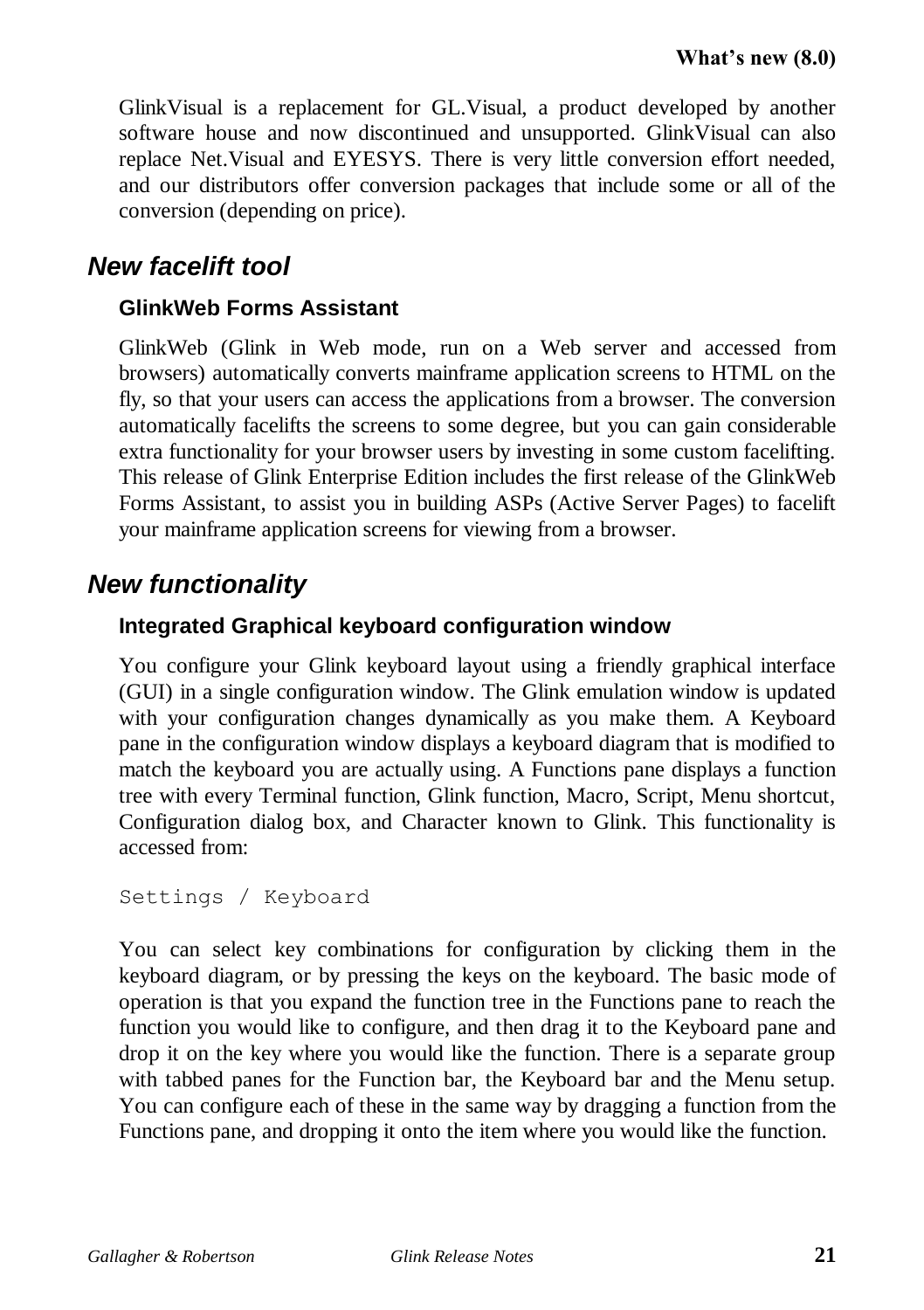GlinkVisual is a replacement for GL.Visual, a product developed by another software house and now discontinued and unsupported. GlinkVisual can also replace Net.Visual and EYESYS. There is very little conversion effort needed, and our distributors offer conversion packages that include some or all of the conversion (depending on price).

## *New facelift tool*

### GlinkWeb Forms Assistant

GlinkWeb (Glink in Web mode, run on a Web server and accessed from browsers) automatically converts mainframe application screens to HTML on the fly, so that your users can access the applications from a browser. The conversion automatically facelifts the screens to some degree, but you can gain considerable extra functionality for your browser users by investing in some custom facelifting. This release of Glink Enterprise Edition includes the first release of the GlinkWeb Forms Assistant, to assist you in building ASPs (Active Server Pages) to facelift your mainframe application screens for viewing from a browser.

## *New functionality*

### Integrated Graphical keyboard configuration window

You configure your Glink keyboard layout using a friendly graphical interface (GUI) in a single configuration window. The Glink emulation window is updated with your configuration changes dynamically as you make them. A Keyboard pane in the configuration window displays a keyboard diagram that is modified to match the keyboard you are actually using. A Functions pane displays a function tree with every Terminal function, Glink function, Macro, Script, Menu shortcut, Configuration dialog box, and Character known to Glink. This functionality is accessed from:

```
Settings / Keyboard
```

You can select key combinations for configuration by clicking them in the keyboard diagram, or by pressing the keys on the keyboard. The basic mode of operation is that you expand the function tree in the Functions pane to reach the function you would like to configure, and then drag it to the Keyboard pane and drop it on the key where you would like the function. There is a separate group with tabbed panes for the Function bar, the Keyboard bar and the Menu setup. You can configure each of these in the same way by dragging a function from the Functions pane, and dropping it onto the item where you would like the function.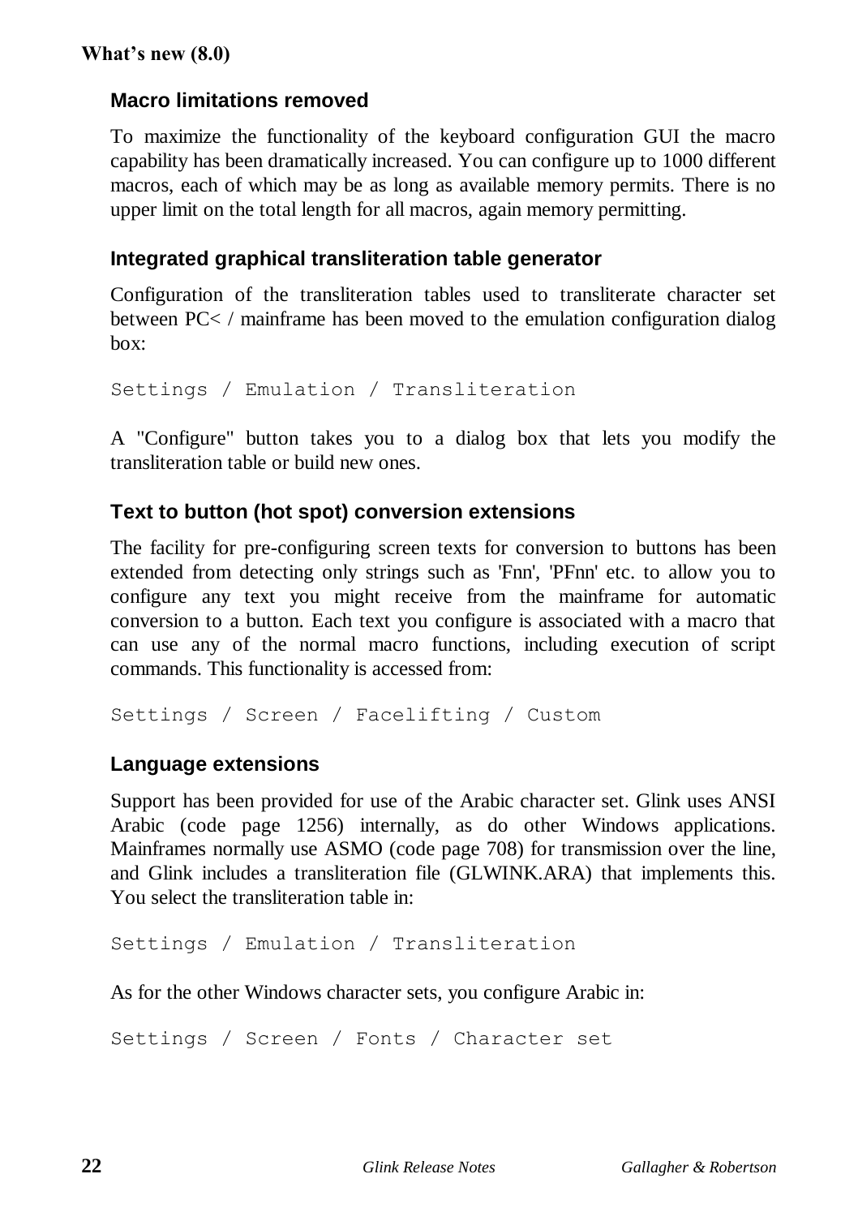**What's new (8.0)**

### Macro limitations removed

To maximize the functionality of the keyboard configuration GUI the macro capability has been dramatically increased. You can configure up to 1000 different macros, each of which may be as long as available memory permits. There is no upper limit on the total length for all macros, again memory permitting.

### Integrated graphical transliteration table generator

Configuration of the transliteration tables used to transliterate character set between PC< / mainframe has been moved to the emulation configuration dialog box:

```
Settings / Emulation / Transliteration
```

A "Configure" button takes you to a dialog box that lets you modify the transliteration table or build new ones.

### Text to button (hot spot) conversion extensions

The facility for pre-configuring screen texts for conversion to buttons has been extended from detecting only strings such as 'Fnn', 'PFnn' etc. to allow you to configure any text you might receive from the mainframe for automatic conversion to a button. Each text you configure is associated with a macro that can use any of the normal macro functions, including execution of script commands. This functionality is accessed from:

```
Settings / Screen / Facelifting / Custom
```

### Language extensions

Support has been provided for use of the Arabic character set. Glink uses ANSI Arabic (code page 1256) internally, as do other Windows applications. Mainframes normally use ASMO (code page 708) for transmission over the line, and Glink includes a transliteration file (GLWINK.ARA) that implements this. You select the transliteration table in:

```
Settings / Emulation / Transliteration
```

As for the other Windows character sets, you configure Arabic in:

```
Settings / Screen / Fonts / Character set
```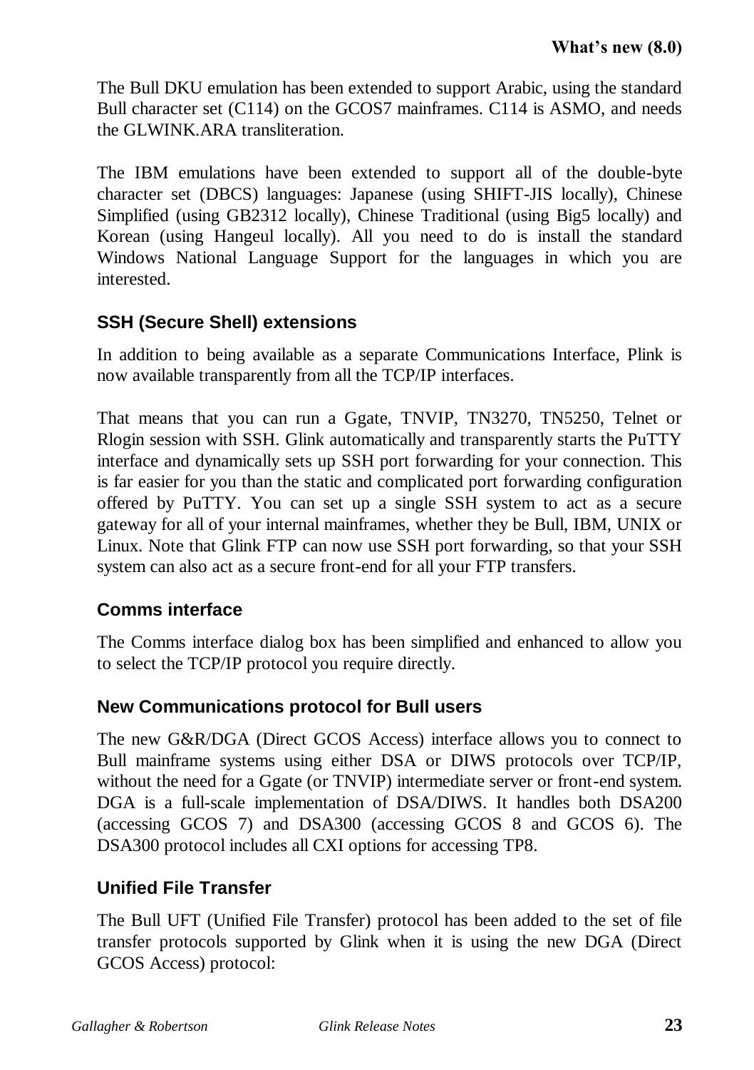The Bull DKU emulation has been extended to support Arabic, using the standard Bull character set (C114) on the GCOS7 mainframes. C114 is ASMO, and needs the GLWINK.ARA transliteration.

The IBM emulations have been extended to support all of the double-byte character set (DBCS) languages: Japanese (using SHIFT-JIS locally), Chinese Simplified (using GB2312 locally), Chinese Traditional (using Big5 locally) and Korean (using Hangeul locally). All you need to do is install the standard Windows National Language Support for the languages in which you are interested.

### SSH (Secure Shell) extensions

In addition to being available as a separate Communications Interface, Plink is now available transparently from all the TCP/IP interfaces.

That means that you can run a Ggate, TNVIP, TN3270, TN5250, Telnet or Rlogin session with SSH. Glink automatically and transparently starts the PuTTY interface and dynamically sets up SSH port forwarding for your connection. This is far easier for you than the static and complicated port forwarding configuration offered by PuTTY. You can set up a single SSH system to act as a secure gateway for all of your internal mainframes, whether they be Bull, IBM, UNIX or Linux. Note that Glink FTP can now use SSH port forwarding, so that your SSH system can also act as a secure front-end for all your FTP transfers.

### Comms interface

The Comms interface dialog box has been simplified and enhanced to allow you to select the TCP/IP protocol you require directly.

### New Communications protocol for Bull users

The new G&R/DGA (Direct GCOS Access) interface allows you to connect to Bull mainframe systems using either DSA or DIWS protocols over TCP/IP, without the need for a Ggate (or TNVIP) intermediate server or front-end system. DGA is a full-scale implementation of DSA/DIWS. It handles both DSA200 (accessing GCOS 7) and DSA300 (accessing GCOS 8 and GCOS 6). The DSA300 protocol includes all CXI options for accessing TP8.

### Unified File Transfer

The Bull UFT (Unified File Transfer) protocol has been added to the set of file transfer protocols supported by Glink when it is using the new DGA (Direct GCOS Access) protocol: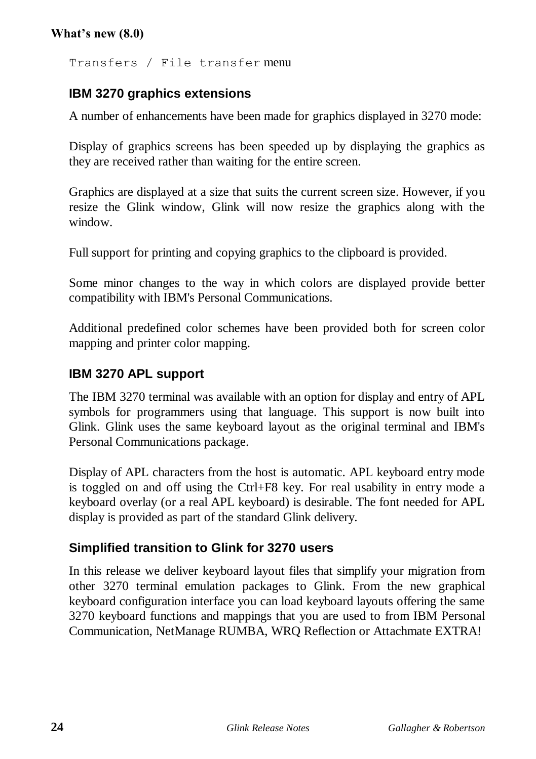`Transfers / File transfer` menu

### IBM 3270 graphics extensions

A number of enhancements have been made for graphics displayed in 3270 mode:

Display of graphics screens has been speeded up by displaying the graphics as they are received rather than waiting for the entire screen.

Graphics are displayed at a size that suits the current screen size. However, if you resize the Glink window, Glink will now resize the graphics along with the window.

Full support for printing and copying graphics to the clipboard is provided.

Some minor changes to the way in which colors are displayed provide better compatibility with IBM's Personal Communications.

Additional predefined color schemes have been provided both for screen color mapping and printer color mapping.

### IBM 3270 APL support

The IBM 3270 terminal was available with an option for display and entry of APL symbols for programmers using that language. This support is now built into Glink. Glink uses the same keyboard layout as the original terminal and IBM's Personal Communications package.

Display of APL characters from the host is automatic. APL keyboard entry mode is toggled on and off using the Ctrl+F8 key. For real usability in entry mode a keyboard overlay (or a real APL keyboard) is desirable. The font needed for APL display is provided as part of the standard Glink delivery.

### Simplified transition to Glink for 3270 users

In this release we deliver keyboard layout files that simplify your migration from other 3270 terminal emulation packages to Glink. From the new graphical keyboard configuration interface you can load keyboard layouts offering the same 3270 keyboard functions and mappings that you are used to from IBM Personal Communication, NetManage RUMBA, WRQ Reflection or Attachmate EXTRA!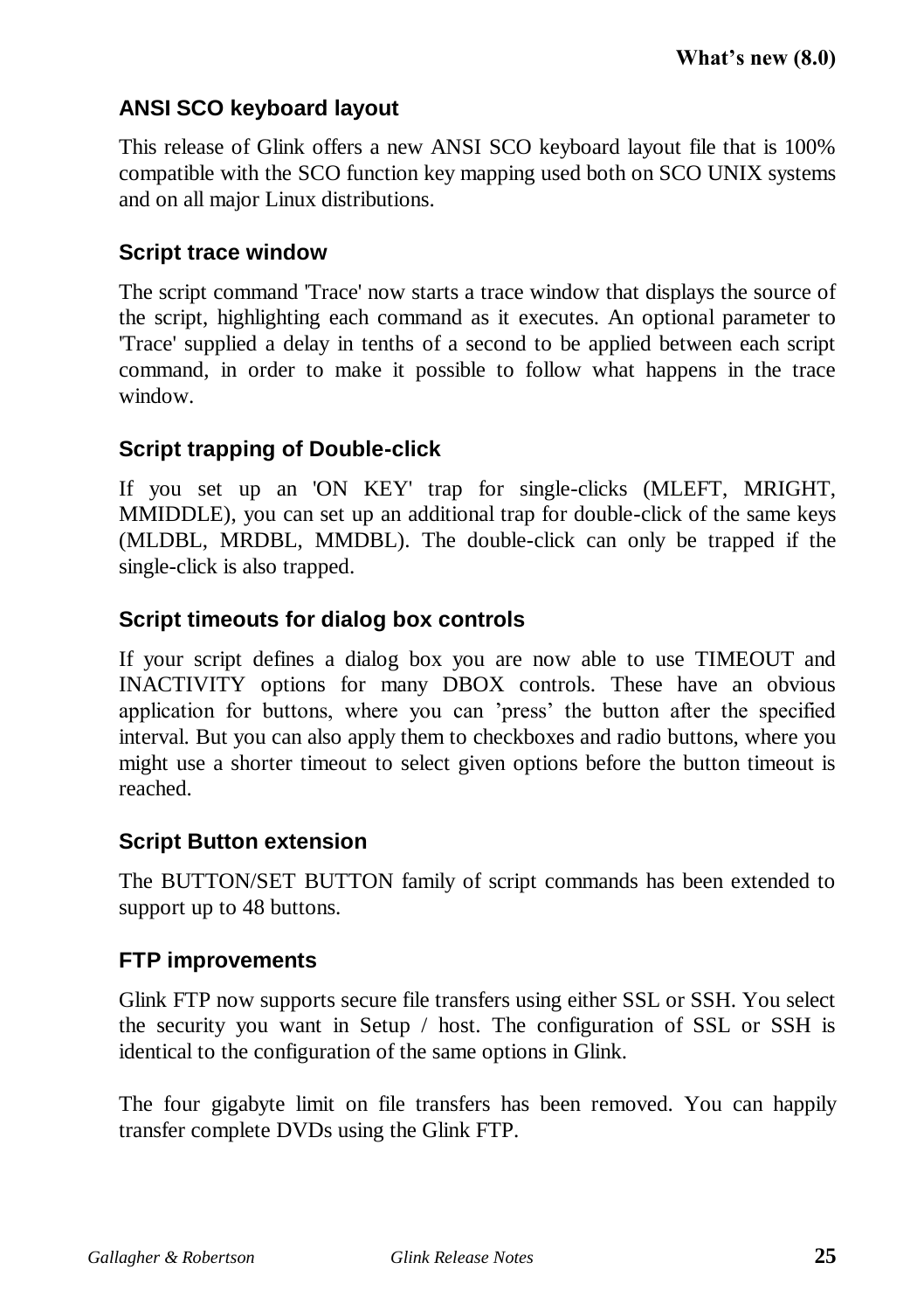### ANSI SCO keyboard layout

This release of Glink offers a new ANSI SCO keyboard layout file that is 100% compatible with the SCO function key mapping used both on SCO UNIX systems and on all major Linux distributions.

### Script trace window

The script command 'Trace' now starts a trace window that displays the source of the script, highlighting each command as it executes. An optional parameter to 'Trace' supplied a delay in tenths of a second to be applied between each script command, in order to make it possible to follow what happens in the trace window.

### Script trapping of Double-click

If you set up an 'ON KEY' trap for single-clicks (MLEFT, MRIGHT, MMIDDLE), you can set up an additional trap for double-click of the same keys (MLDBL, MRDBL, MMDBL). The double-click can only be trapped if the single-click is also trapped.

### Script timeouts for dialog box controls

If your script defines a dialog box you are now able to use TIMEOUT and INACTIVITY options for many DBOX controls. These have an obvious application for buttons, where you can 'press' the button after the specified interval. But you can also apply them to checkboxes and radio buttons, where you might use a shorter timeout to select given options before the button timeout is reached.

### Script Button extension

The BUTTON/SET BUTTON family of script commands has been extended to support up to 48 buttons.

### FTP improvements

Glink FTP now supports secure file transfers using either SSL or SSH. You select the security you want in Setup / host. The configuration of SSL or SSH is identical to the configuration of the same options in Glink.

The four gigabyte limit on file transfers has been removed. You can happily transfer complete DVDs using the Glink FTP.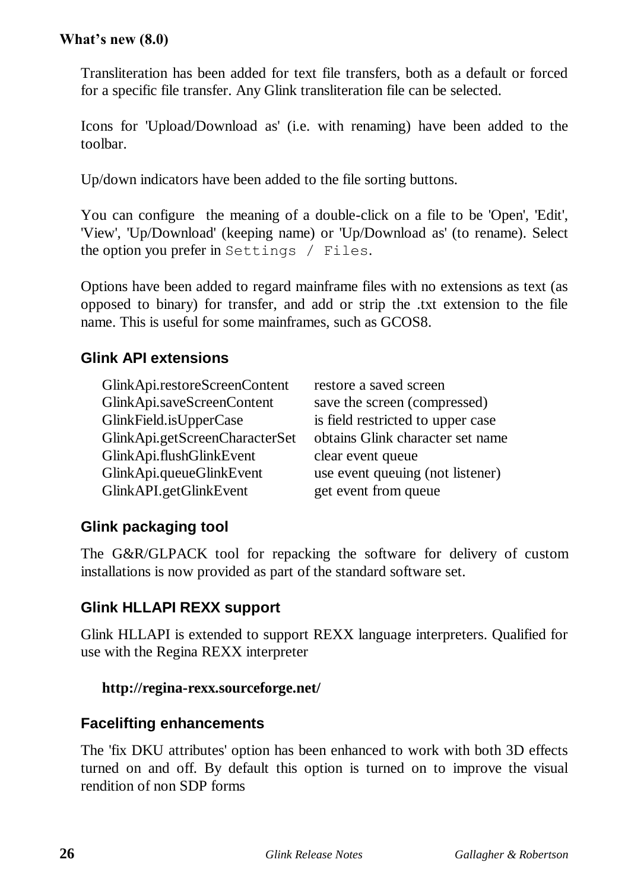**What's new (8.0)**

Transliteration has been added for text file transfers, both as a default or forced for a specific file transfer. Any Glink transliteration file can be selected.

Icons for 'Upload/Download as' (i.e. with renaming) have been added to the toolbar.

Up/down indicators have been added to the file sorting buttons.

You can configure the meaning of a double-click on a file to be 'Open', 'Edit', 'View', 'Up/Download' (keeping name) or 'Up/Download as' (to rename). Select the option you prefer in `Settings / Files`.

Options have been added to regard mainframe files with no extensions as text (as opposed to binary) for transfer, and add or strip the .txt extension to the file name. This is useful for some mainframes, such as GCOS8.

### Glink API extensions

| | |
|---|---|
| GlinkApi.restoreScreenContent | restore a saved screen |
| GlinkApi.saveScreenContent | save the screen (compressed) |
| GlinkField.isUpperCase | is field restricted to upper case |
| GlinkApi.getScreenCharacterSet | obtains Glink character set name |
| GlinkApi.flushGlinkEvent | clear event queue |
| GlinkApi.queueGlinkEvent | use event queuing (not listener) |
| GlinkAPI.getGlinkEvent | get event from queue |

### Glink packaging tool

The G&R/GLPACK tool for repacking the software for delivery of custom installations is now provided as part of the standard software set.

### Glink HLLAPI REXX support

Glink HLLAPI is extended to support REXX language interpreters. Qualified for use with the Regina REXX interpreter

**http://regina-rexx.sourceforge.net/**

### Facelifting enhancements

The 'fix DKU attributes' option has been enhanced to work with both 3D effects turned on and off. By default this option is turned on to improve the visual rendition of non SDP forms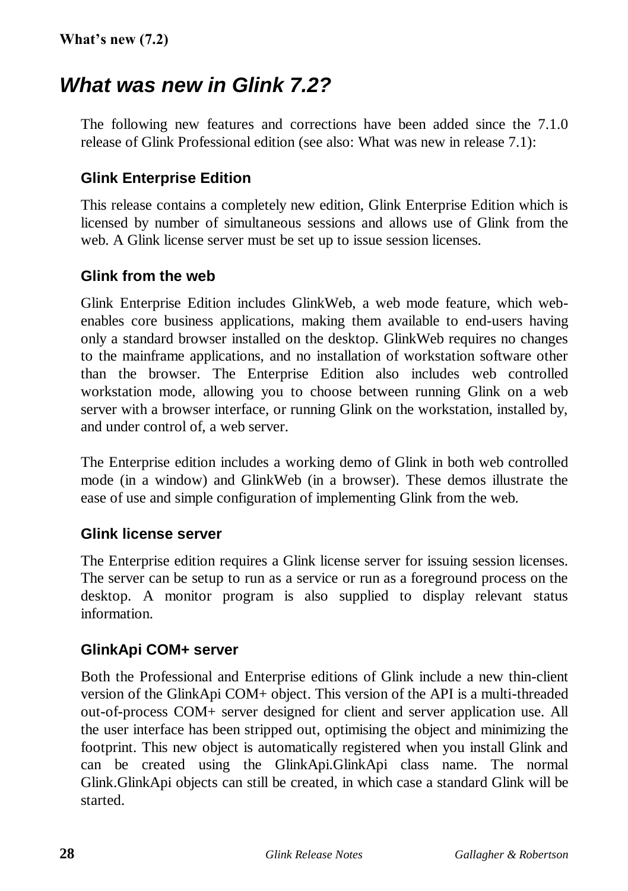## *What was new in Glink 7.2?*

The following new features and corrections have been added since the 7.1.0 release of Glink Professional edition (see also: What was new in release 7.1):

### Glink Enterprise Edition

This release contains a completely new edition, Glink Enterprise Edition which is licensed by number of simultaneous sessions and allows use of Glink from the web. A Glink license server must be set up to issue session licenses.

### Glink from the web

Glink Enterprise Edition includes GlinkWeb, a web mode feature, which web-enables core business applications, making them available to end-users having only a standard browser installed on the desktop. GlinkWeb requires no changes to the mainframe applications, and no installation of workstation software other than the browser. The Enterprise Edition also includes web controlled workstation mode, allowing you to choose between running Glink on a web server with a browser interface, or running Glink on the workstation, installed by, and under control of, a web server.

The Enterprise edition includes a working demo of Glink in both web controlled mode (in a window) and GlinkWeb (in a browser). These demos illustrate the ease of use and simple configuration of implementing Glink from the web.

### Glink license server

The Enterprise edition requires a Glink license server for issuing session licenses. The server can be setup to run as a service or run as a foreground process on the desktop. A monitor program is also supplied to display relevant status information.

### GlinkApi COM+ server

Both the Professional and Enterprise editions of Glink include a new thin-client version of the GlinkApi COM+ object. This version of the API is a multi-threaded out-of-process COM+ server designed for client and server application use. All the user interface has been stripped out, optimising the object and minimizing the footprint. This new object is automatically registered when you install Glink and can be created using the GlinkApi.GlinkApi class name. The normal Glink.GlinkApi objects can still be created, in which case a standard Glink will be started.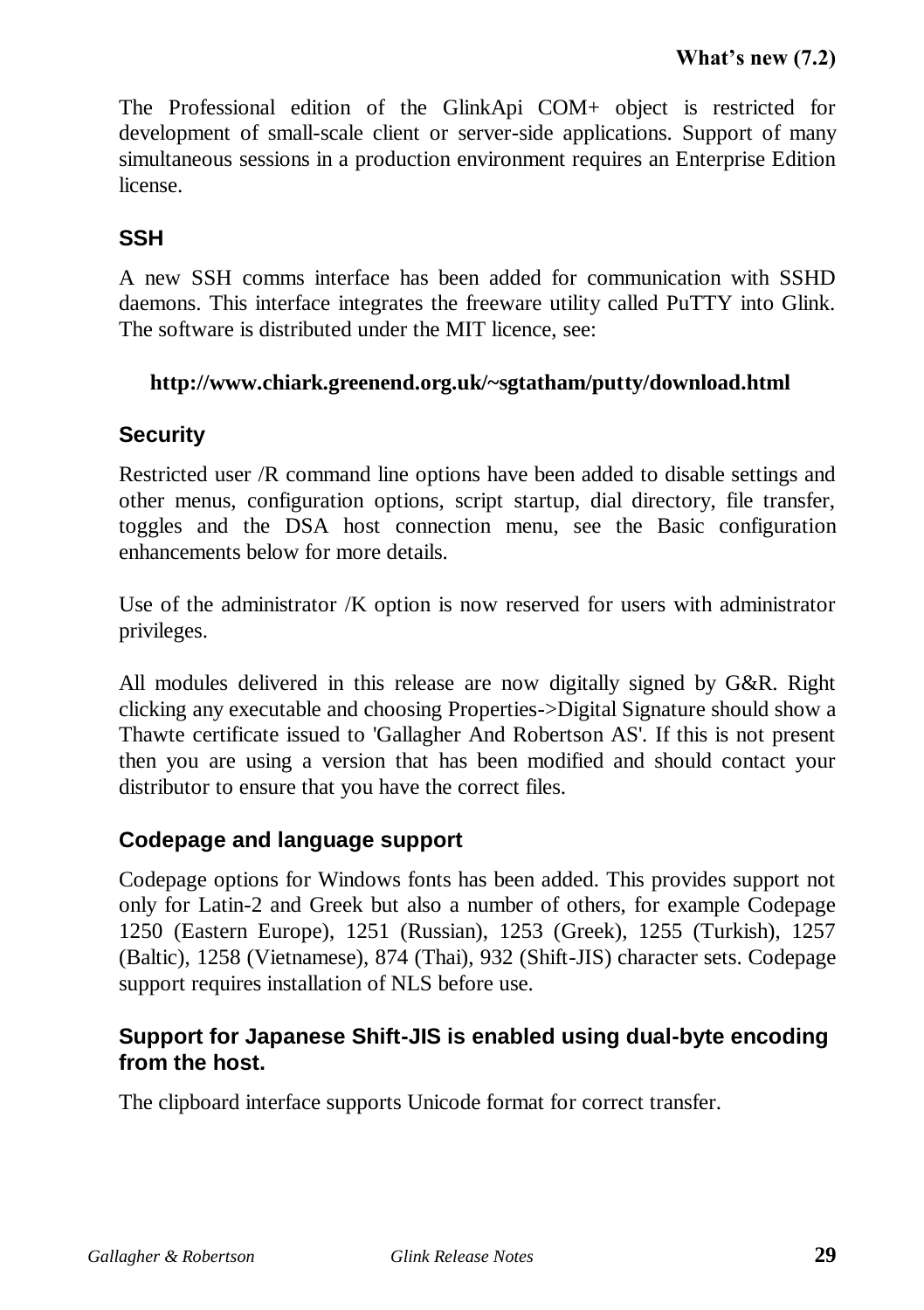The Professional edition of the GlinkApi COM+ object is restricted for development of small-scale client or server-side applications. Support of many simultaneous sessions in a production environment requires an Enterprise Edition license.

### SSH

A new SSH comms interface has been added for communication with SSHD daemons. This interface integrates the freeware utility called PuTTY into Glink. The software is distributed under the MIT licence, see:

**http://www.chiark.greenend.org.uk/~sgtatham/putty/download.html**

### Security

Restricted user /R command line options have been added to disable settings and other menus, configuration options, script startup, dial directory, file transfer, toggles and the DSA host connection menu, see the Basic configuration enhancements below for more details.

Use of the administrator /K option is now reserved for users with administrator privileges.

All modules delivered in this release are now digitally signed by G&R. Right clicking any executable and choosing Properties->Digital Signature should show a Thawte certificate issued to 'Gallagher And Robertson AS'. If this is not present then you are using a version that has been modified and should contact your distributor to ensure that you have the correct files.

### Codepage and language support

Codepage options for Windows fonts has been added. This provides support not only for Latin-2 and Greek but also a number of others, for example Codepage 1250 (Eastern Europe), 1251 (Russian), 1253 (Greek), 1255 (Turkish), 1257 (Baltic), 1258 (Vietnamese), 874 (Thai), 932 (Shift-JIS) character sets. Codepage support requires installation of NLS before use.

### Support for Japanese Shift-JIS is enabled using dual-byte encoding from the host.

The clipboard interface supports Unicode format for correct transfer.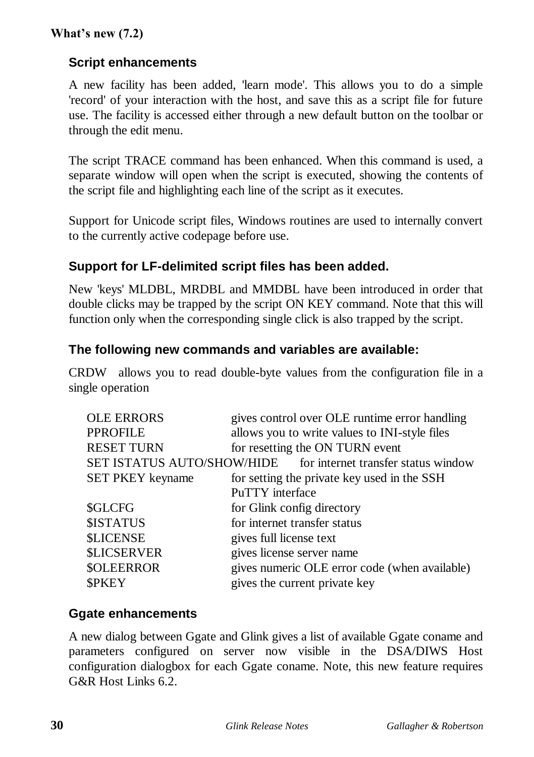**What's new (7.2)**

### Script enhancements

A new facility has been added, 'learn mode'. This allows you to do a simple 'record' of your interaction with the host, and save this as a script file for future use. The facility is accessed either through a new default button on the toolbar or through the edit menu.

The script TRACE command has been enhanced. When this command is used, a separate window will open when the script is executed, showing the contents of the script file and highlighting each line of the script as it executes.

Support for Unicode script files, Windows routines are used to internally convert to the currently active codepage before use.

### Support for LF-delimited script files has been added.

New 'keys' MLDBL, MRDBL and MMDBL have been introduced in order that double clicks may be trapped by the script ON KEY command. Note that this will function only when the corresponding single click is also trapped by the script.

### The following new commands and variables are available:

CRDW allows you to read double-byte values from the configuration file in a single operation

| | |
|---|---|
| OLE ERRORS | gives control over OLE runtime error handling |
| PPROFILE | allows you to write values to INI-style files |
| RESET TURN | for resetting the ON TURN event |
| SET ISTATUS AUTO/SHOW/HIDE | for internet transfer status window |
| SET PKEY keyname | for setting the private key used in the SSH PuTTY interface |
| $GLCFG | for Glink config directory |
| $ISTATUS | for internet transfer status |
| $LICENSE | gives full license text |
| $LICSERVER | gives license server name |
| $OLEERROR | gives numeric OLE error code (when available) |
| $PKEY | gives the current private key |

### Ggate enhancements

A new dialog between Ggate and Glink gives a list of available Ggate coname and parameters configured on server now visible in the DSA/DIWS Host configuration dialogbox for each Ggate coname. Note, this new feature requires G&R Host Links 6.2.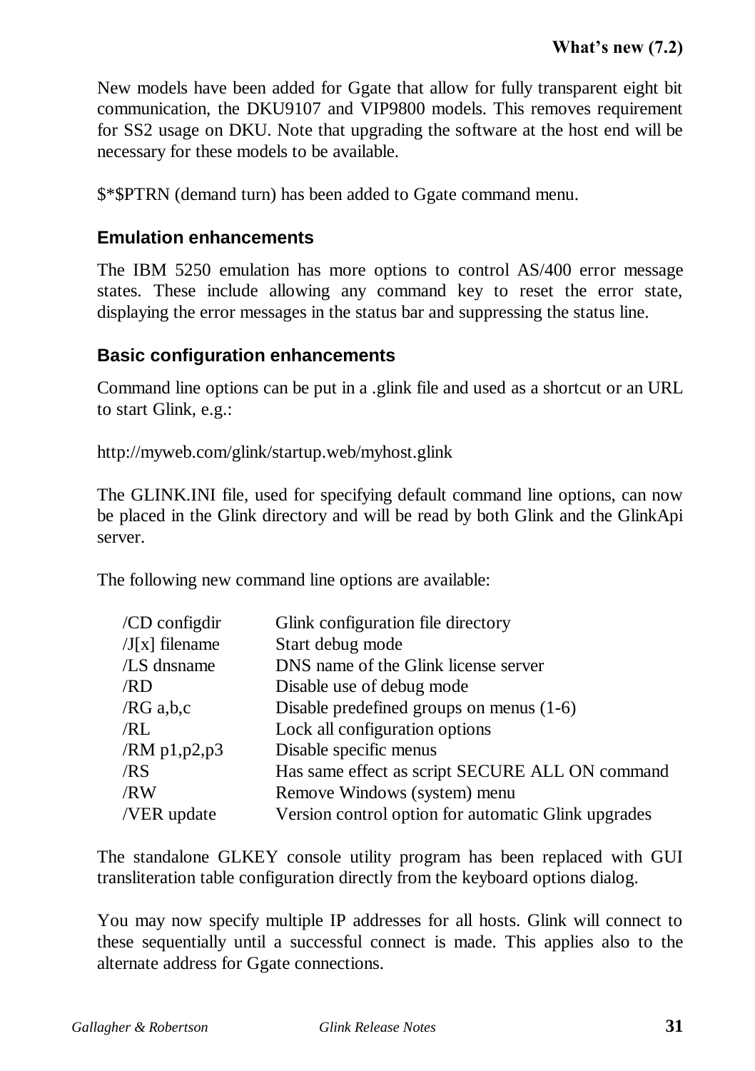New models have been added for Ggate that allow for fully transparent eight bit communication, the DKU9107 and VIP9800 models. This removes requirement for SS2 usage on DKU. Note that upgrading the software at the host end will be necessary for these models to be available.

$*$PTRN (demand turn) has been added to Ggate command menu.

### Emulation enhancements

The IBM 5250 emulation has more options to control AS/400 error message states. These include allowing any command key to reset the error state, displaying the error messages in the status bar and suppressing the status line.

### Basic configuration enhancements

Command line options can be put in a .glink file and used as a shortcut or an URL to start Glink, e.g.:

http://myweb.com/glink/startup.web/myhost.glink

The GLINK.INI file, used for specifying default command line options, can now be placed in the Glink directory and will be read by both Glink and the GlinkApi server.

The following new command line options are available:

| | |
|---|---|
| /CD configdir | Glink configuration file directory |
| /J[x] filename | Start debug mode |
| /LS dnsname | DNS name of the Glink license server |
| /RD | Disable use of debug mode |
| /RG a,b,c | Disable predefined groups on menus (1-6) |
| /RL | Lock all configuration options |
| /RM p1,p2,p3 | Disable specific menus |
| /RS | Has same effect as script SECURE ALL ON command |
| /RW | Remove Windows (system) menu |
| /VER update | Version control option for automatic Glink upgrades |

The standalone GLKEY console utility program has been replaced with GUI transliteration table configuration directly from the keyboard options dialog.

You may now specify multiple IP addresses for all hosts. Glink will connect to these sequentially until a successful connect is made. This applies also to the alternate address for Ggate connections.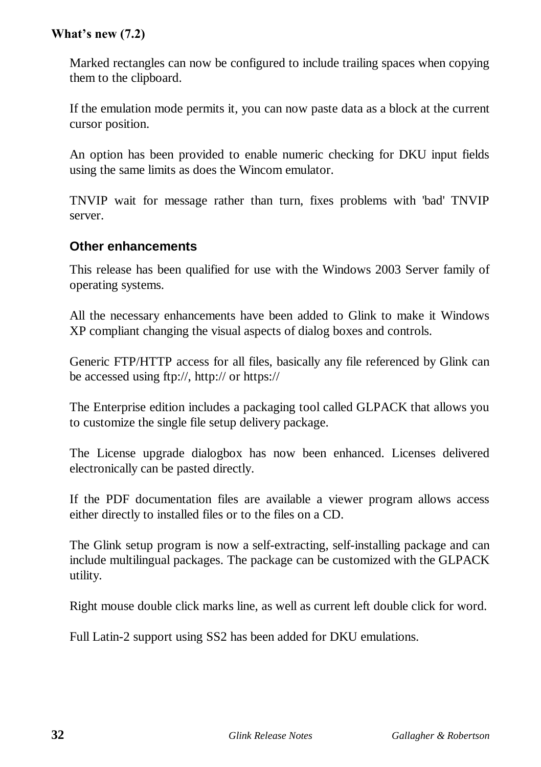**What's new (7.2)**

Marked rectangles can now be configured to include trailing spaces when copying them to the clipboard.

If the emulation mode permits it, you can now paste data as a block at the current cursor position.

An option has been provided to enable numeric checking for DKU input fields using the same limits as does the Wincom emulator.

TNVIP wait for message rather than turn, fixes problems with 'bad' TNVIP server.

### Other enhancements

This release has been qualified for use with the Windows 2003 Server family of operating systems.

All the necessary enhancements have been added to Glink to make it Windows XP compliant changing the visual aspects of dialog boxes and controls.

Generic FTP/HTTP access for all files, basically any file referenced by Glink can be accessed using ftp://, http:// or https://

The Enterprise edition includes a packaging tool called GLPACK that allows you to customize the single file setup delivery package.

The License upgrade dialogbox has now been enhanced. Licenses delivered electronically can be pasted directly.

If the PDF documentation files are available a viewer program allows access either directly to installed files or to the files on a CD.

The Glink setup program is now a self-extracting, self-installing package and can include multilingual packages. The package can be customized with the GLPACK utility.

Right mouse double click marks line, as well as current left double click for word.

Full Latin-2 support using SS2 has been added for DKU emulations.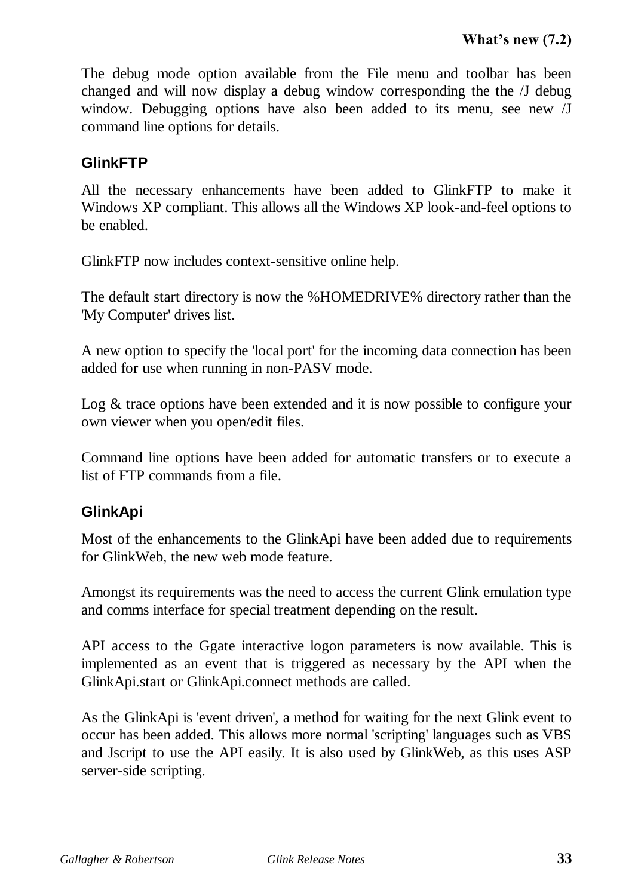The debug mode option available from the File menu and toolbar has been changed and will now display a debug window corresponding the the /J debug window. Debugging options have also been added to its menu, see new /J command line options for details.

### GlinkFTP

All the necessary enhancements have been added to GlinkFTP to make it Windows XP compliant. This allows all the Windows XP look-and-feel options to be enabled.

GlinkFTP now includes context-sensitive online help.

The default start directory is now the %HOMEDRIVE% directory rather than the 'My Computer' drives list.

A new option to specify the 'local port' for the incoming data connection has been added for use when running in non-PASV mode.

Log & trace options have been extended and it is now possible to configure your own viewer when you open/edit files.

Command line options have been added for automatic transfers or to execute a list of FTP commands from a file.

### GlinkApi

Most of the enhancements to the GlinkApi have been added due to requirements for GlinkWeb, the new web mode feature.

Amongst its requirements was the need to access the current Glink emulation type and comms interface for special treatment depending on the result.

API access to the Ggate interactive logon parameters is now available. This is implemented as an event that is triggered as necessary by the API when the GlinkApi.start or GlinkApi.connect methods are called.

As the GlinkApi is 'event driven', a method for waiting for the next Glink event to occur has been added. This allows more normal 'scripting' languages such as VBS and Jscript to use the API easily. It is also used by GlinkWeb, as this uses ASP server-side scripting.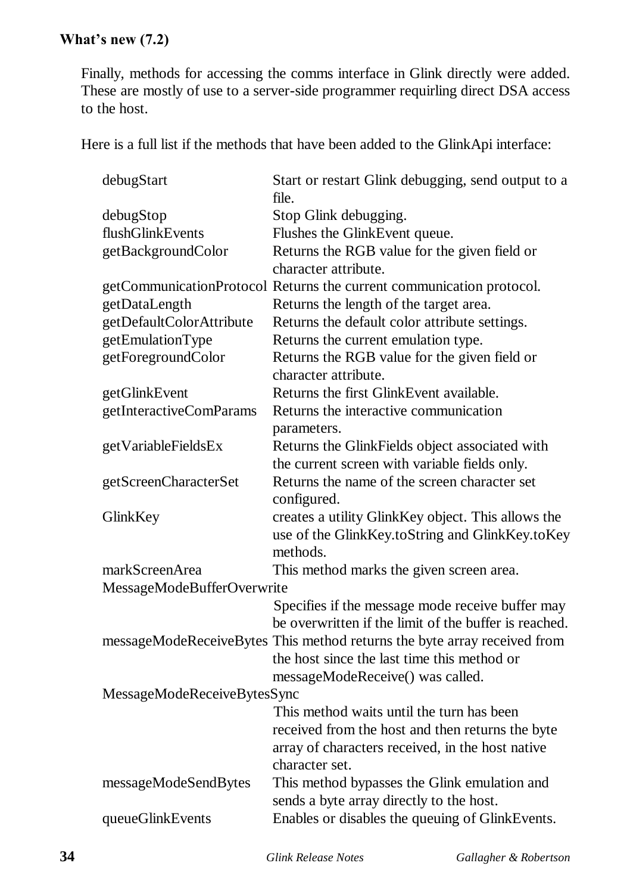**What's new (7.2)**

Finally, methods for accessing the comms interface in Glink directly were added. These are mostly of use to a server-side programmer requirling direct DSA access to the host.

Here is a full list if the methods that have been added to the GlinkApi interface:

| | |
|---|---|
| debugStart | Start or restart Glink debugging, send output to a file. |
| debugStop | Stop Glink debugging. |
| flushGlinkEvents | Flushes the GlinkEvent queue. |
| getBackgroundColor | Returns the RGB value for the given field or character attribute. |
| getCommunicationProtocol | Returns the current communication protocol. |
| getDataLength | Returns the length of the target area. |
| getDefaultColorAttribute | Returns the default color attribute settings. |
| getEmulationType | Returns the current emulation type. |
| getForegroundColor | Returns the RGB value for the given field or character attribute. |
| getGlinkEvent | Returns the first GlinkEvent available. |
| getInteractiveComParams | Returns the interactive communication parameters. |
| getVariableFieldsEx | Returns the GlinkFields object associated with the current screen with variable fields only. |
| getScreenCharacterSet | Returns the name of the screen character set configured. |
| GlinkKey | creates a utility GlinkKey object. This allows the use of the GlinkKey.toString and GlinkKey.toKey methods. |
| markScreenArea | This method marks the given screen area. |
| MessageModeBufferOverwrite | Specifies if the message mode receive buffer may be overwritten if the limit of the buffer is reached. |
| messageModeReceiveBytes | This method returns the byte array received from the host since the last time this method or messageModeReceive() was called. |
| MessageModeReceiveBytesSync | This method waits until the turn has been received from the host and then returns the byte array of characters received, in the host native character set. |
| messageModeSendBytes | This method bypasses the Glink emulation and sends a byte array directly to the host. |
| queueGlinkEvents | Enables or disables the queuing of GlinkEvents. |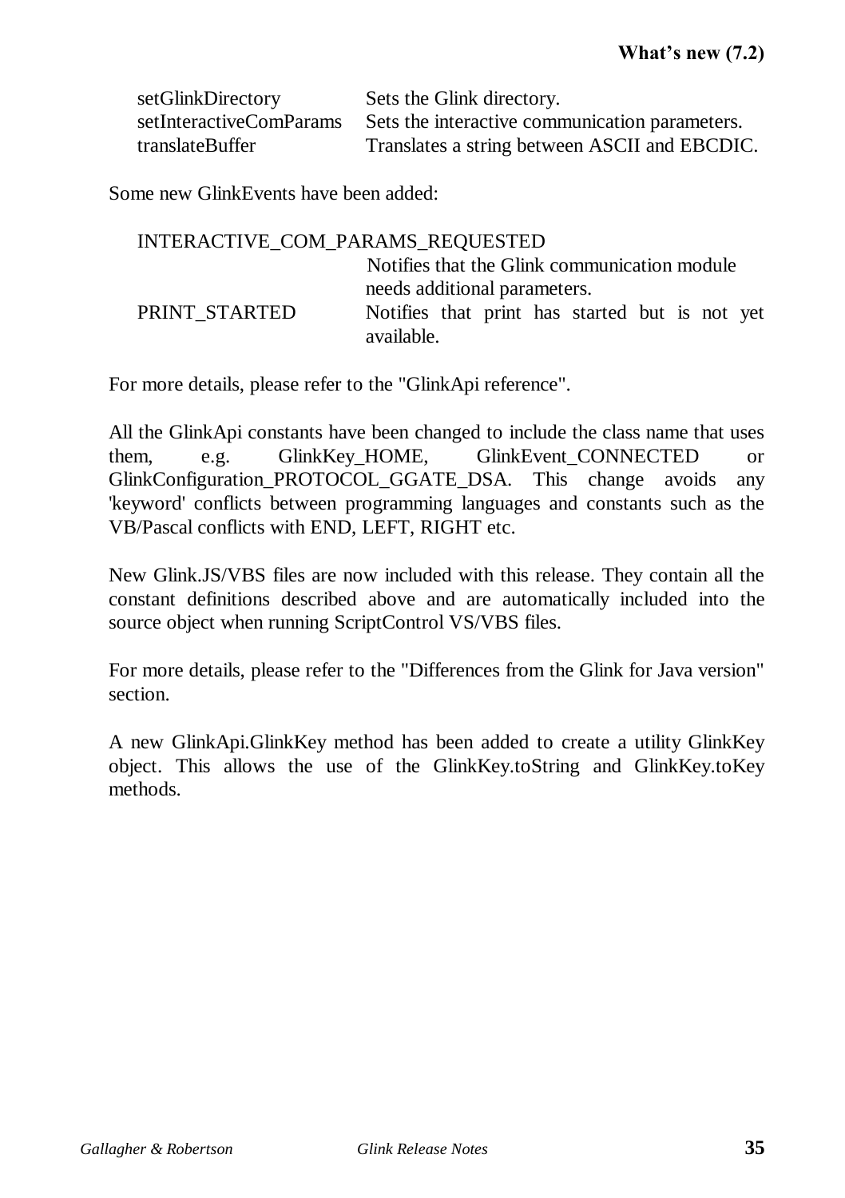| | |
|---|---|
| setGlinkDirectory | Sets the Glink directory. |
| setInteractiveComParams | Sets the interactive communication parameters. |
| translateBuffer | Translates a string between ASCII and EBCDIC. |

Some new GlinkEvents have been added:

| | |
|---|---|
| INTERACTIVE_COM_PARAMS_REQUESTED | |
| | Notifies that the Glink communication module needs additional parameters. |
| PRINT_STARTED | Notifies that print has started but is not yet available. |

For more details, please refer to the "GlinkApi reference".

All the GlinkApi constants have been changed to include the class name that uses them, e.g. GlinkKey_HOME, GlinkEvent_CONNECTED or GlinkConfiguration_PROTOCOL_GGATE_DSA. This change avoids any 'keyword' conflicts between programming languages and constants such as the VB/Pascal conflicts with END, LEFT, RIGHT etc.

New Glink.JS/VBS files are now included with this release. They contain all the constant definitions described above and are automatically included into the source object when running ScriptControl VS/VBS files.

For more details, please refer to the "Differences from the Glink for Java version" section.

A new GlinkApi.GlinkKey method has been added to create a utility GlinkKey object. This allows the use of the GlinkKey.toString and GlinkKey.toKey methods.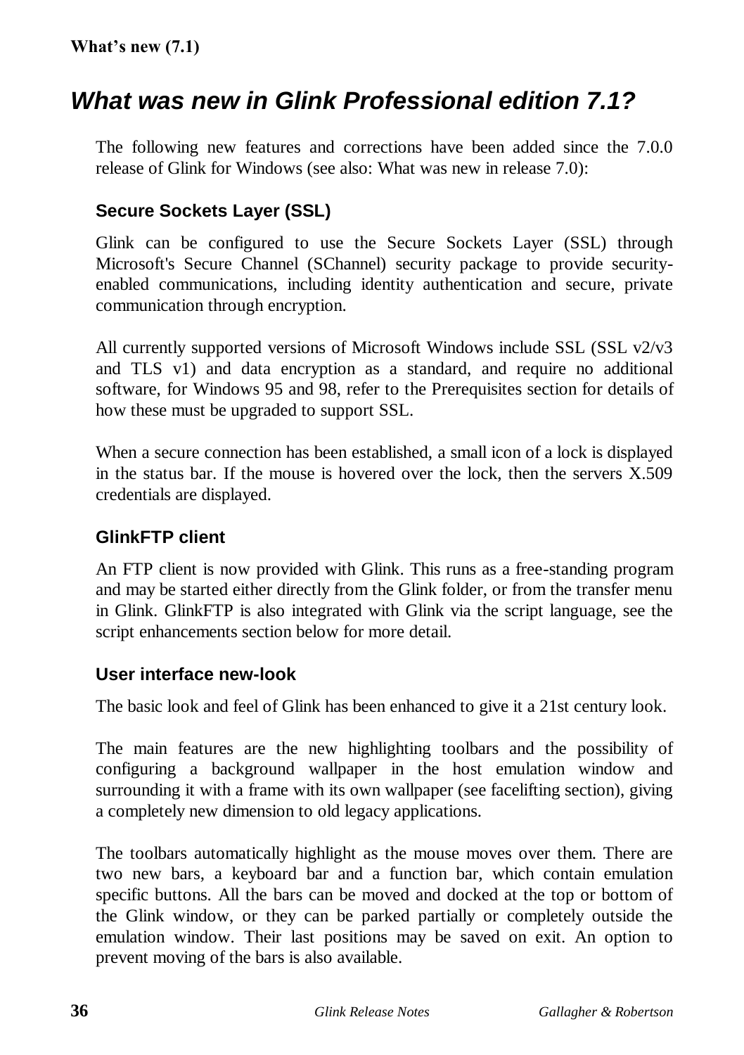# What was new in Glink Professional edition 7.1?

The following new features and corrections have been added since the 7.0.0 release of Glink for Windows (see also: What was new in release 7.0):

### Secure Sockets Layer (SSL)

Glink can be configured to use the Secure Sockets Layer (SSL) through Microsoft's Secure Channel (SChannel) security package to provide security-enabled communications, including identity authentication and secure, private communication through encryption.

All currently supported versions of Microsoft Windows include SSL (SSL v2/v3 and TLS v1) and data encryption as a standard, and require no additional software, for Windows 95 and 98, refer to the Prerequisites section for details of how these must be upgraded to support SSL.

When a secure connection has been established, a small icon of a lock is displayed in the status bar. If the mouse is hovered over the lock, then the servers X.509 credentials are displayed.

### GlinkFTP client

An FTP client is now provided with Glink. This runs as a free-standing program and may be started either directly from the Glink folder, or from the transfer menu in Glink. GlinkFTP is also integrated with Glink via the script language, see the script enhancements section below for more detail.

### User interface new-look

The basic look and feel of Glink has been enhanced to give it a 21st century look.

The main features are the new highlighting toolbars and the possibility of configuring a background wallpaper in the host emulation window and surrounding it with a frame with its own wallpaper (see facelifting section), giving a completely new dimension to old legacy applications.

The toolbars automatically highlight as the mouse moves over them. There are two new bars, a keyboard bar and a function bar, which contain emulation specific buttons. All the bars can be moved and docked at the top or bottom of the Glink window, or they can be parked partially or completely outside the emulation window. Their last positions may be saved on exit. An option to prevent moving of the bars is also available.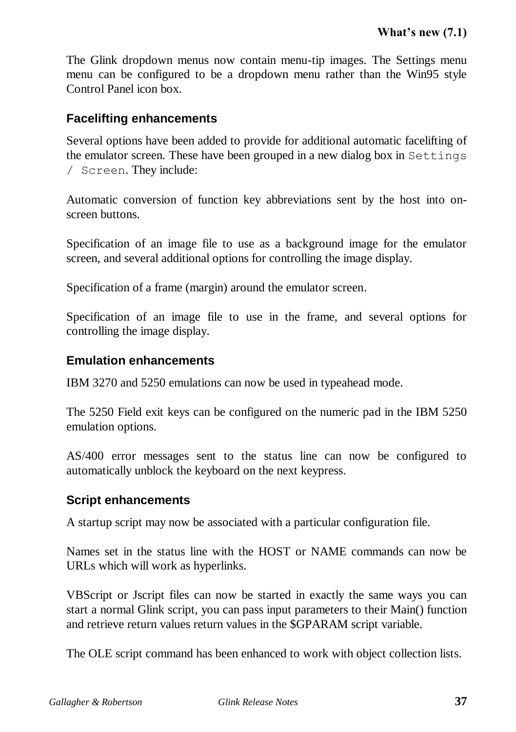The Glink dropdown menus now contain menu-tip images. The Settings menu menu can be configured to be a dropdown menu rather than the Win95 style Control Panel icon box.

### Facelifting enhancements

Several options have been added to provide for additional automatic facelifting of the emulator screen. These have been grouped in a new dialog box in `Settings / Screen`. They include:

Automatic conversion of function key abbreviations sent by the host into on-screen buttons.

Specification of an image file to use as a background image for the emulator screen, and several additional options for controlling the image display.

Specification of a frame (margin) around the emulator screen.

Specification of an image file to use in the frame, and several options for controlling the image display.

### Emulation enhancements

IBM 3270 and 5250 emulations can now be used in typeahead mode.

The 5250 Field exit keys can be configured on the numeric pad in the IBM 5250 emulation options.

AS/400 error messages sent to the status line can now be configured to automatically unblock the keyboard on the next keypress.

### Script enhancements

A startup script may now be associated with a particular configuration file.

Names set in the status line with the HOST or NAME commands can now be URLs which will work as hyperlinks.

VBScript or Jscript files can now be started in exactly the same ways you can start a normal Glink script, you can pass input parameters to their Main() function and retrieve return values return values in the $GPARAM script variable.

The OLE script command has been enhanced to work with object collection lists.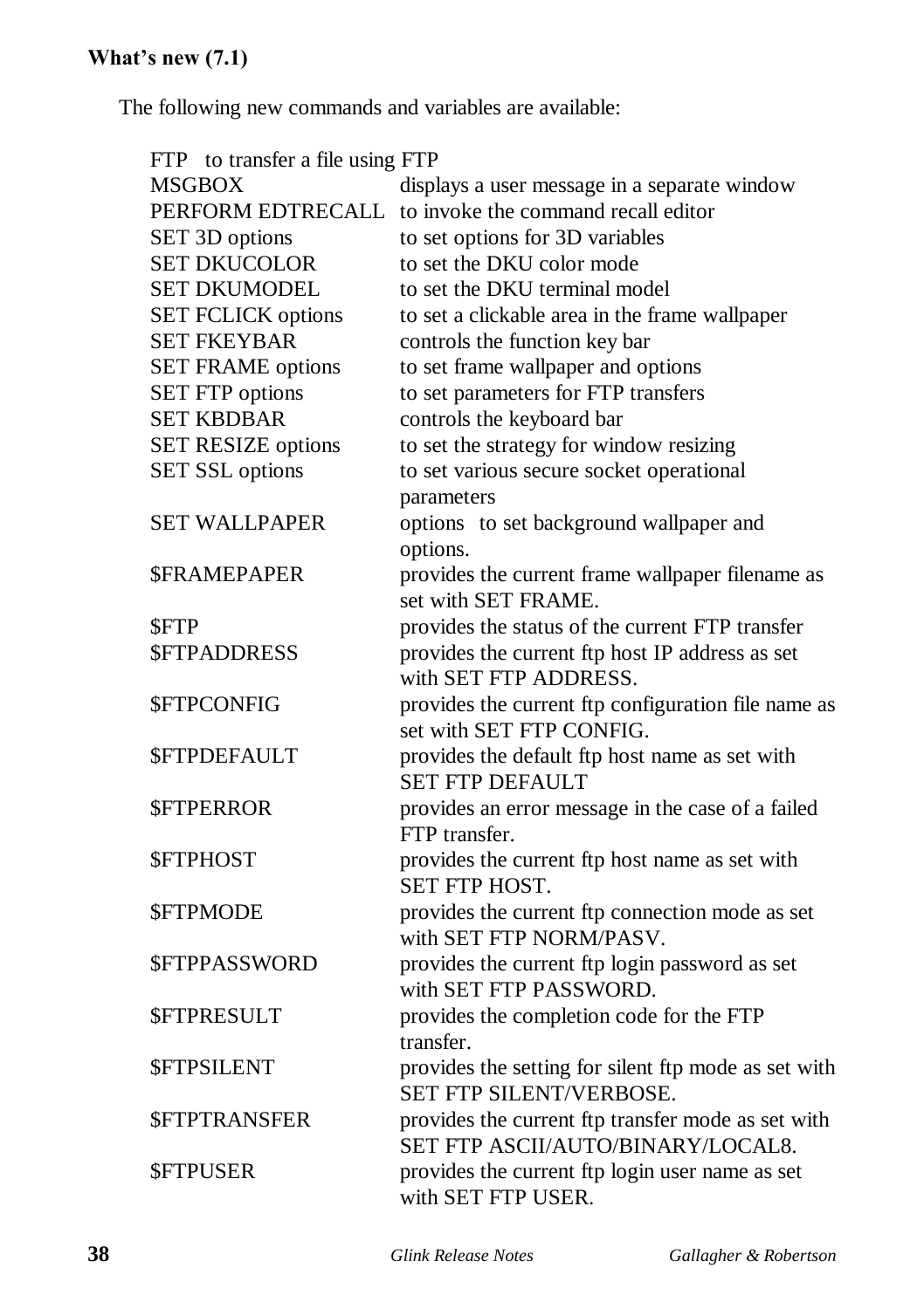**What's new (7.1)**

The following new commands and variables are available:

| | |
|---|---|
| FTP | to transfer a file using FTP |
| MSGBOX | displays a user message in a separate window |
| PERFORM EDTRECALL | to invoke the command recall editor |
| SET 3D options | to set options for 3D variables |
| SET DKUCOLOR | to set the DKU color mode |
| SET DKUMODEL | to set the DKU terminal model |
| SET FCLICK options | to set a clickable area in the frame wallpaper |
| SET FKEYBAR | controls the function key bar |
| SET FRAME options | to set frame wallpaper and options |
| SET FTP options | to set parameters for FTP transfers |
| SET KBDBAR | controls the keyboard bar |
| SET RESIZE options | to set the strategy for window resizing |
| SET SSL options | to set various secure socket operational parameters |
| SET WALLPAPER | options to set background wallpaper and options. |
| $FRAMEPAPER | provides the current frame wallpaper filename as set with SET FRAME. |
| $FTP | provides the status of the current FTP transfer |
| $FTPADDRESS | provides the current ftp host IP address as set with SET FTP ADDRESS. |
| $FTPCONFIG | provides the current ftp configuration file name as set with SET FTP CONFIG. |
| $FTPDEFAULT | provides the default ftp host name as set with SET FTP DEFAULT |
| $FTPERROR | provides an error message in the case of a failed FTP transfer. |
| $FTPHOST | provides the current ftp host name as set with SET FTP HOST. |
| $FTPMODE | provides the current ftp connection mode as set with SET FTP NORM/PASV. |
| $FTPPASSWORD | provides the current ftp login password as set with SET FTP PASSWORD. |
| $FTPRESULT | provides the completion code for the FTP transfer. |
| $FTPSILENT | provides the setting for silent ftp mode as set with SET FTP SILENT/VERBOSE. |
| $FTPTRANSFER | provides the current ftp transfer mode as set with SET FTP ASCII/AUTO/BINARY/LOCAL8. |
| $FTPUSER | provides the current ftp login user name as set with SET FTP USER. |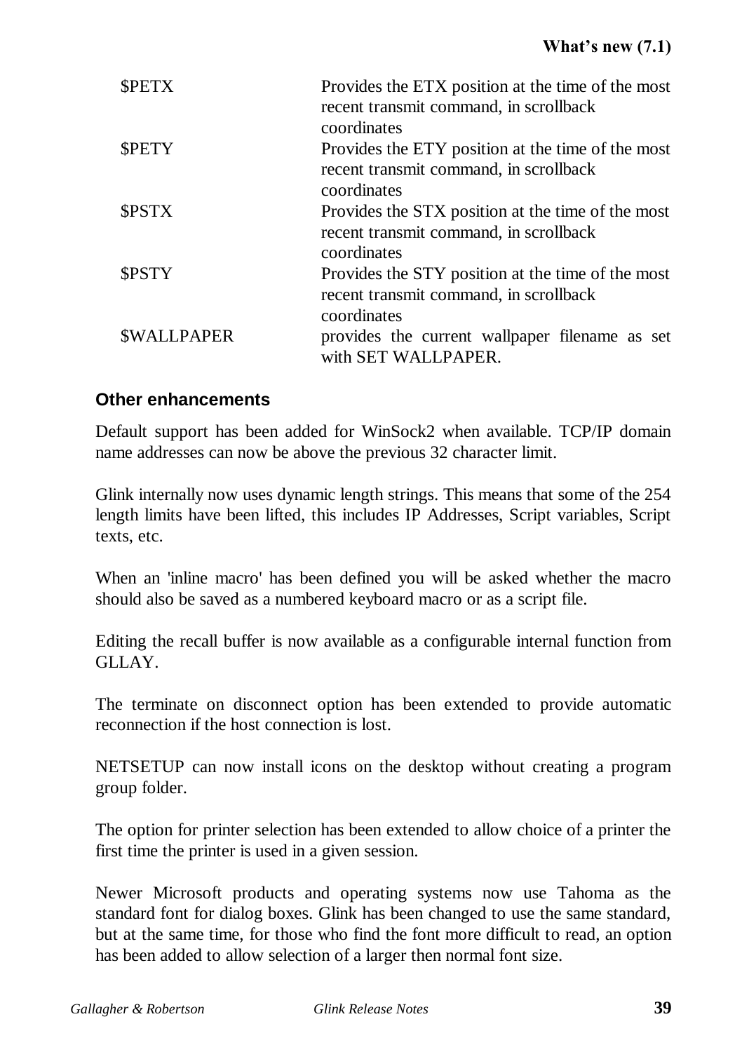| | |
|---|---|
| $PETX | Provides the ETX position at the time of the most recent transmit command, in scrollback coordinates |
| $PETY | Provides the ETY position at the time of the most recent transmit command, in scrollback coordinates |
| $PSTX | Provides the STX position at the time of the most recent transmit command, in scrollback coordinates |
| $PSTY | Provides the STY position at the time of the most recent transmit command, in scrollback coordinates |
| $WALLPAPER | provides the current wallpaper filename as set with SET WALLPAPER. |

### Other enhancements

Default support has been added for WinSock2 when available. TCP/IP domain name addresses can now be above the previous 32 character limit.

Glink internally now uses dynamic length strings. This means that some of the 254 length limits have been lifted, this includes IP Addresses, Script variables, Script texts, etc.

When an 'inline macro' has been defined you will be asked whether the macro should also be saved as a numbered keyboard macro or as a script file.

Editing the recall buffer is now available as a configurable internal function from GLLAY.

The terminate on disconnect option has been extended to provide automatic reconnection if the host connection is lost.

NETSETUP can now install icons on the desktop without creating a program group folder.

The option for printer selection has been extended to allow choice of a printer the first time the printer is used in a given session.

Newer Microsoft products and operating systems now use Tahoma as the standard font for dialog boxes. Glink has been changed to use the same standard, but at the same time, for those who find the font more difficult to read, an option has been added to allow selection of a larger then normal font size.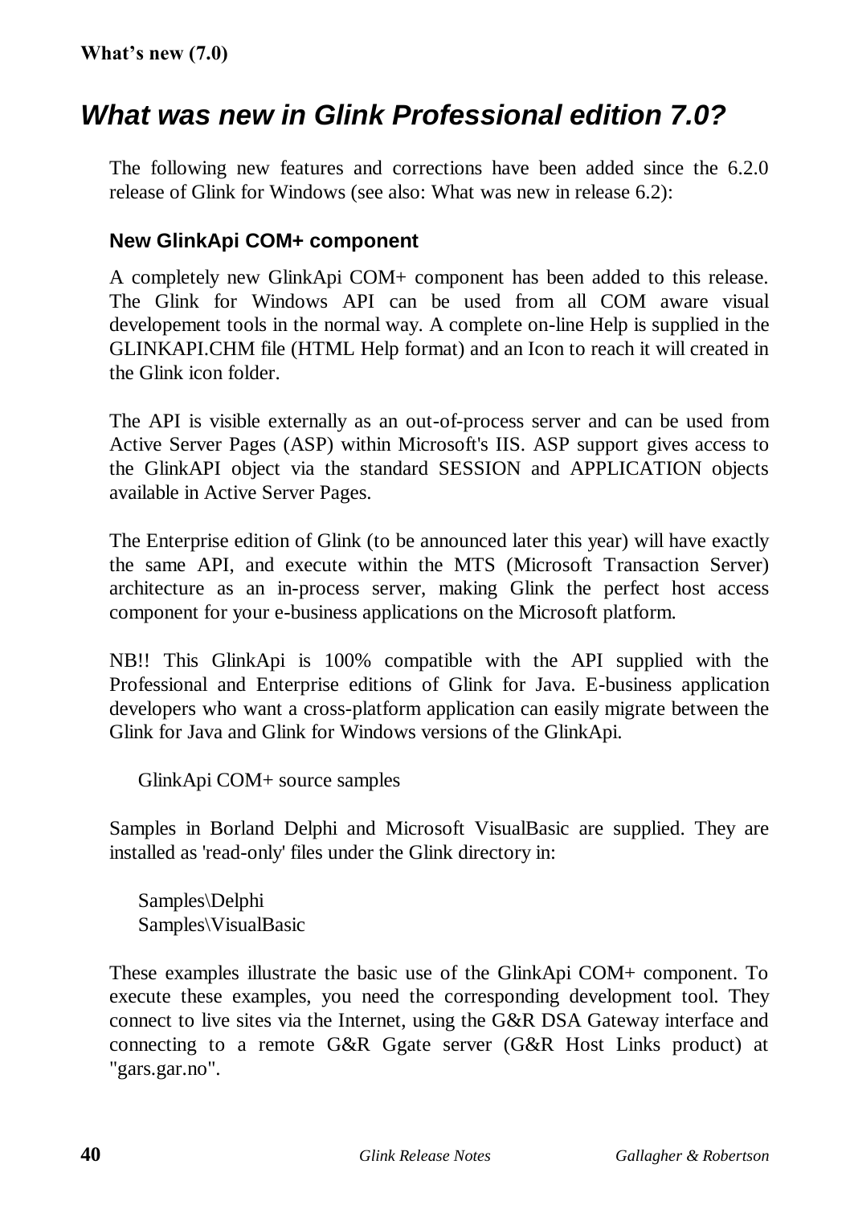## *What was new in Glink Professional edition 7.0?*

The following new features and corrections have been added since the 6.2.0 release of Glink for Windows (see also: What was new in release 6.2):

### New GlinkApi COM+ component

A completely new GlinkApi COM+ component has been added to this release. The Glink for Windows API can be used from all COM aware visual developement tools in the normal way. A complete on-line Help is supplied in the GLINKAPI.CHM file (HTML Help format) and an Icon to reach it will created in the Glink icon folder.

The API is visible externally as an out-of-process server and can be used from Active Server Pages (ASP) within Microsoft's IIS. ASP support gives access to the GlinkAPI object via the standard SESSION and APPLICATION objects available in Active Server Pages.

The Enterprise edition of Glink (to be announced later this year) will have exactly the same API, and execute within the MTS (Microsoft Transaction Server) architecture as an in-process server, making Glink the perfect host access component for your e-business applications on the Microsoft platform.

NB!! This GlinkApi is 100% compatible with the API supplied with the Professional and Enterprise editions of Glink for Java. E-business application developers who want a cross-platform application can easily migrate between the Glink for Java and Glink for Windows versions of the GlinkApi.

GlinkApi COM+ source samples

Samples in Borland Delphi and Microsoft VisualBasic are supplied. They are installed as 'read-only' files under the Glink directory in:

Samples\Delphi
Samples\VisualBasic

These examples illustrate the basic use of the GlinkApi COM+ component. To execute these examples, you need the corresponding development tool. They connect to live sites via the Internet, using the G&R DSA Gateway interface and connecting to a remote G&R Ggate server (G&R Host Links product) at "gars.gar.no".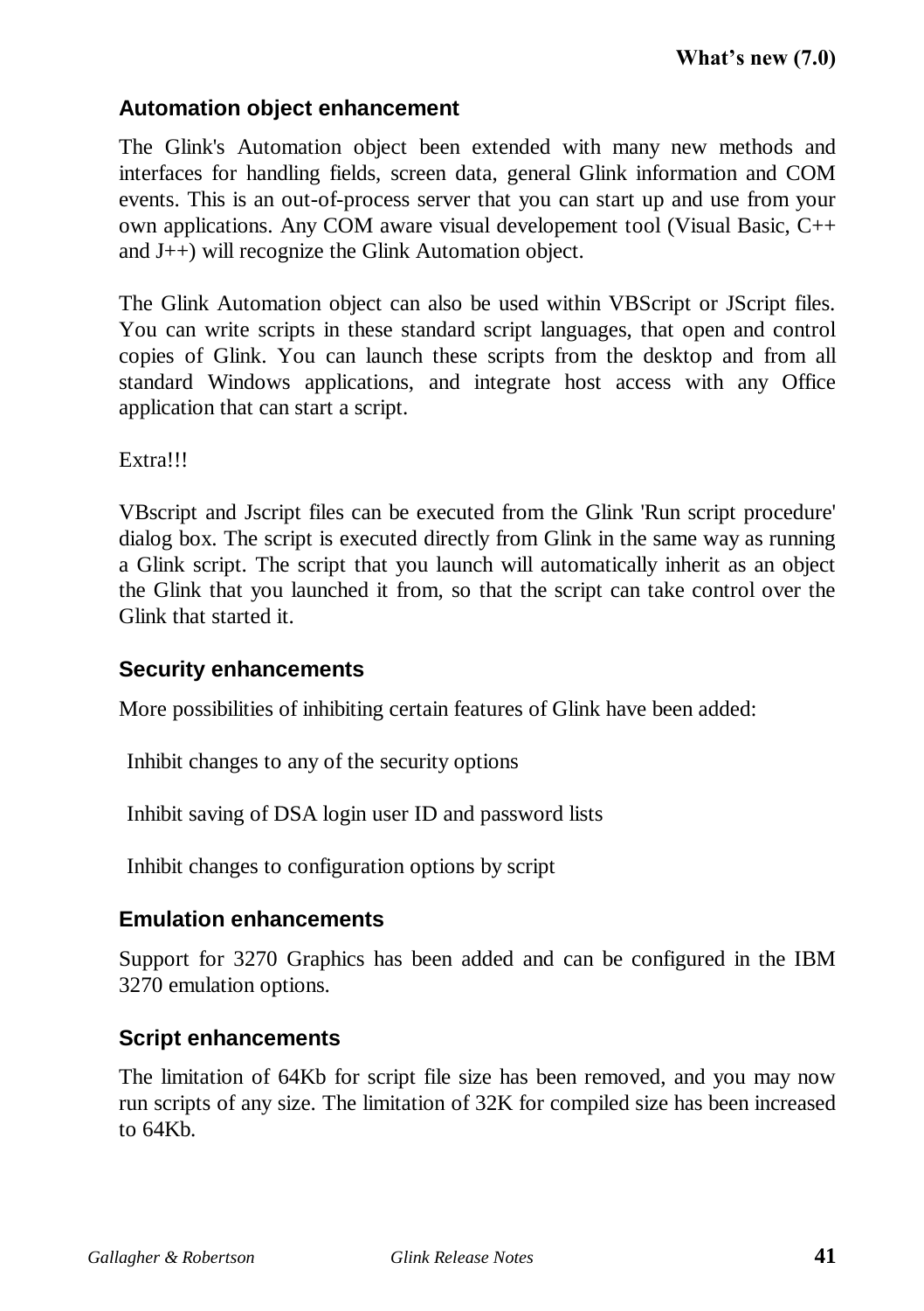## Automation object enhancement

The Glink's Automation object been extended with many new methods and interfaces for handling fields, screen data, general Glink information and COM events. This is an out-of-process server that you can start up and use from your own applications. Any COM aware visual developement tool (Visual Basic, C++ and J++) will recognize the Glink Automation object.

The Glink Automation object can also be used within VBScript or JScript files. You can write scripts in these standard script languages, that open and control copies of Glink. You can launch these scripts from the desktop and from all standard Windows applications, and integrate host access with any Office application that can start a script.

Extra!!!

VBscript and Jscript files can be executed from the Glink 'Run script procedure' dialog box. The script is executed directly from Glink in the same way as running a Glink script. The script that you launch will automatically inherit as an object the Glink that you launched it from, so that the script can take control over the Glink that started it.

## Security enhancements

More possibilities of inhibiting certain features of Glink have been added:

- Inhibit changes to any of the security options
- Inhibit saving of DSA login user ID and password lists
- Inhibit changes to configuration options by script

## Emulation enhancements

Support for 3270 Graphics has been added and can be configured in the IBM 3270 emulation options.

## Script enhancements

The limitation of 64Kb for script file size has been removed, and you may now run scripts of any size. The limitation of 32K for compiled size has been increased to 64Kb.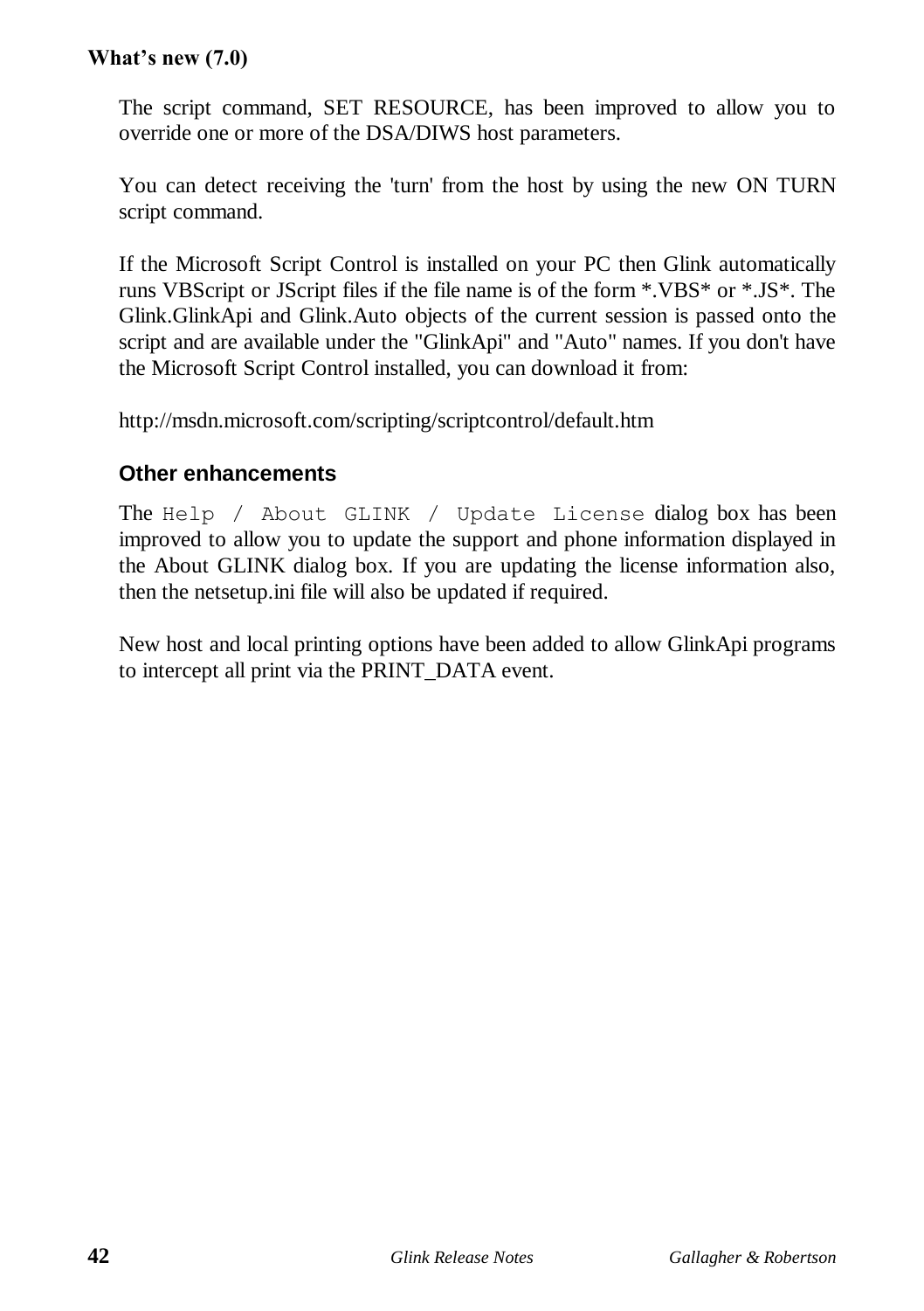**What's new (7.0)**

The script command, SET RESOURCE, has been improved to allow you to override one or more of the DSA/DIWS host parameters.

You can detect receiving the 'turn' from the host by using the new ON TURN script command.

If the Microsoft Script Control is installed on your PC then Glink automatically runs VBScript or JScript files if the file name is of the form *.VBS* or *.JS*. The Glink.GlinkApi and Glink.Auto objects of the current session is passed onto the script and are available under the "GlinkApi" and "Auto" names. If you don't have the Microsoft Script Control installed, you can download it from:

http://msdn.microsoft.com/scripting/scriptcontrol/default.htm

### Other enhancements

The `Help / About GLINK / Update License` dialog box has been improved to allow you to update the support and phone information displayed in the About GLINK dialog box. If you are updating the license information also, then the netsetup.ini file will also be updated if required.

New host and local printing options have been added to allow GlinkApi programs to intercept all print via the PRINT_DATA event.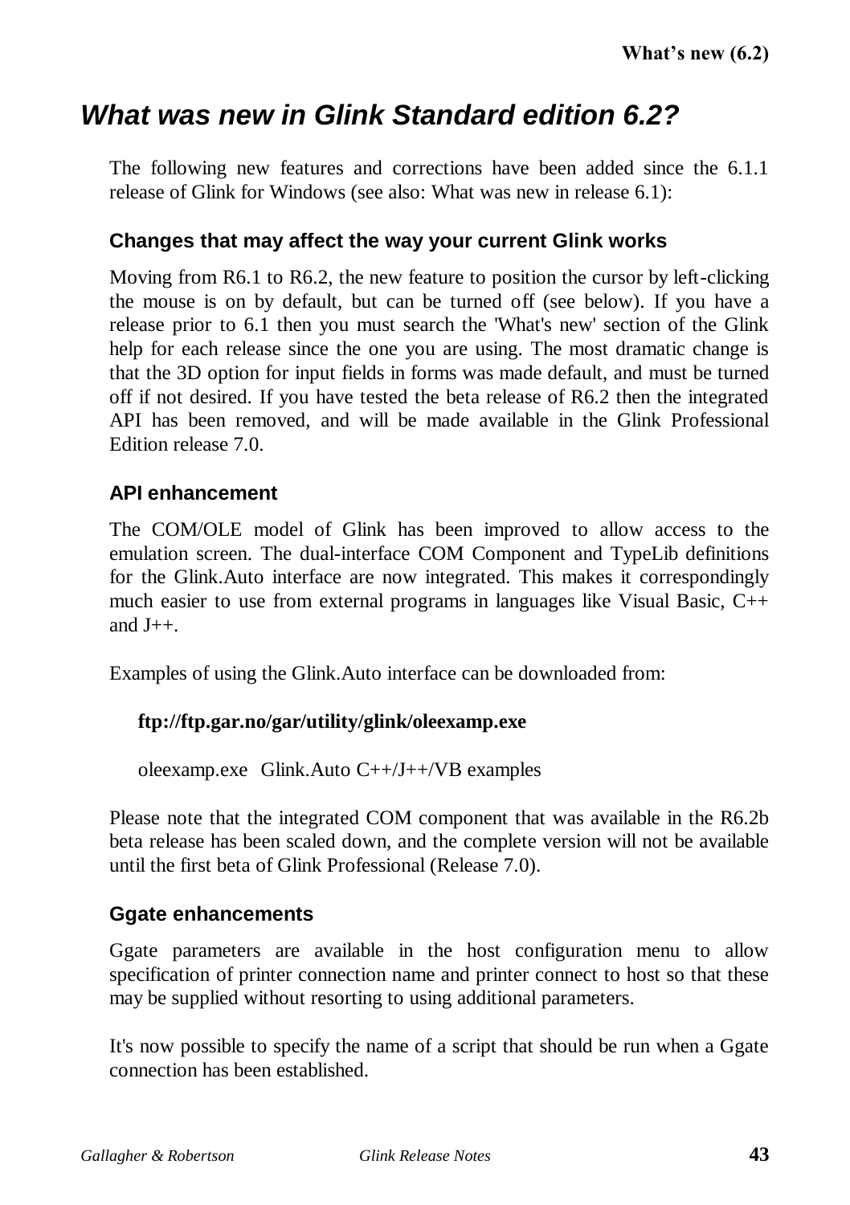# What was new in Glink Standard edition 6.2?

The following new features and corrections have been added since the 6.1.1 release of Glink for Windows (see also: What was new in release 6.1):

### Changes that may affect the way your current Glink works

Moving from R6.1 to R6.2, the new feature to position the cursor by left-clicking the mouse is on by default, but can be turned off (see below). If you have a release prior to 6.1 then you must search the 'What's new' section of the Glink help for each release since the one you are using. The most dramatic change is that the 3D option for input fields in forms was made default, and must be turned off if not desired. If you have tested the beta release of R6.2 then the integrated API has been removed, and will be made available in the Glink Professional Edition release 7.0.

### API enhancement

The COM/OLE model of Glink has been improved to allow access to the emulation screen. The dual-interface COM Component and TypeLib definitions for the Glink.Auto interface are now integrated. This makes it correspondingly much easier to use from external programs in languages like Visual Basic, C++ and J++.

Examples of using the Glink.Auto interface can be downloaded from:

**ftp://ftp.gar.no/gar/utility/glink/oleexamp.exe**

oleexamp.exe Glink.Auto C++/J++/VB examples

Please note that the integrated COM component that was available in the R6.2b beta release has been scaled down, and the complete version will not be available until the first beta of Glink Professional (Release 7.0).

### Ggate enhancements

Ggate parameters are available in the host configuration menu to allow specification of printer connection name and printer connect to host so that these may be supplied without resorting to using additional parameters.

It's now possible to specify the name of a script that should be run when a Ggate connection has been established.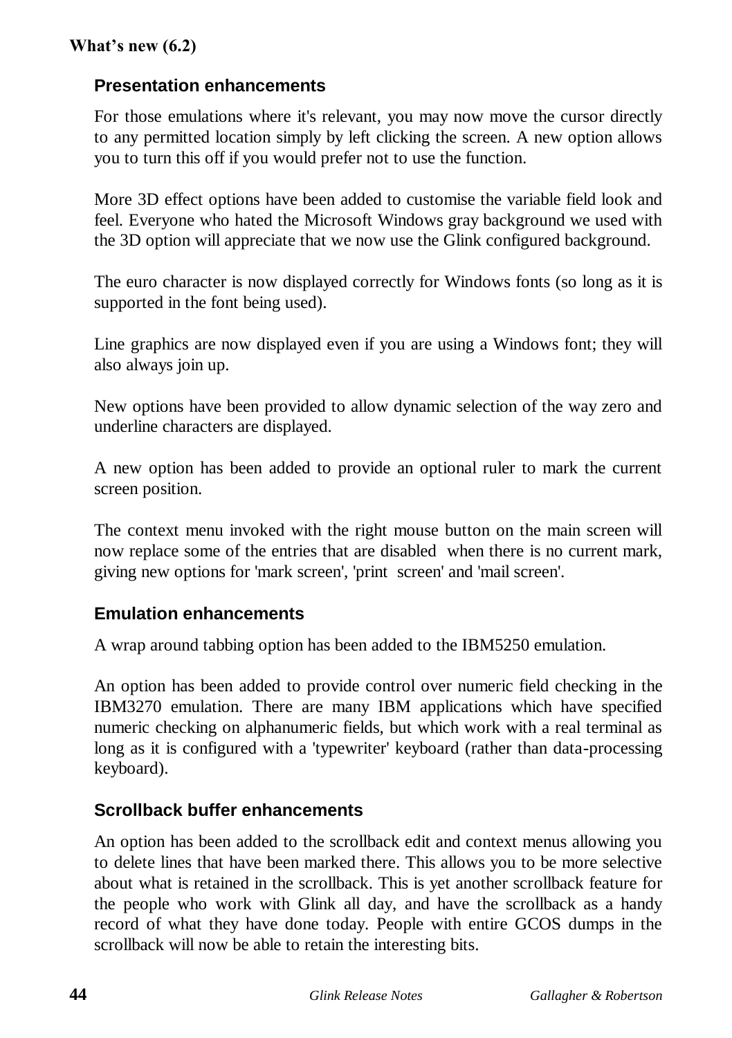## What's new (6.2)

### Presentation enhancements

For those emulations where it's relevant, you may now move the cursor directly to any permitted location simply by left clicking the screen. A new option allows you to turn this off if you would prefer not to use the function.

More 3D effect options have been added to customise the variable field look and feel. Everyone who hated the Microsoft Windows gray background we used with the 3D option will appreciate that we now use the Glink configured background.

The euro character is now displayed correctly for Windows fonts (so long as it is supported in the font being used).

Line graphics are now displayed even if you are using a Windows font; they will also always join up.

New options have been provided to allow dynamic selection of the way zero and underline characters are displayed.

A new option has been added to provide an optional ruler to mark the current screen position.

The context menu invoked with the right mouse button on the main screen will now replace some of the entries that are disabled when there is no current mark, giving new options for 'mark screen', 'print screen' and 'mail screen'.

### Emulation enhancements

A wrap around tabbing option has been added to the IBM5250 emulation.

An option has been added to provide control over numeric field checking in the IBM3270 emulation. There are many IBM applications which have specified numeric checking on alphanumeric fields, but which work with a real terminal as long as it is configured with a 'typewriter' keyboard (rather than data-processing keyboard).

### Scrollback buffer enhancements

An option has been added to the scrollback edit and context menus allowing you to delete lines that have been marked there. This allows you to be more selective about what is retained in the scrollback. This is yet another scrollback feature for the people who work with Glink all day, and have the scrollback as a handy record of what they have done today. People with entire GCOS dumps in the scrollback will now be able to retain the interesting bits.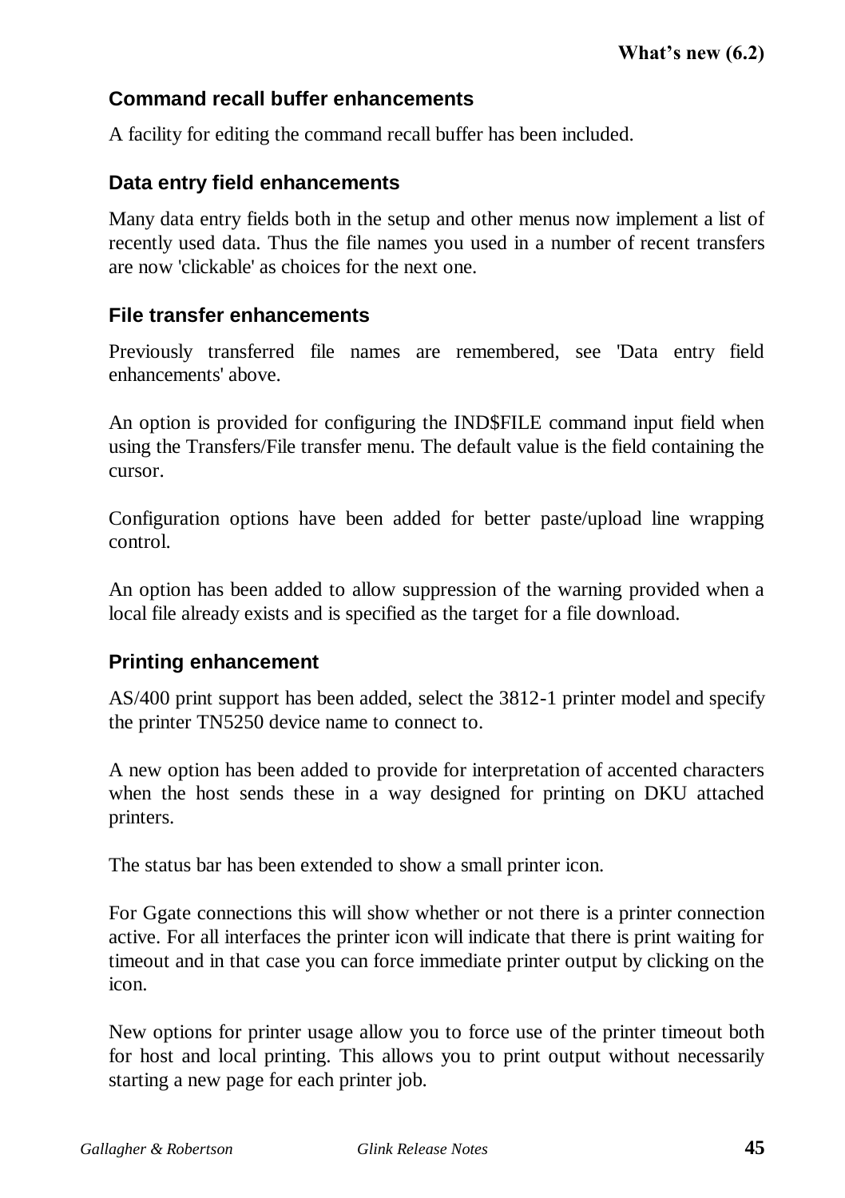### Command recall buffer enhancements

A facility for editing the command recall buffer has been included.

### Data entry field enhancements

Many data entry fields both in the setup and other menus now implement a list of recently used data. Thus the file names you used in a number of recent transfers are now 'clickable' as choices for the next one.

### File transfer enhancements

Previously transferred file names are remembered, see 'Data entry field enhancements' above.

An option is provided for configuring the IND$FILE command input field when using the Transfers/File transfer menu. The default value is the field containing the cursor.

Configuration options have been added for better paste/upload line wrapping control.

An option has been added to allow suppression of the warning provided when a local file already exists and is specified as the target for a file download.

### Printing enhancement

AS/400 print support has been added, select the 3812-1 printer model and specify the printer TN5250 device name to connect to.

A new option has been added to provide for interpretation of accented characters when the host sends these in a way designed for printing on DKU attached printers.

The status bar has been extended to show a small printer icon.

For Ggate connections this will show whether or not there is a printer connection active. For all interfaces the printer icon will indicate that there is print waiting for timeout and in that case you can force immediate printer output by clicking on the icon.

New options for printer usage allow you to force use of the printer timeout both for host and local printing. This allows you to print output without necessarily starting a new page for each printer job.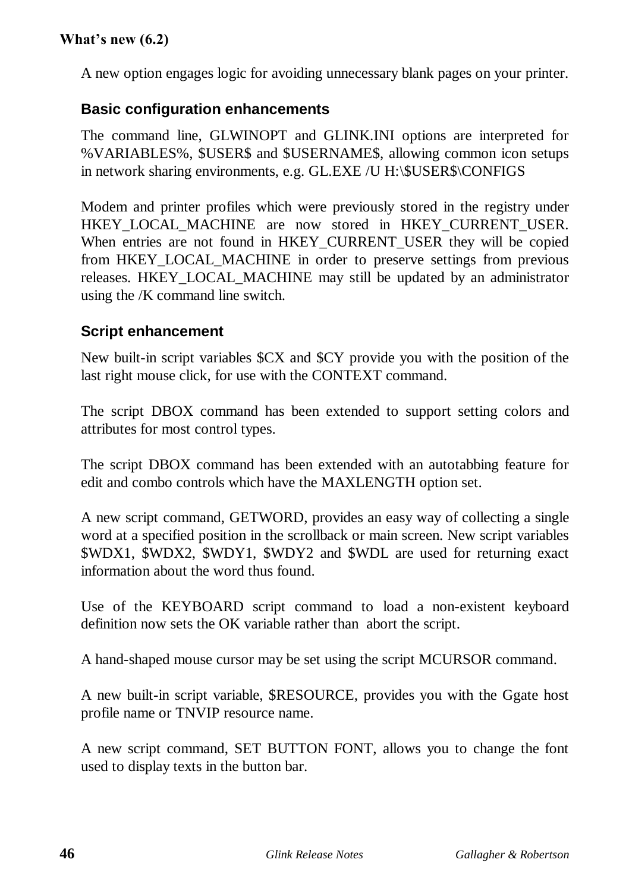**What's new (6.2)**

A new option engages logic for avoiding unnecessary blank pages on your printer.

### Basic configuration enhancements

The command line, GLWINOPT and GLINK.INI options are interpreted for %VARIABLES%, $USER$ and $USERNAME$, allowing common icon setups in network sharing environments, e.g. GL.EXE /U H:\$USER$\CONFIGS

Modem and printer profiles which were previously stored in the registry under HKEY_LOCAL_MACHINE are now stored in HKEY_CURRENT_USER. When entries are not found in HKEY_CURRENT_USER they will be copied from HKEY_LOCAL_MACHINE in order to preserve settings from previous releases. HKEY_LOCAL_MACHINE may still be updated by an administrator using the /K command line switch.

### Script enhancement

New built-in script variables $CX and $CY provide you with the position of the last right mouse click, for use with the CONTEXT command.

The script DBOX command has been extended to support setting colors and attributes for most control types.

The script DBOX command has been extended with an autotabbing feature for edit and combo controls which have the MAXLENGTH option set.

A new script command, GETWORD, provides an easy way of collecting a single word at a specified position in the scrollback or main screen. New script variables $WDX1, $WDX2, $WDY1, $WDY2 and $WDL are used for returning exact information about the word thus found.

Use of the KEYBOARD script command to load a non-existent keyboard definition now sets the OK variable rather than abort the script.

A hand-shaped mouse cursor may be set using the script MCURSOR command.

A new built-in script variable, $RESOURCE, provides you with the Ggate host profile name or TNVIP resource name.

A new script command, SET BUTTON FONT, allows you to change the font used to display texts in the button bar.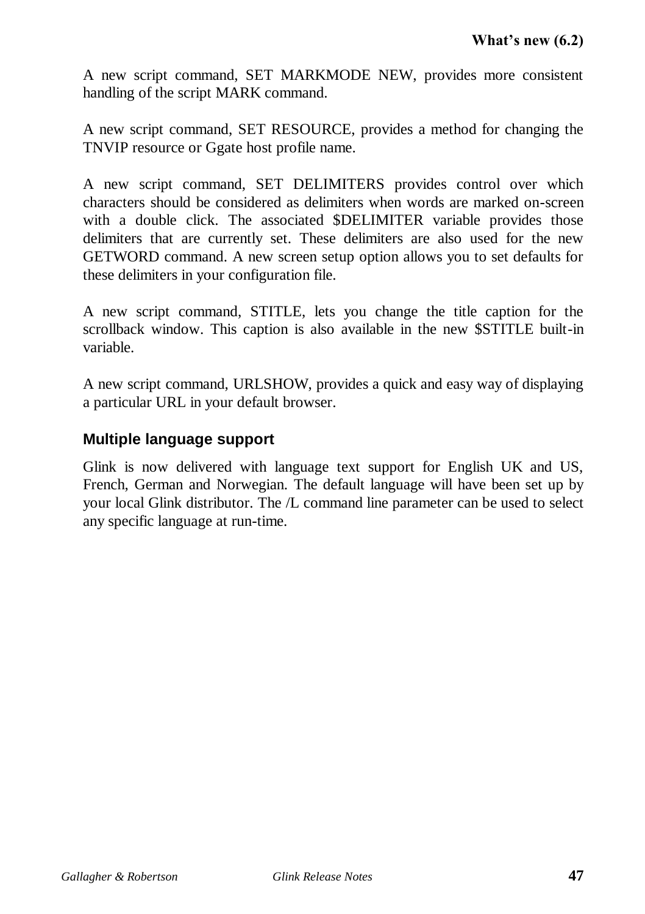A new script command, SET MARKMODE NEW, provides more consistent handling of the script MARK command.

A new script command, SET RESOURCE, provides a method for changing the TNVIP resource or Ggate host profile name.

A new script command, SET DELIMITERS provides control over which characters should be considered as delimiters when words are marked on-screen with a double click. The associated $DELIMITER variable provides those delimiters that are currently set. These delimiters are also used for the new GETWORD command. A new screen setup option allows you to set defaults for these delimiters in your configuration file.

A new script command, STITLE, lets you change the title caption for the scrollback window. This caption is also available in the new $STITLE built-in variable.

A new script command, URLSHOW, provides a quick and easy way of displaying a particular URL in your default browser.

### Multiple language support

Glink is now delivered with language text support for English UK and US, French, German and Norwegian. The default language will have been set up by your local Glink distributor. The /L command line parameter can be used to select any specific language at run-time.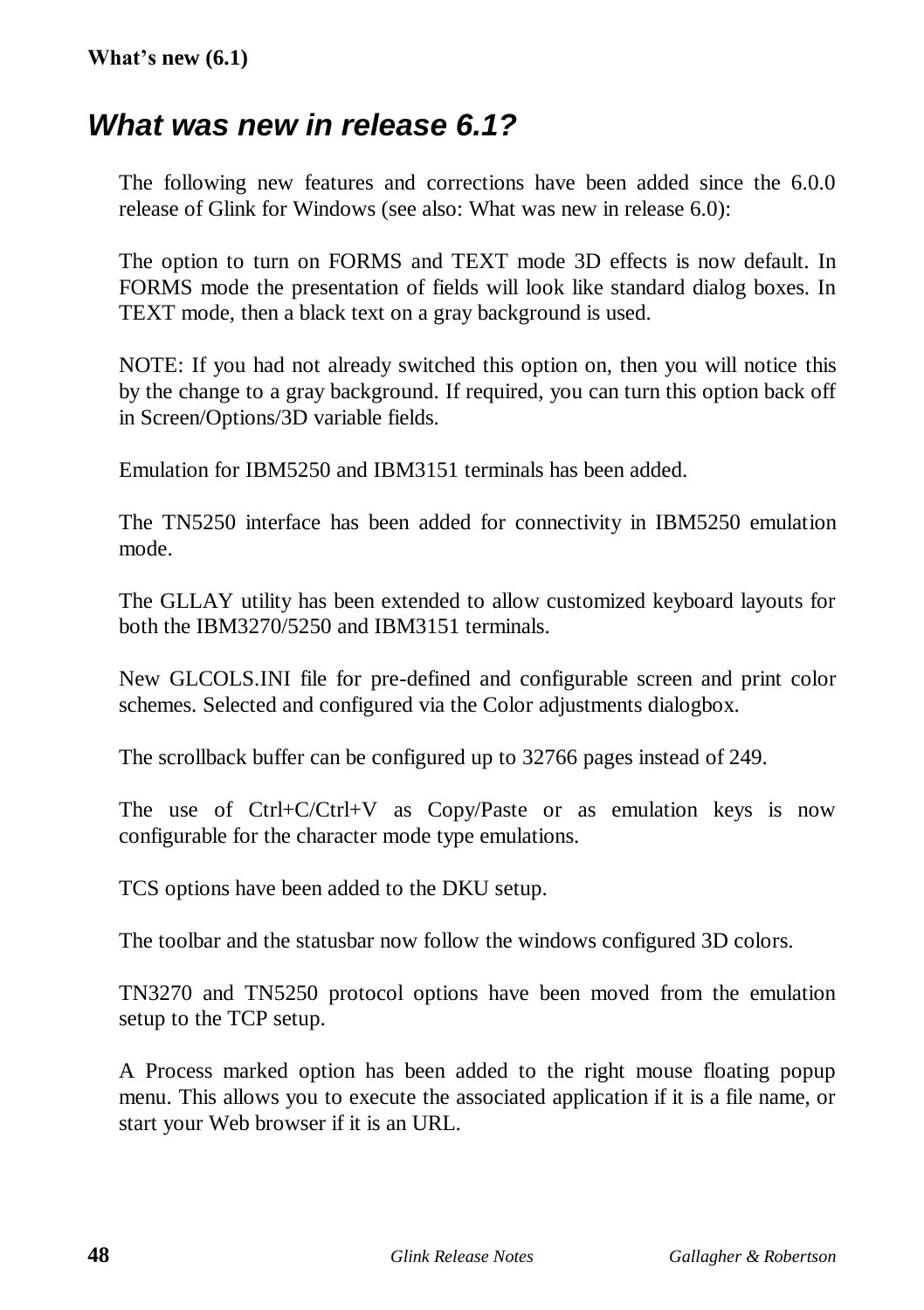## What was new in release 6.1?

The following new features and corrections have been added since the 6.0.0 release of Glink for Windows (see also: What was new in release 6.0):

The option to turn on FORMS and TEXT mode 3D effects is now default. In FORMS mode the presentation of fields will look like standard dialog boxes. In TEXT mode, then a black text on a gray background is used.

NOTE: If you had not already switched this option on, then you will notice this by the change to a gray background. If required, you can turn this option back off in Screen/Options/3D variable fields.

Emulation for IBM5250 and IBM3151 terminals has been added.

The TN5250 interface has been added for connectivity in IBM5250 emulation mode.

The GLLAY utility has been extended to allow customized keyboard layouts for both the IBM3270/5250 and IBM3151 terminals.

New GLCOLS.INI file for pre-defined and configurable screen and print color schemes. Selected and configured via the Color adjustments dialogbox.

The scrollback buffer can be configured up to 32766 pages instead of 249.

The use of Ctrl+C/Ctrl+V as Copy/Paste or as emulation keys is now configurable for the character mode type emulations.

TCS options have been added to the DKU setup.

The toolbar and the statusbar now follow the windows configured 3D colors.

TN3270 and TN5250 protocol options have been moved from the emulation setup to the TCP setup.

A Process marked option has been added to the right mouse floating popup menu. This allows you to execute the associated application if it is a file name, or start your Web browser if it is an URL.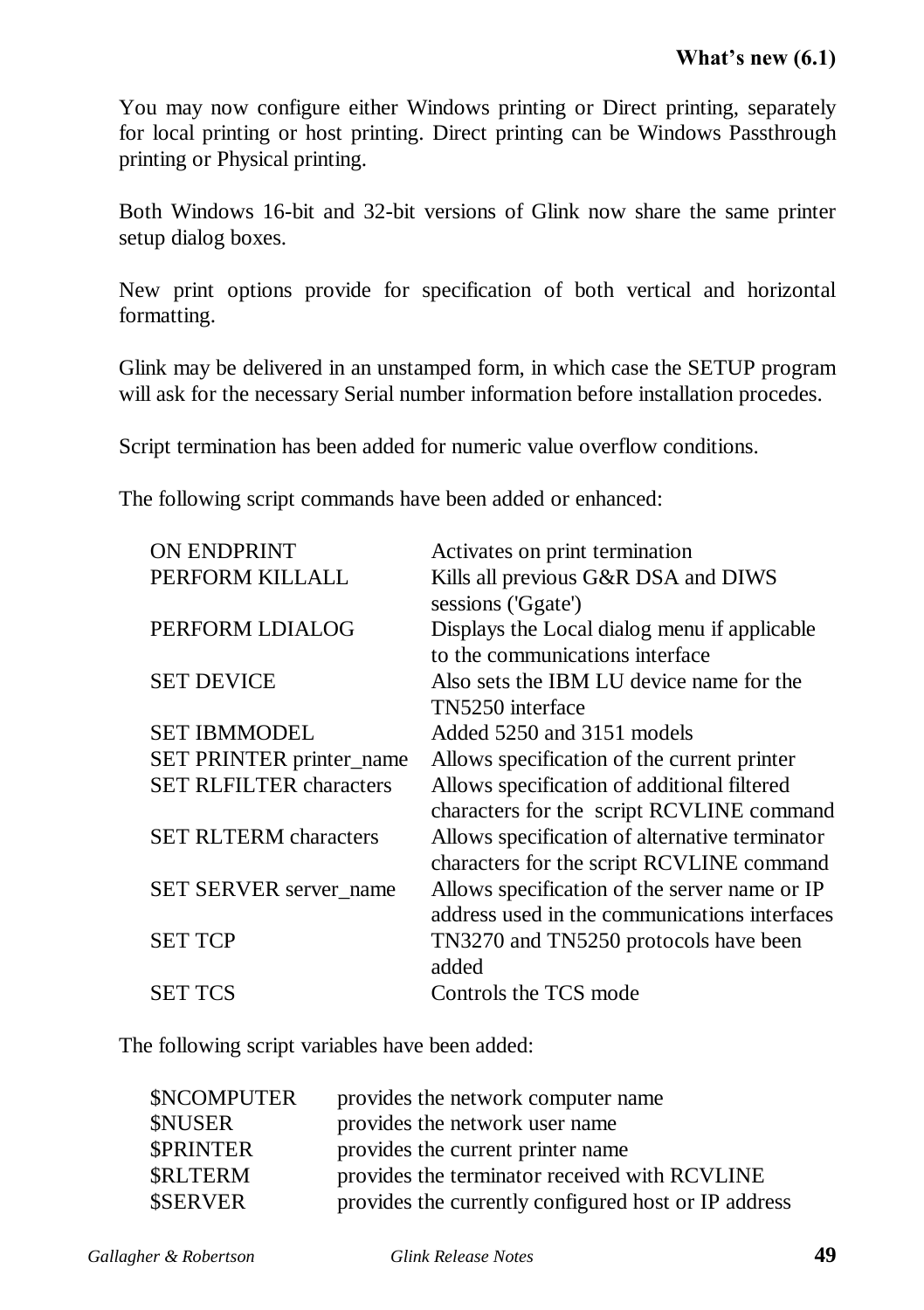You may now configure either Windows printing or Direct printing, separately for local printing or host printing. Direct printing can be Windows Passthrough printing or Physical printing.

Both Windows 16-bit and 32-bit versions of Glink now share the same printer setup dialog boxes.

New print options provide for specification of both vertical and horizontal formatting.

Glink may be delivered in an unstamped form, in which case the SETUP program will ask for the necessary Serial number information before installation procedes.

Script termination has been added for numeric value overflow conditions.

The following script commands have been added or enhanced:

| | |
|---|---|
| ON ENDPRINT | Activates on print termination |
| PERFORM KILLALL | Kills all previous G&R DSA and DIWS sessions ('Ggate') |
| PERFORM LDIALOG | Displays the Local dialog menu if applicable to the communications interface |
| SET DEVICE | Also sets the IBM LU device name for the TN5250 interface |
| SET IBMMODEL | Added 5250 and 3151 models |
| SET PRINTER printer_name | Allows specification of the current printer |
| SET RLFILTER characters | Allows specification of additional filtered characters for the script RCVLINE command |
| SET RLTERM characters | Allows specification of alternative terminator characters for the script RCVLINE command |
| SET SERVER server_name | Allows specification of the server name or IP address used in the communications interfaces |
| SET TCP | TN3270 and TN5250 protocols have been added |
| SET TCS | Controls the TCS mode |

The following script variables have been added:

| | |
|---|---|
| $NCOMPUTER | provides the network computer name |
| $NUSER | provides the network user name |
| $PRINTER | provides the current printer name |
| $RLTERM | provides the terminator received with RCVLINE |
| $SERVER | provides the currently configured host or IP address |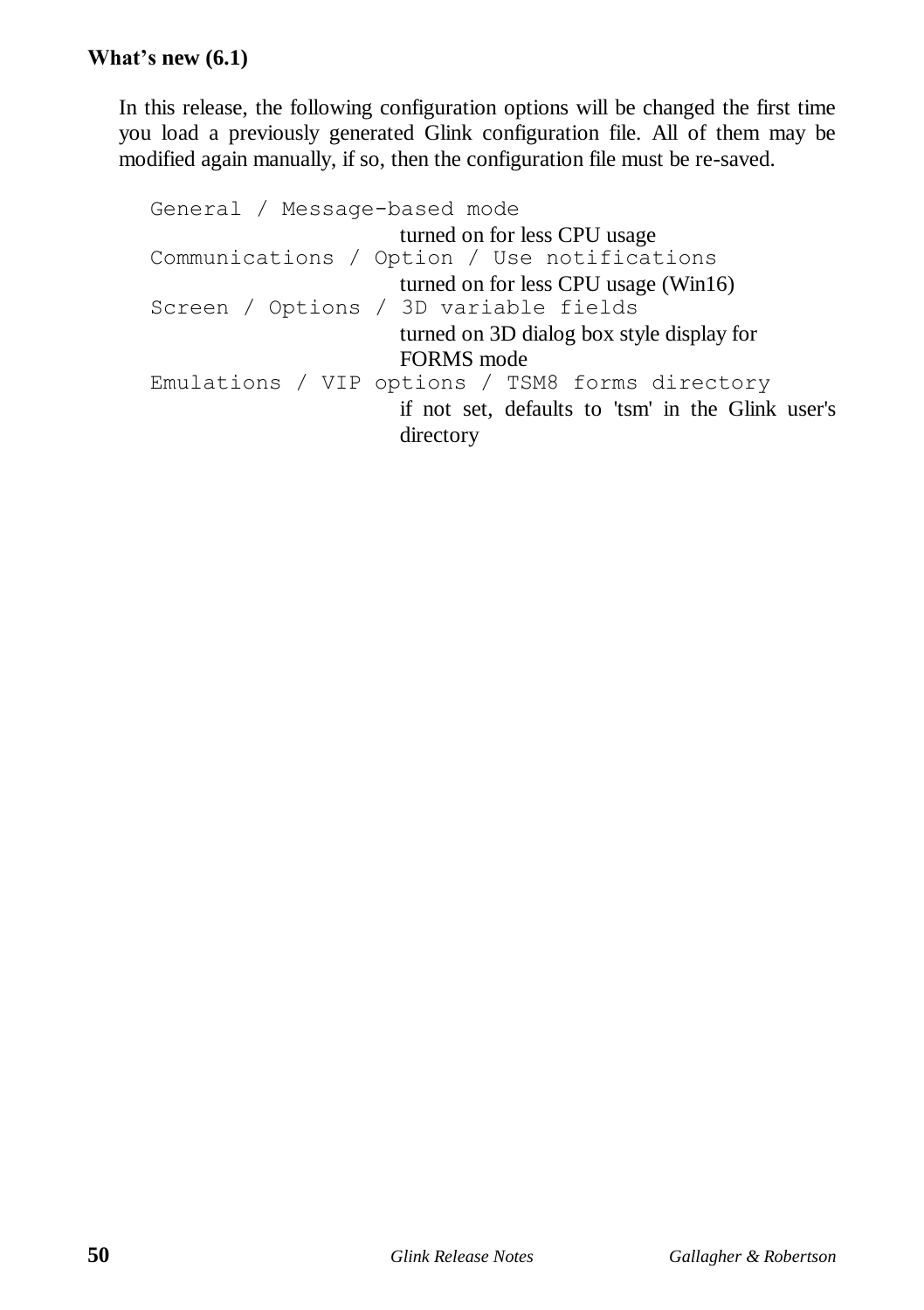**What's new (6.1)**

In this release, the following configuration options will be changed the first time you load a previously generated Glink configuration file. All of them may be modified again manually, if so, then the configuration file must be re-saved.

`General / Message-based mode`
: turned on for less CPU usage

`Communications / Option / Use notifications`
: turned on for less CPU usage (Win16)

`Screen / Options / 3D variable fields`
: turned on 3D dialog box style display for FORMS mode

`Emulations / VIP options / TSM8 forms directory`
: if not set, defaults to 'tsm' in the Glink user's directory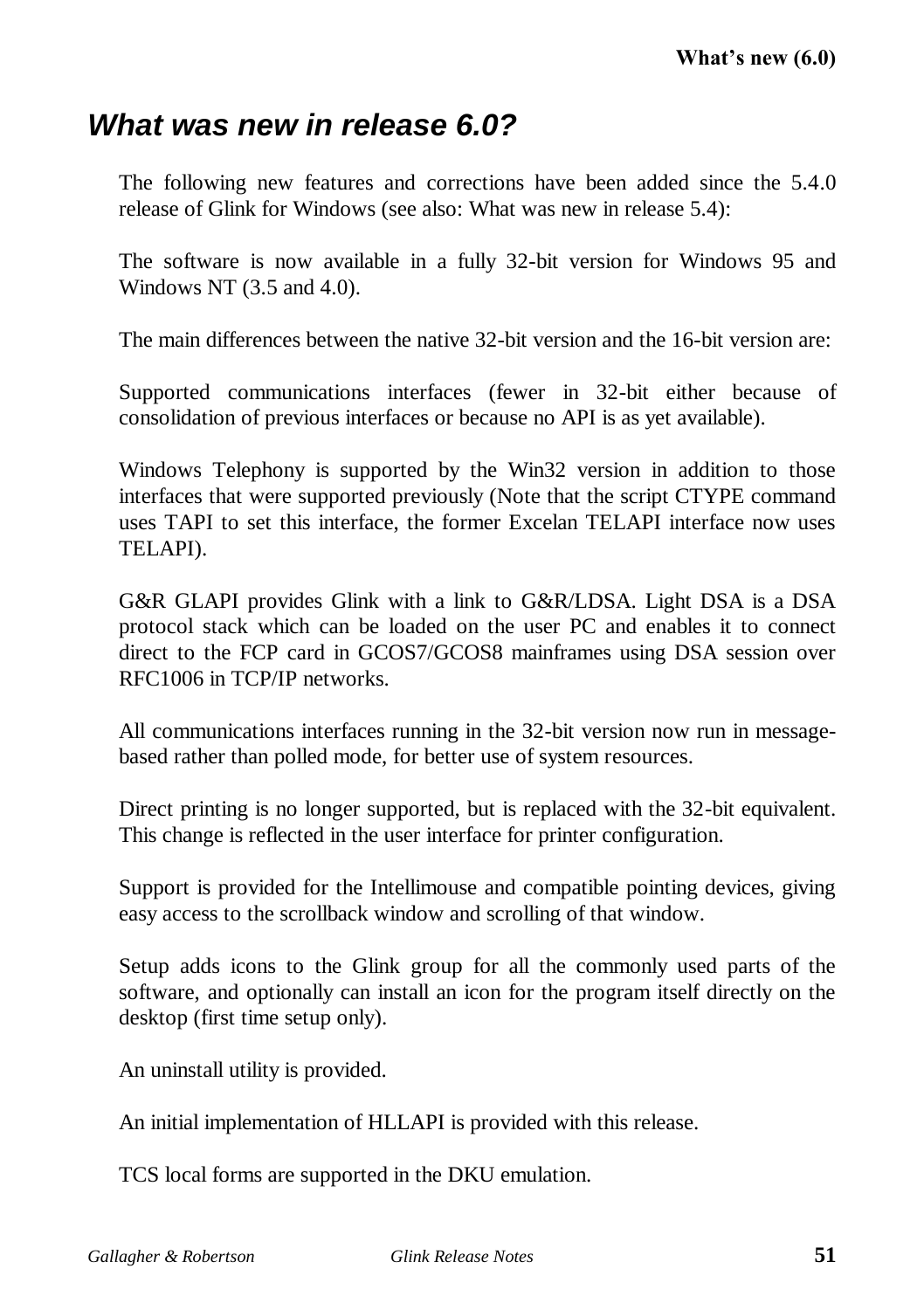## What was new in release 6.0?

The following new features and corrections have been added since the 5.4.0 release of Glink for Windows (see also: What was new in release 5.4):

The software is now available in a fully 32-bit version for Windows 95 and Windows NT (3.5 and 4.0).

The main differences between the native 32-bit version and the 16-bit version are:

Supported communications interfaces (fewer in 32-bit either because of consolidation of previous interfaces or because no API is as yet available).

Windows Telephony is supported by the Win32 version in addition to those interfaces that were supported previously (Note that the script CTYPE command uses TAPI to set this interface, the former Excelan TELAPI interface now uses TELAPI).

G&R GLAPI provides Glink with a link to G&R/LDSA. Light DSA is a DSA protocol stack which can be loaded on the user PC and enables it to connect direct to the FCP card in GCOS7/GCOS8 mainframes using DSA session over RFC1006 in TCP/IP networks.

All communications interfaces running in the 32-bit version now run in message-based rather than polled mode, for better use of system resources.

Direct printing is no longer supported, but is replaced with the 32-bit equivalent. This change is reflected in the user interface for printer configuration.

Support is provided for the Intellimouse and compatible pointing devices, giving easy access to the scrollback window and scrolling of that window.

Setup adds icons to the Glink group for all the commonly used parts of the software, and optionally can install an icon for the program itself directly on the desktop (first time setup only).

An uninstall utility is provided.

An initial implementation of HLLAPI is provided with this release.

TCS local forms are supported in the DKU emulation.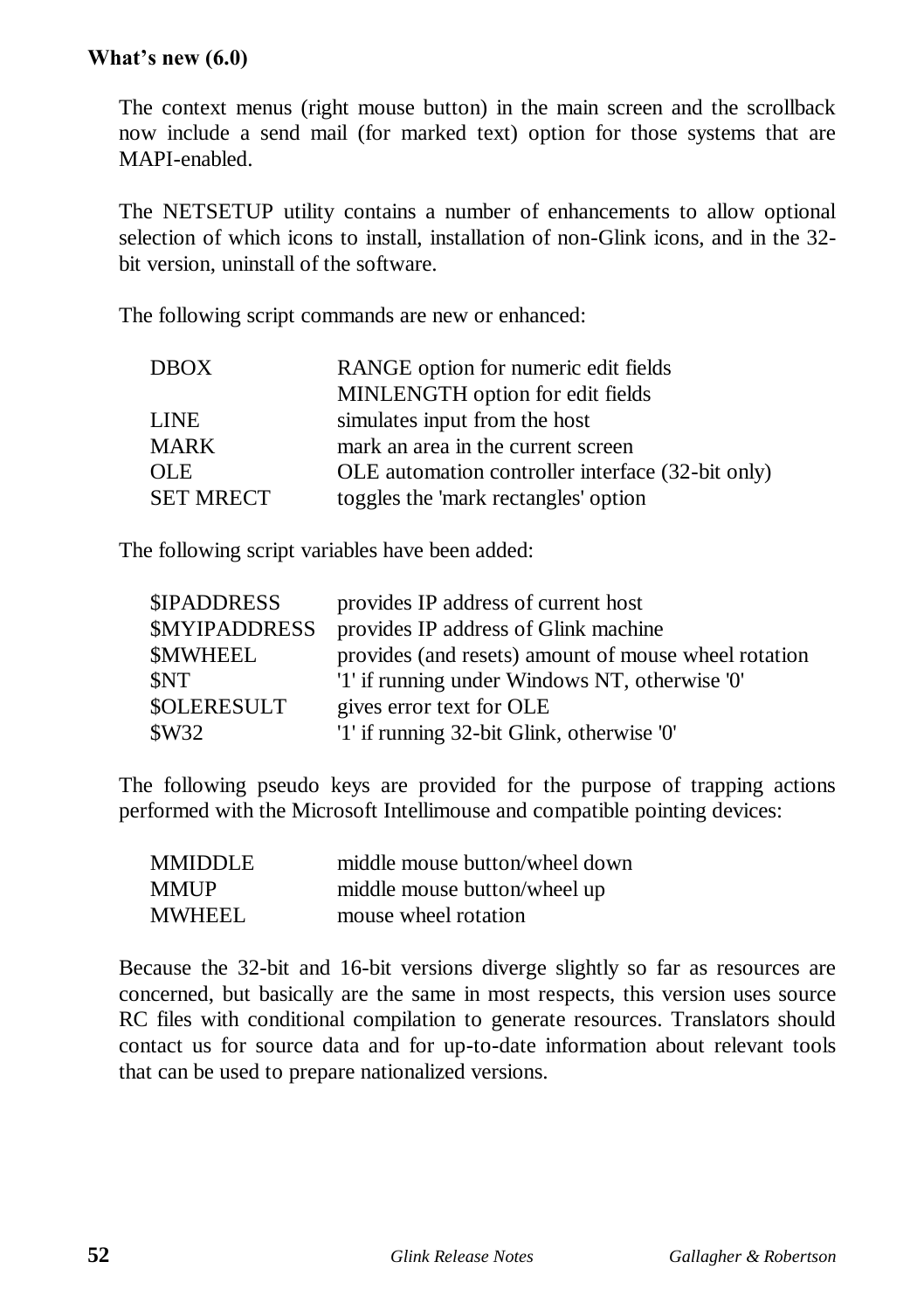### What's new (6.0)

The context menus (right mouse button) in the main screen and the scrollback now include a send mail (for marked text) option for those systems that are MAPI-enabled.

The NETSETUP utility contains a number of enhancements to allow optional selection of which icons to install, installation of non-Glink icons, and in the 32-bit version, uninstall of the software.

The following script commands are new or enhanced:

| | |
|---|---|
| DBOX | RANGE option for numeric edit fields |
| | MINLENGTH option for edit fields |
| LINE | simulates input from the host |
| MARK | mark an area in the current screen |
| OLE | OLE automation controller interface (32-bit only) |
| SET MRECT | toggles the 'mark rectangles' option |

The following script variables have been added:

| | |
|---|---|
| $IPADDRESS | provides IP address of current host |
| $MYIPADDRESS | provides IP address of Glink machine |
| $MWHEEL | provides (and resets) amount of mouse wheel rotation |
| $NT | '1' if running under Windows NT, otherwise '0' |
| $OLERESULT | gives error text for OLE |
| $W32 | '1' if running 32-bit Glink, otherwise '0' |

The following pseudo keys are provided for the purpose of trapping actions performed with the Microsoft Intellimouse and compatible pointing devices:

| | |
|---|---|
| MMIDDLE | middle mouse button/wheel down |
| MMUP | middle mouse button/wheel up |
| MWHEEL | mouse wheel rotation |

Because the 32-bit and 16-bit versions diverge slightly so far as resources are concerned, but basically are the same in most respects, this version uses source RC files with conditional compilation to generate resources. Translators should contact us for source data and for up-to-date information about relevant tools that can be used to prepare nationalized versions.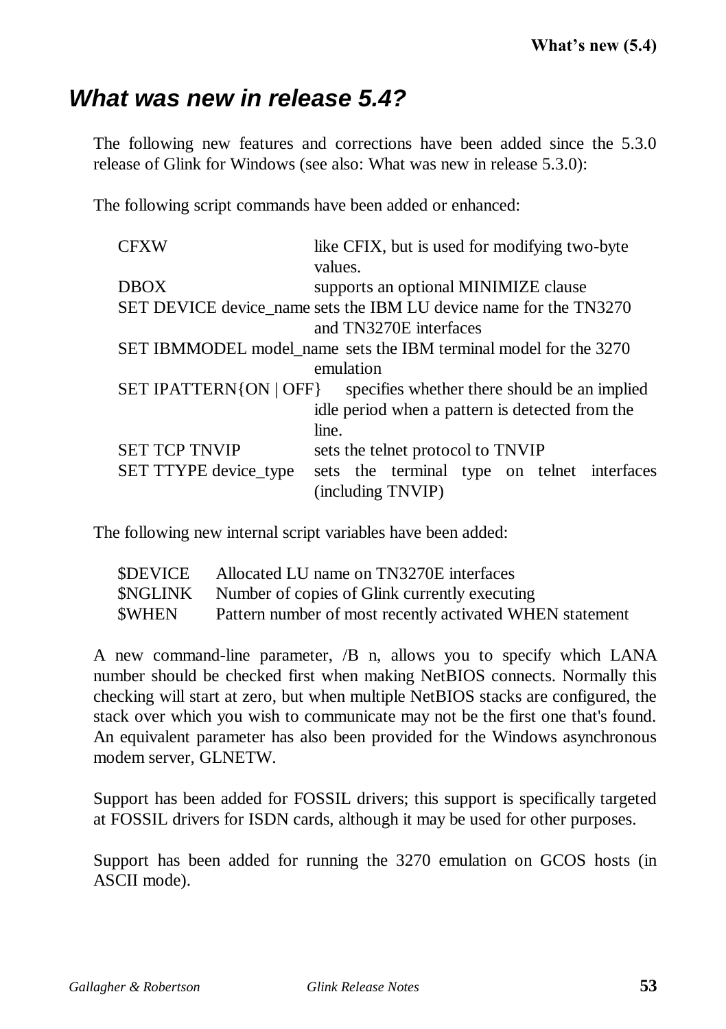## What was new in release 5.4?

The following new features and corrections have been added since the 5.3.0 release of Glink for Windows (see also: What was new in release 5.3.0):

The following script commands have been added or enhanced:

| | |
|---|---|
| CFXW | like CFIX, but is used for modifying two-byte values. |
| DBOX | supports an optional MINIMIZE clause |
| SET DEVICE device_name | sets the IBM LU device name for the TN3270 and TN3270E interfaces |
| SET IBMMODEL model_name | sets the IBM terminal model for the 3270 emulation |
| SET IPATTERN{ON \| OFF} | specifies whether there should be an implied idle period when a pattern is detected from the line. |
| SET TCP TNVIP | sets the telnet protocol to TNVIP |
| SET TTYPE device_type | sets the terminal type on telnet interfaces (including TNVIP) |

The following new internal script variables have been added:

| | |
|---|---|
| $DEVICE | Allocated LU name on TN3270E interfaces |
| $NGLINK | Number of copies of Glink currently executing |
| $WHEN | Pattern number of most recently activated WHEN statement |

A new command-line parameter, /B n, allows you to specify which LANA number should be checked first when making NetBIOS connects. Normally this checking will start at zero, but when multiple NetBIOS stacks are configured, the stack over which you wish to communicate may not be the first one that's found. An equivalent parameter has also been provided for the Windows asynchronous modem server, GLNETW.

Support has been added for FOSSIL drivers; this support is specifically targeted at FOSSIL drivers for ISDN cards, although it may be used for other purposes.

Support has been added for running the 3270 emulation on GCOS hosts (in ASCII mode).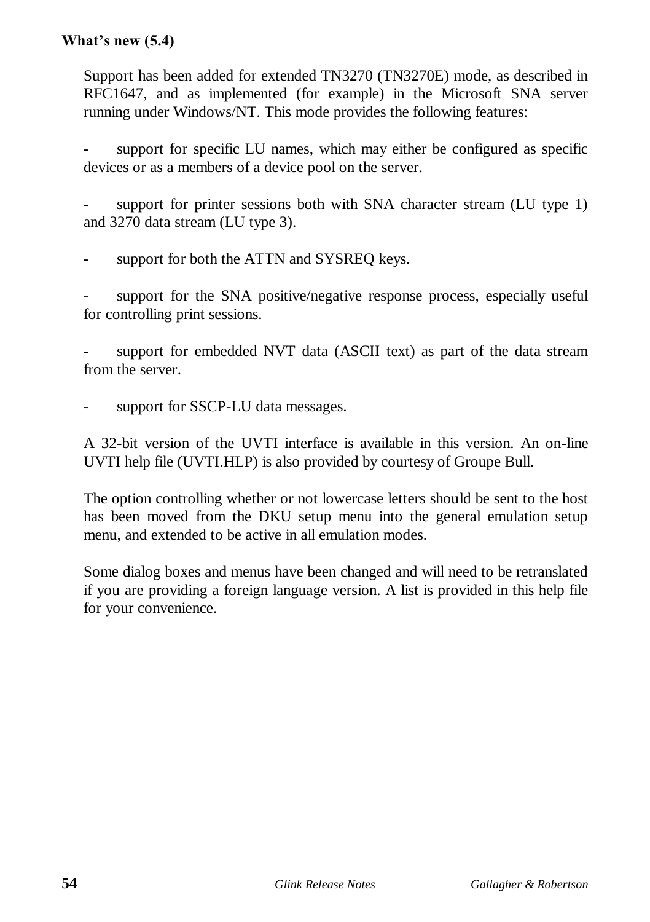**What's new (5.4)**

Support has been added for extended TN3270 (TN3270E) mode, as described in RFC1647, and as implemented (for example) in the Microsoft SNA server running under Windows/NT. This mode provides the following features:

- support for specific LU names, which may either be configured as specific devices or as a members of a device pool on the server.

- support for printer sessions both with SNA character stream (LU type 1) and 3270 data stream (LU type 3).

- support for both the ATTN and SYSREQ keys.

- support for the SNA positive/negative response process, especially useful for controlling print sessions.

- support for embedded NVT data (ASCII text) as part of the data stream from the server.

- support for SSCP-LU data messages.

A 32-bit version of the UVTI interface is available in this version. An on-line UVTI help file (UVTI.HLP) is also provided by courtesy of Groupe Bull.

The option controlling whether or not lowercase letters should be sent to the host has been moved from the DKU setup menu into the general emulation setup menu, and extended to be active in all emulation modes.

Some dialog boxes and menus have been changed and will need to be retranslated if you are providing a foreign language version. A list is provided in this help file for your convenience.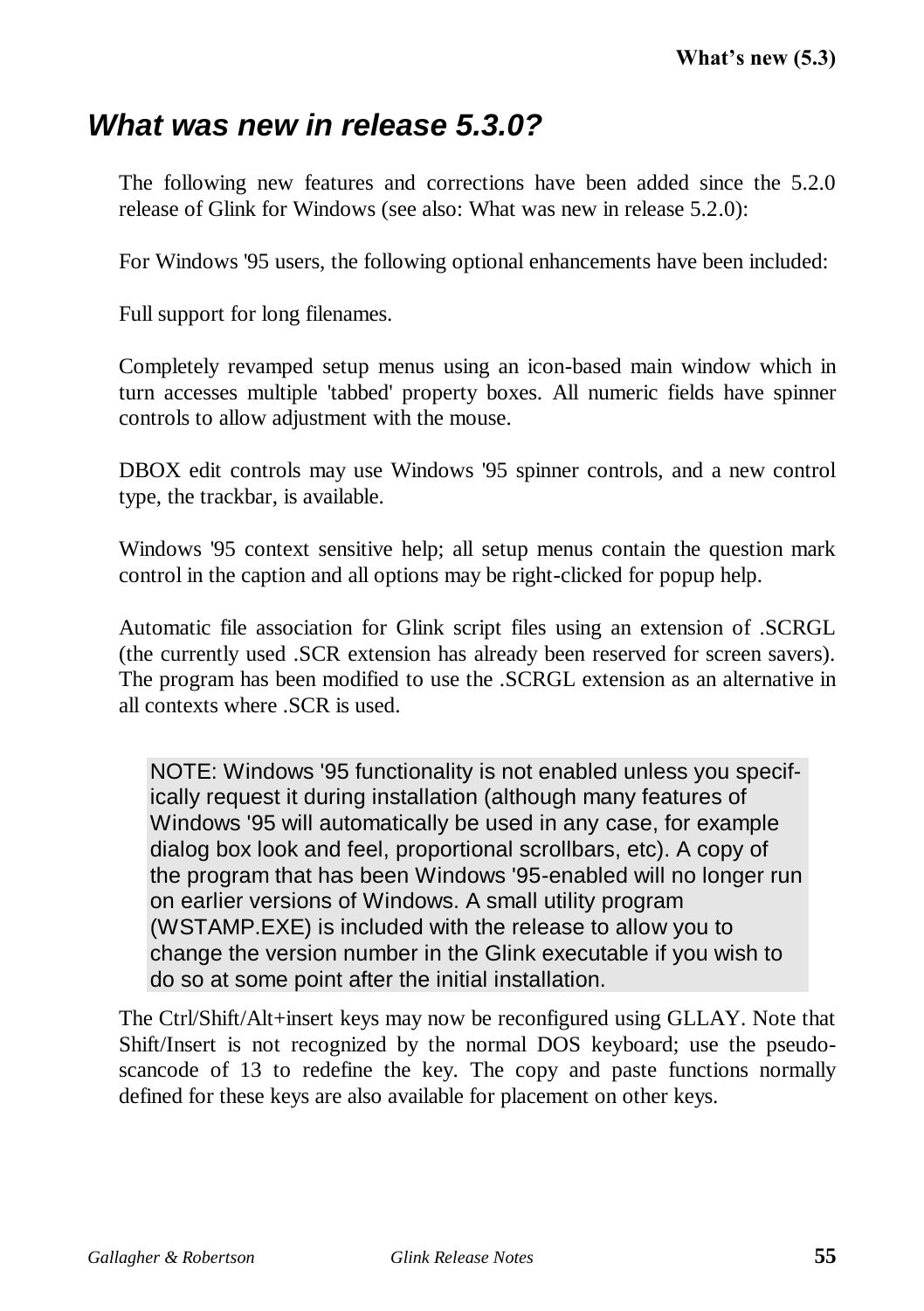## *What was new in release 5.3.0?*

The following new features and corrections have been added since the 5.2.0 release of Glink for Windows (see also: What was new in release 5.2.0):

For Windows '95 users, the following optional enhancements have been included:

Full support for long filenames.

Completely revamped setup menus using an icon-based main window which in turn accesses multiple 'tabbed' property boxes. All numeric fields have spinner controls to allow adjustment with the mouse.

DBOX edit controls may use Windows '95 spinner controls, and a new control type, the trackbar, is available.

Windows '95 context sensitive help; all setup menus contain the question mark control in the caption and all options may be right-clicked for popup help.

Automatic file association for Glink script files using an extension of .SCRGL (the currently used .SCR extension has already been reserved for screen savers). The program has been modified to use the .SCRGL extension as an alternative in all contexts where .SCR is used.

> NOTE: Windows '95 functionality is not enabled unless you specifically request it during installation (although many features of Windows '95 will automatically be used in any case, for example dialog box look and feel, proportional scrollbars, etc). A copy of the program that has been Windows '95-enabled will no longer run on earlier versions of Windows. A small utility program (WSTAMP.EXE) is included with the release to allow you to change the version number in the Glink executable if you wish to do so at some point after the initial installation.

The Ctrl/Shift/Alt+insert keys may now be reconfigured using GLLAY. Note that Shift/Insert is not recognized by the normal DOS keyboard; use the pseudo-scancode of 13 to redefine the key. The copy and paste functions normally defined for these keys are also available for placement on other keys.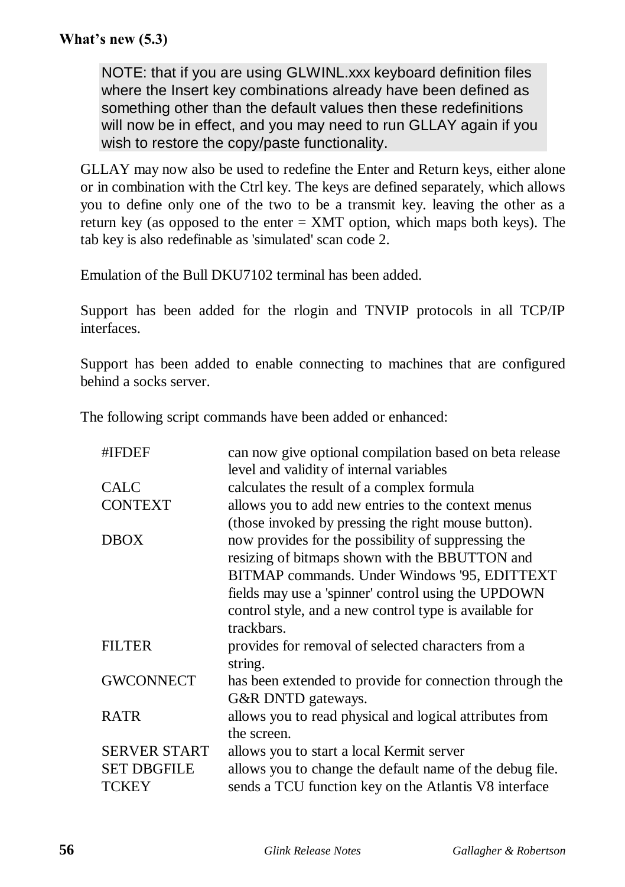**What's new (5.3)**

> NOTE: that if you are using GLWINL.xxx keyboard definition files where the Insert key combinations already have been defined as something other than the default values then these redefinitions will now be in effect, and you may need to run GLLAY again if you wish to restore the copy/paste functionality.

GLLAY may now also be used to redefine the Enter and Return keys, either alone or in combination with the Ctrl key. The keys are defined separately, which allows you to define only one of the two to be a transmit key. leaving the other as a return key (as opposed to the enter = XMT option, which maps both keys). The tab key is also redefinable as 'simulated' scan code 2.

Emulation of the Bull DKU7102 terminal has been added.

Support has been added for the rlogin and TNVIP protocols in all TCP/IP interfaces.

Support has been added to enable connecting to machines that are configured behind a socks server.

The following script commands have been added or enhanced:

| | |
|---|---|
| #IFDEF | can now give optional compilation based on beta release level and validity of internal variables |
| CALC | calculates the result of a complex formula |
| CONTEXT | allows you to add new entries to the context menus (those invoked by pressing the right mouse button). |
| DBOX | now provides for the possibility of suppressing the resizing of bitmaps shown with the BBUTTON and BITMAP commands. Under Windows '95, EDITTEXT fields may use a 'spinner' control using the UPDOWN control style, and a new control type is available for trackbars. |
| FILTER | provides for removal of selected characters from a string. |
| GWCONNECT | has been extended to provide for connection through the G&R DNTD gateways. |
| RATR | allows you to read physical and logical attributes from the screen. |
| SERVER START | allows you to start a local Kermit server |
| SET DBGFILE | allows you to change the default name of the debug file. |
| TCKEY | sends a TCU function key on the Atlantis V8 interface |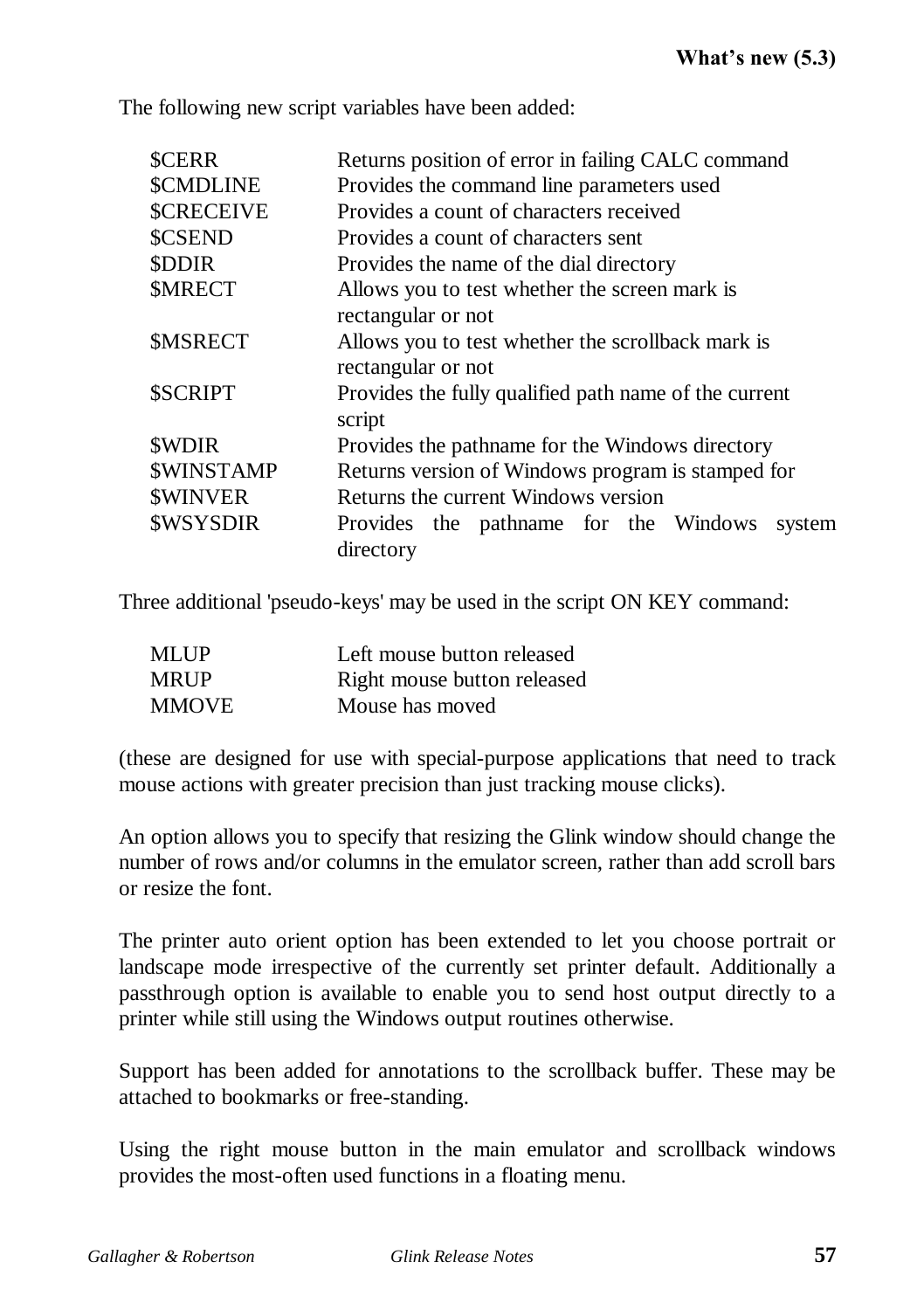The following new script variables have been added:

| | |
|---|---|
| $CERR | Returns position of error in failing CALC command |
| $CMDLINE | Provides the command line parameters used |
| $CRECEIVE | Provides a count of characters received |
| $CSEND | Provides a count of characters sent |
| $DDIR | Provides the name of the dial directory |
| $MRECT | Allows you to test whether the screen mark is rectangular or not |
| $MSRECT | Allows you to test whether the scrollback mark is rectangular or not |
| $SCRIPT | Provides the fully qualified path name of the current script |
| $WDIR | Provides the pathname for the Windows directory |
| $WINSTAMP | Returns version of Windows program is stamped for |
| $WINVER | Returns the current Windows version |
| $WSYSDIR | Provides the pathname for the Windows system directory |

Three additional 'pseudo-keys' may be used in the script ON KEY command:

| | |
|---|---|
| MLUP | Left mouse button released |
| MRUP | Right mouse button released |
| MMOVE | Mouse has moved |

(these are designed for use with special-purpose applications that need to track mouse actions with greater precision than just tracking mouse clicks).

An option allows you to specify that resizing the Glink window should change the number of rows and/or columns in the emulator screen, rather than add scroll bars or resize the font.

The printer auto orient option has been extended to let you choose portrait or landscape mode irrespective of the currently set printer default. Additionally a passthrough option is available to enable you to send host output directly to a printer while still using the Windows output routines otherwise.

Support has been added for annotations to the scrollback buffer. These may be attached to bookmarks or free-standing.

Using the right mouse button in the main emulator and scrollback windows provides the most-often used functions in a floating menu.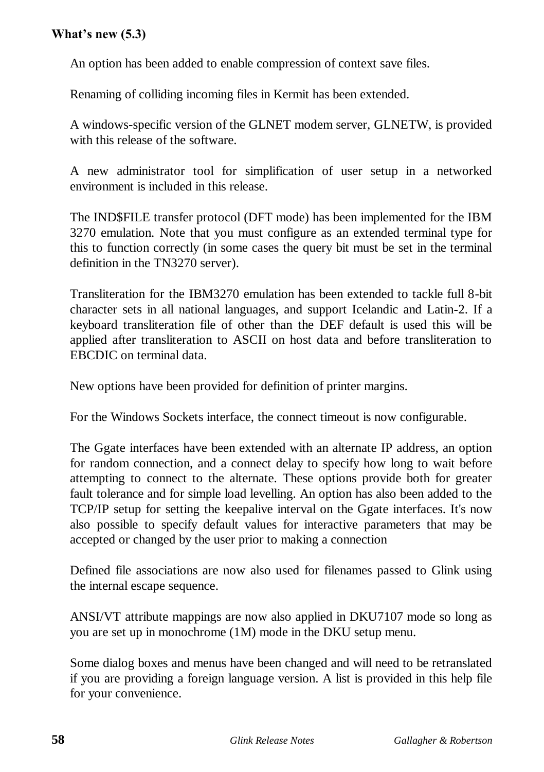**What's new (5.3)**

An option has been added to enable compression of context save files.

Renaming of colliding incoming files in Kermit has been extended.

A windows-specific version of the GLNET modem server, GLNETW, is provided with this release of the software.

A new administrator tool for simplification of user setup in a networked environment is included in this release.

The IND$FILE transfer protocol (DFT mode) has been implemented for the IBM 3270 emulation. Note that you must configure as an extended terminal type for this to function correctly (in some cases the query bit must be set in the terminal definition in the TN3270 server).

Transliteration for the IBM3270 emulation has been extended to tackle full 8-bit character sets in all national languages, and support Icelandic and Latin-2. If a keyboard transliteration file of other than the DEF default is used this will be applied after transliteration to ASCII on host data and before transliteration to EBCDIC on terminal data.

New options have been provided for definition of printer margins.

For the Windows Sockets interface, the connect timeout is now configurable.

The Ggate interfaces have been extended with an alternate IP address, an option for random connection, and a connect delay to specify how long to wait before attempting to connect to the alternate. These options provide both for greater fault tolerance and for simple load levelling. An option has also been added to the TCP/IP setup for setting the keepalive interval on the Ggate interfaces. It's now also possible to specify default values for interactive parameters that may be accepted or changed by the user prior to making a connection

Defined file associations are now also used for filenames passed to Glink using the internal escape sequence.

ANSI/VT attribute mappings are now also applied in DKU7107 mode so long as you are set up in monochrome (1M) mode in the DKU setup menu.

Some dialog boxes and menus have been changed and will need to be retranslated if you are providing a foreign language version. A list is provided in this help file for your convenience.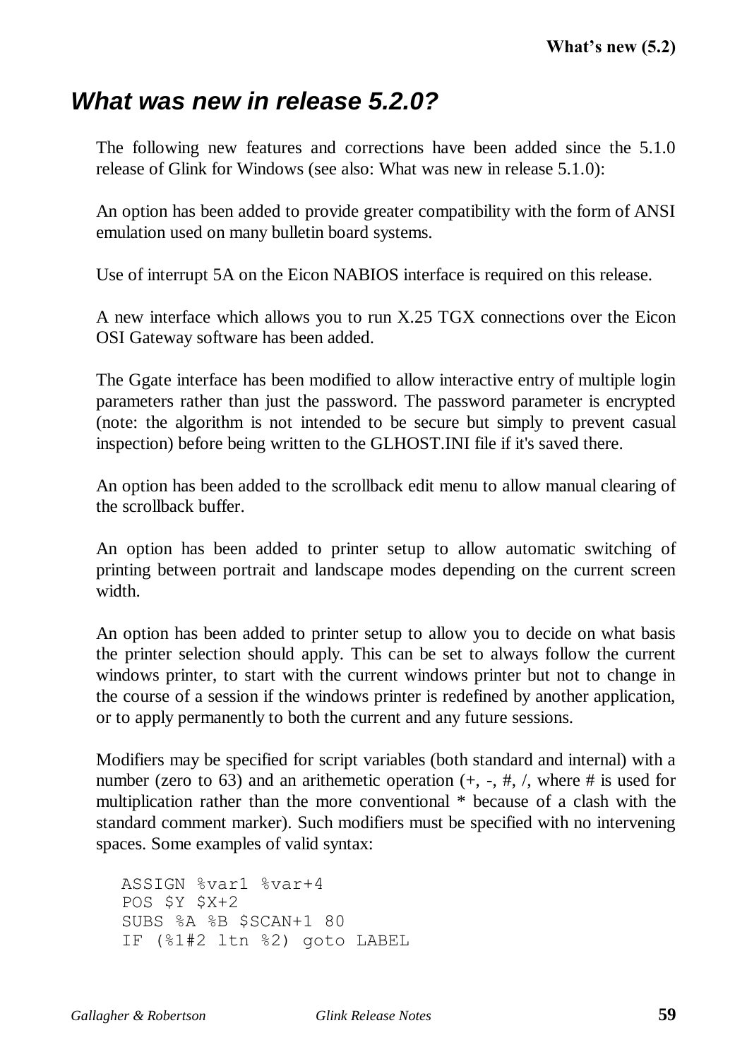## *What was new in release 5.2.0?*

The following new features and corrections have been added since the 5.1.0 release of Glink for Windows (see also: What was new in release 5.1.0):

An option has been added to provide greater compatibility with the form of ANSI emulation used on many bulletin board systems.

Use of interrupt 5A on the Eicon NABIOS interface is required on this release.

A new interface which allows you to run X.25 TGX connections over the Eicon OSI Gateway software has been added.

The Ggate interface has been modified to allow interactive entry of multiple login parameters rather than just the password. The password parameter is encrypted (note: the algorithm is not intended to be secure but simply to prevent casual inspection) before being written to the GLHOST.INI file if it's saved there.

An option has been added to the scrollback edit menu to allow manual clearing of the scrollback buffer.

An option has been added to printer setup to allow automatic switching of printing between portrait and landscape modes depending on the current screen width.

An option has been added to printer setup to allow you to decide on what basis the printer selection should apply. This can be set to always follow the current windows printer, to start with the current windows printer but not to change in the course of a session if the windows printer is redefined by another application, or to apply permanently to both the current and any future sessions.

Modifiers may be specified for script variables (both standard and internal) with a number (zero to 63) and an arithemetic operation (+, -, #, /, where # is used for multiplication rather than the more conventional * because of a clash with the standard comment marker). Such modifiers must be specified with no intervening spaces. Some examples of valid syntax:

```
ASSIGN %var1 %var+4
POS $Y $X+2
SUBS %A %B $SCAN+1 80
IF (%1#2 ltn %2) goto LABEL
```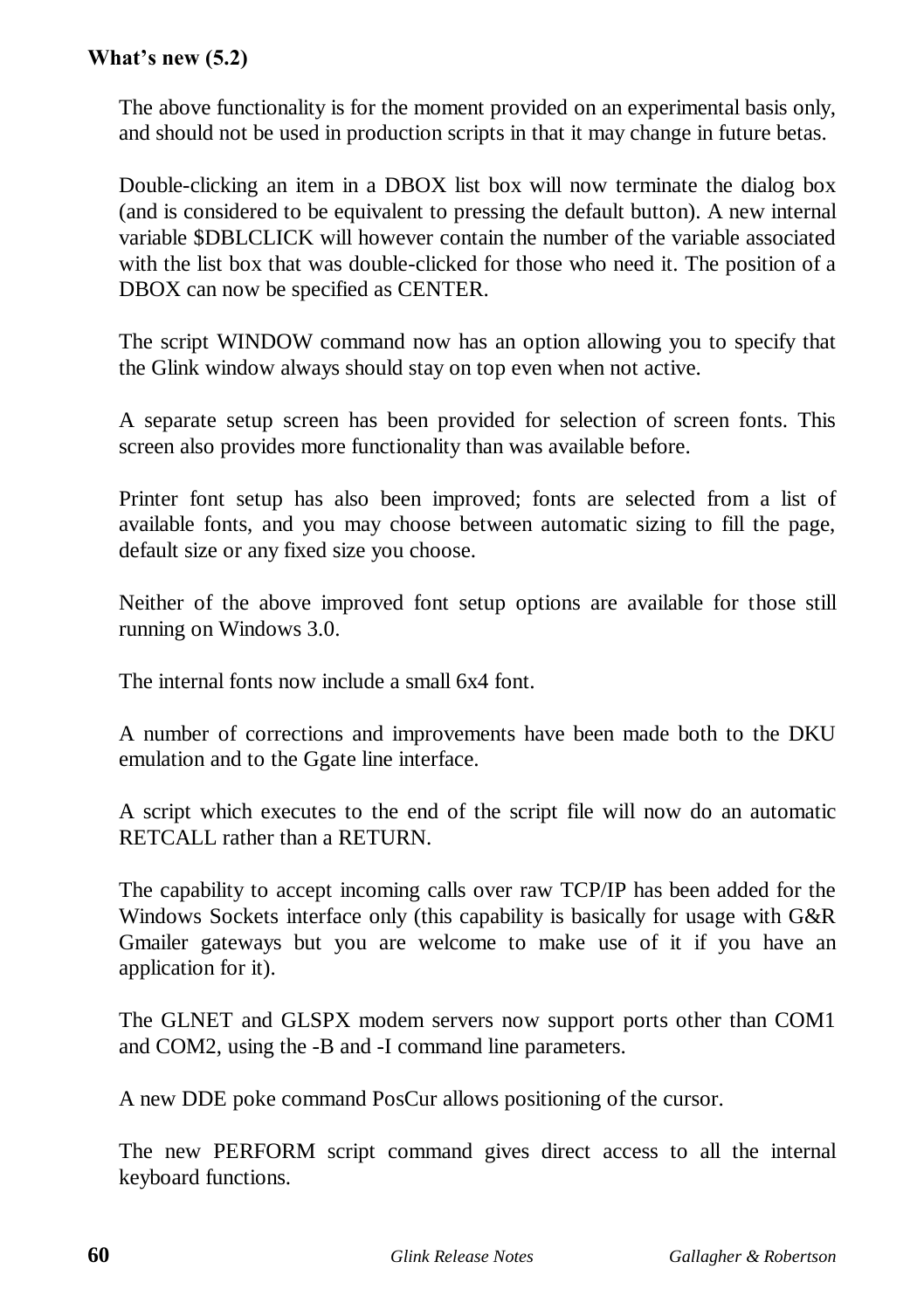**What's new (5.2)**

The above functionality is for the moment provided on an experimental basis only, and should not be used in production scripts in that it may change in future betas.

Double-clicking an item in a DBOX list box will now terminate the dialog box (and is considered to be equivalent to pressing the default button). A new internal variable $DBLCLICK will however contain the number of the variable associated with the list box that was double-clicked for those who need it. The position of a DBOX can now be specified as CENTER.

The script WINDOW command now has an option allowing you to specify that the Glink window always should stay on top even when not active.

A separate setup screen has been provided for selection of screen fonts. This screen also provides more functionality than was available before.

Printer font setup has also been improved; fonts are selected from a list of available fonts, and you may choose between automatic sizing to fill the page, default size or any fixed size you choose.

Neither of the above improved font setup options are available for those still running on Windows 3.0.

The internal fonts now include a small 6x4 font.

A number of corrections and improvements have been made both to the DKU emulation and to the Ggate line interface.

A script which executes to the end of the script file will now do an automatic RETCALL rather than a RETURN.

The capability to accept incoming calls over raw TCP/IP has been added for the Windows Sockets interface only (this capability is basically for usage with G&R Gmailer gateways but you are welcome to make use of it if you have an application for it).

The GLNET and GLSPX modem servers now support ports other than COM1 and COM2, using the -B and -I command line parameters.

A new DDE poke command PosCur allows positioning of the cursor.

The new PERFORM script command gives direct access to all the internal keyboard functions.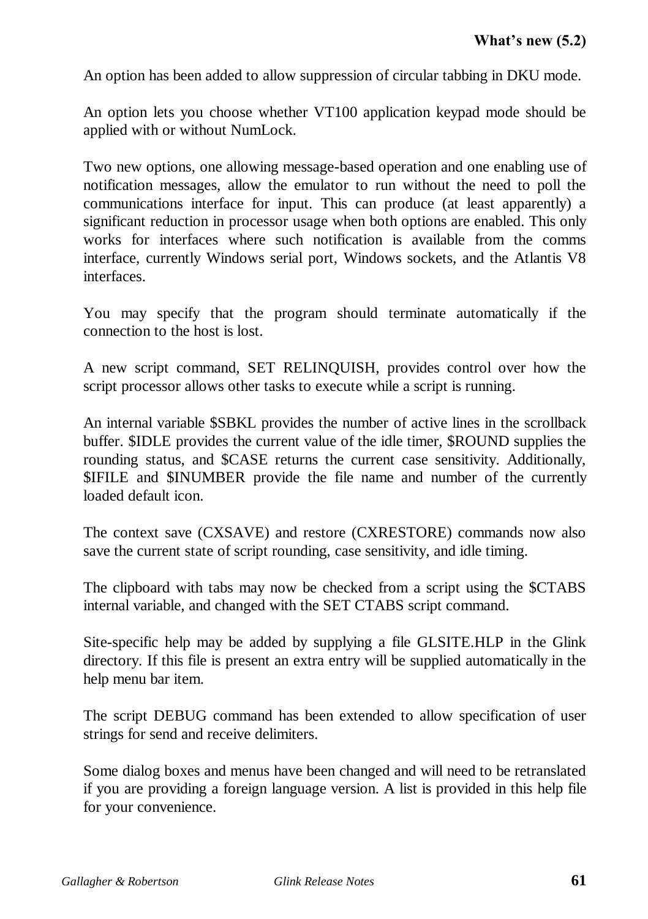An option has been added to allow suppression of circular tabbing in DKU mode.

An option lets you choose whether VT100 application keypad mode should be applied with or without NumLock.

Two new options, one allowing message-based operation and one enabling use of notification messages, allow the emulator to run without the need to poll the communications interface for input. This can produce (at least apparently) a significant reduction in processor usage when both options are enabled. This only works for interfaces where such notification is available from the comms interface, currently Windows serial port, Windows sockets, and the Atlantis V8 interfaces.

You may specify that the program should terminate automatically if the connection to the host is lost.

A new script command, SET RELINQUISH, provides control over how the script processor allows other tasks to execute while a script is running.

An internal variable $SBKL provides the number of active lines in the scrollback buffer. $IDLE provides the current value of the idle timer, $ROUND supplies the rounding status, and $CASE returns the current case sensitivity. Additionally, $IFILE and $INUMBER provide the file name and number of the currently loaded default icon.

The context save (CXSAVE) and restore (CXRESTORE) commands now also save the current state of script rounding, case sensitivity, and idle timing.

The clipboard with tabs may now be checked from a script using the $CTABS internal variable, and changed with the SET CTABS script command.

Site-specific help may be added by supplying a file GLSITE.HLP in the Glink directory. If this file is present an extra entry will be supplied automatically in the help menu bar item.

The script DEBUG command has been extended to allow specification of user strings for send and receive delimiters.

Some dialog boxes and menus have been changed and will need to be retranslated if you are providing a foreign language version. A list is provided in this help file for your convenience.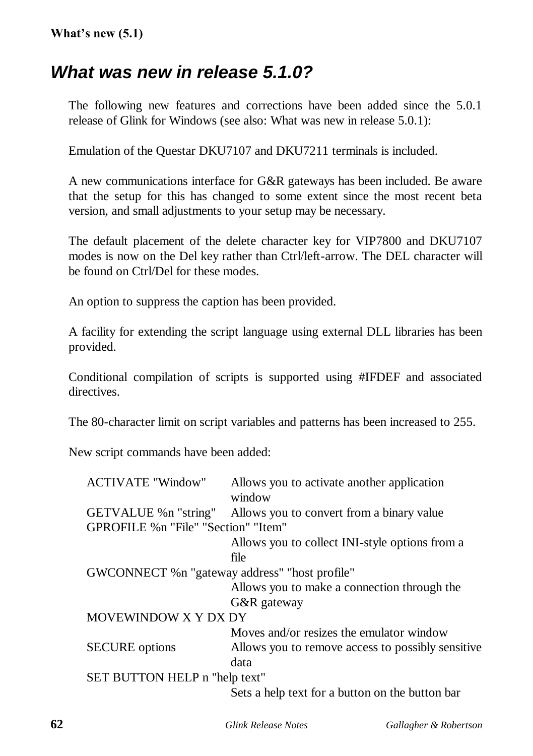## *What was new in release 5.1.0?*

The following new features and corrections have been added since the 5.0.1 release of Glink for Windows (see also: What was new in release 5.0.1):

Emulation of the Questar DKU7107 and DKU7211 terminals is included.

A new communications interface for G&R gateways has been included. Be aware that the setup for this has changed to some extent since the most recent beta version, and small adjustments to your setup may be necessary.

The default placement of the delete character key for VIP7800 and DKU7107 modes is now on the Del key rather than Ctrl/left-arrow. The DEL character will be found on Ctrl/Del for these modes.

An option to suppress the caption has been provided.

A facility for extending the script language using external DLL libraries has been provided.

Conditional compilation of scripts is supported using #IFDEF and associated directives.

The 80-character limit on script variables and patterns has been increased to 255.

New script commands have been added:

| | |
|---|---|
| ACTIVATE "Window" | Allows you to activate another application window |
| GETVALUE %n "string" | Allows you to convert from a binary value |
| GPROFILE %n "File" "Section" "Item" | Allows you to collect INI-style options from a file |
| GWCONNECT %n "gateway address" "host profile" | Allows you to make a connection through the G&R gateway |
| MOVEWINDOW X Y DX DY | Moves and/or resizes the emulator window |
| SECURE options | Allows you to remove access to possibly sensitive data |
| SET BUTTON HELP n "help text" | Sets a help text for a button on the button bar |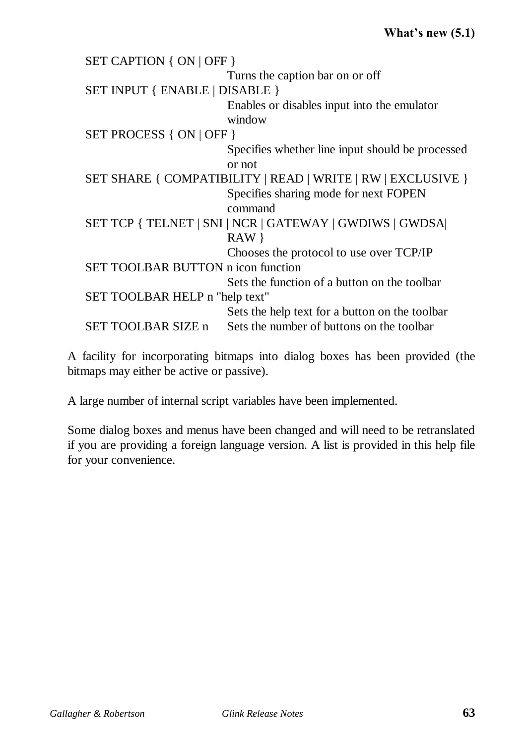SET CAPTION { ON | OFF }
: Turns the caption bar on or off

SET INPUT { ENABLE | DISABLE }
: Enables or disables input into the emulator window

SET PROCESS { ON | OFF }
: Specifies whether line input should be processed or not

SET SHARE { COMPATIBILITY | READ | WRITE | RW | EXCLUSIVE }
: Specifies sharing mode for next FOPEN command

SET TCP { TELNET | SNI | NCR | GATEWAY | GWDIWS | GWDSA| RAW }
: Chooses the protocol to use over TCP/IP

SET TOOLBAR BUTTON n icon function
: Sets the function of a button on the toolbar

SET TOOLBAR HELP n "help text"
: Sets the help text for a button on the toolbar

SET TOOLBAR SIZE n
: Sets the number of buttons on the toolbar

A facility for incorporating bitmaps into dialog boxes has been provided (the bitmaps may either be active or passive).

A large number of internal script variables have been implemented.

Some dialog boxes and menus have been changed and will need to be retranslated if you are providing a foreign language version. A list is provided in this help file for your convenience.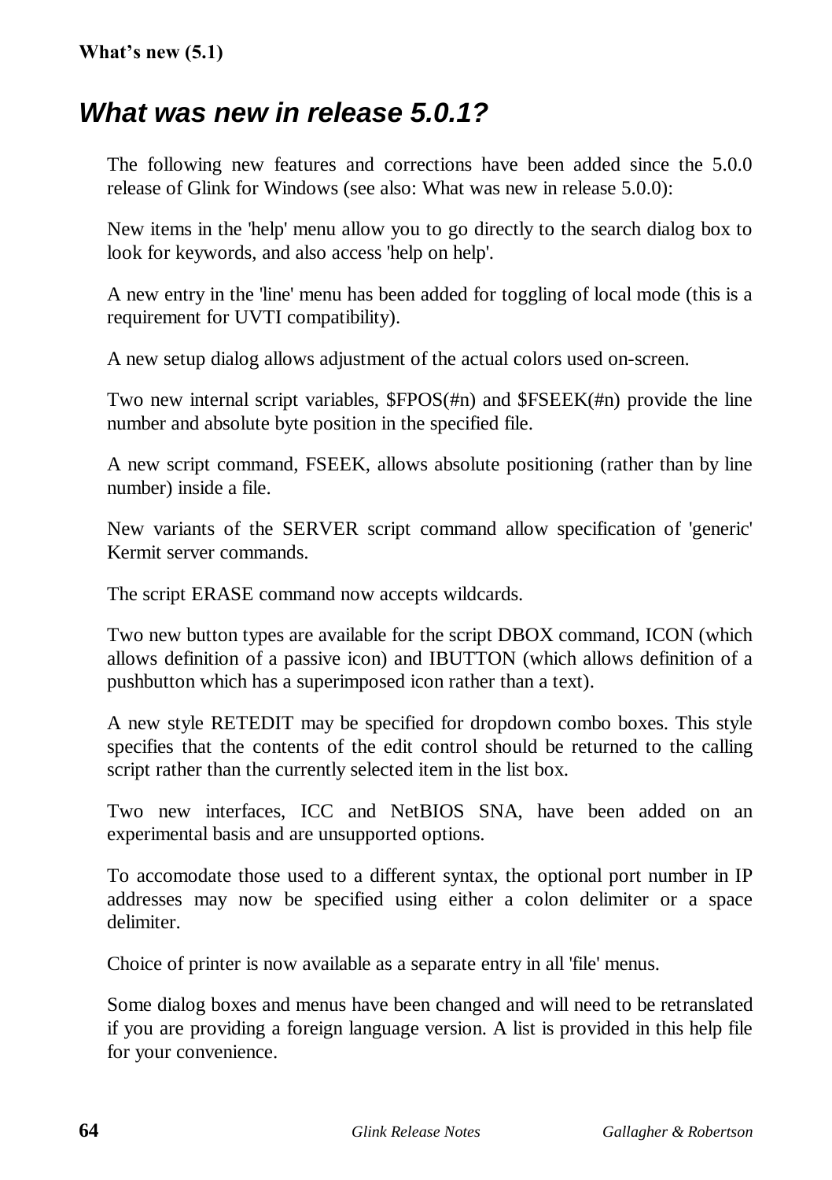## *What was new in release 5.0.1?*

The following new features and corrections have been added since the 5.0.0 release of Glink for Windows (see also: What was new in release 5.0.0):

New items in the 'help' menu allow you to go directly to the search dialog box to look for keywords, and also access 'help on help'.

A new entry in the 'line' menu has been added for toggling of local mode (this is a requirement for UVTI compatibility).

A new setup dialog allows adjustment of the actual colors used on-screen.

Two new internal script variables, $FPOS(#n) and $FSEEK(#n) provide the line number and absolute byte position in the specified file.

A new script command, FSEEK, allows absolute positioning (rather than by line number) inside a file.

New variants of the SERVER script command allow specification of 'generic' Kermit server commands.

The script ERASE command now accepts wildcards.

Two new button types are available for the script DBOX command, ICON (which allows definition of a passive icon) and IBUTTON (which allows definition of a pushbutton which has a superimposed icon rather than a text).

A new style RETEDIT may be specified for dropdown combo boxes. This style specifies that the contents of the edit control should be returned to the calling script rather than the currently selected item in the list box.

Two new interfaces, ICC and NetBIOS SNA, have been added on an experimental basis and are unsupported options.

To accomodate those used to a different syntax, the optional port number in IP addresses may now be specified using either a colon delimiter or a space delimiter.

Choice of printer is now available as a separate entry in all 'file' menus.

Some dialog boxes and menus have been changed and will need to be retranslated if you are providing a foreign language version. A list is provided in this help file for your convenience.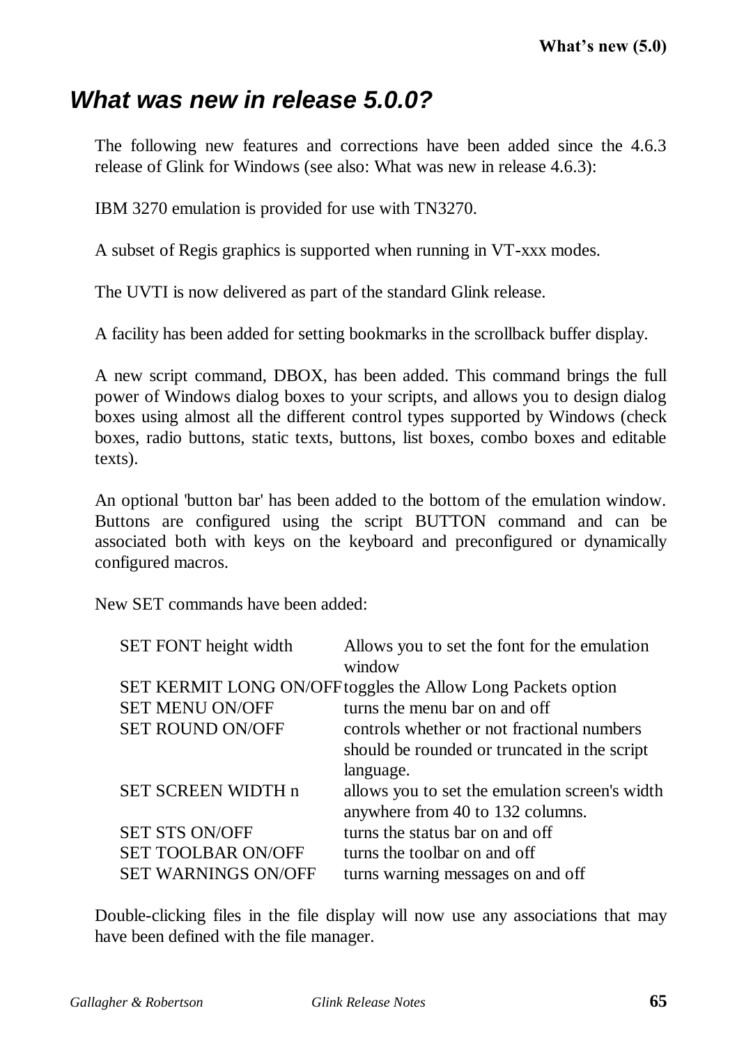## *What was new in release 5.0.0?*

The following new features and corrections have been added since the 4.6.3 release of Glink for Windows (see also: What was new in release 4.6.3):

IBM 3270 emulation is provided for use with TN3270.

A subset of Regis graphics is supported when running in VT-xxx modes.

The UVTI is now delivered as part of the standard Glink release.

A facility has been added for setting bookmarks in the scrollback buffer display.

A new script command, DBOX, has been added. This command brings the full power of Windows dialog boxes to your scripts, and allows you to design dialog boxes using almost all the different control types supported by Windows (check boxes, radio buttons, static texts, buttons, list boxes, combo boxes and editable texts).

An optional 'button bar' has been added to the bottom of the emulation window. Buttons are configured using the script BUTTON command and can be associated both with keys on the keyboard and preconfigured or dynamically configured macros.

New SET commands have been added:

| | |
|---|---|
| SET FONT height width | Allows you to set the font for the emulation window |
| SET KERMIT LONG ON/OFF | toggles the Allow Long Packets option |
| SET MENU ON/OFF | turns the menu bar on and off |
| SET ROUND ON/OFF | controls whether or not fractional numbers should be rounded or truncated in the script language. |
| SET SCREEN WIDTH n | allows you to set the emulation screen's width anywhere from 40 to 132 columns. |
| SET STS ON/OFF | turns the status bar on and off |
| SET TOOLBAR ON/OFF | turns the toolbar on and off |
| SET WARNINGS ON/OFF | turns warning messages on and off |

Double-clicking files in the file display will now use any associations that may have been defined with the file manager.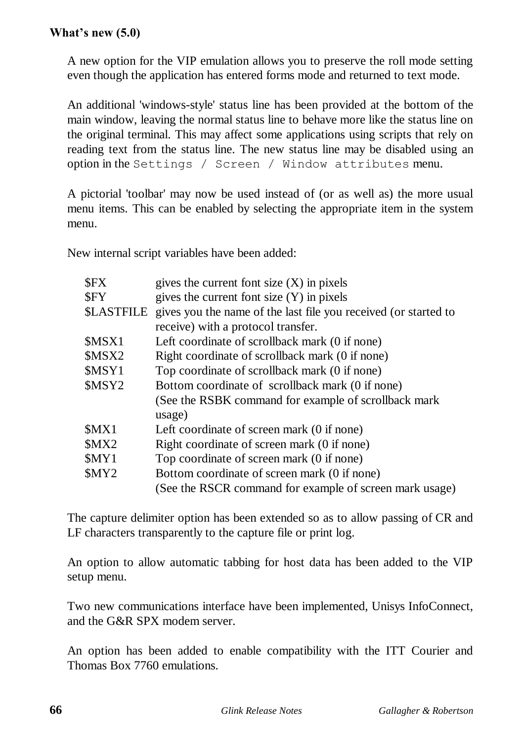**What's new (5.0)**

A new option for the VIP emulation allows you to preserve the roll mode setting even though the application has entered forms mode and returned to text mode.

An additional 'windows-style' status line has been provided at the bottom of the main window, leaving the normal status line to behave more like the status line on the original terminal. This may affect some applications using scripts that rely on reading text from the status line. The new status line may be disabled using an option in the `Settings / Screen / Window attributes` menu.

A pictorial 'toolbar' may now be used instead of (or as well as) the more usual menu items. This can be enabled by selecting the appropriate item in the system menu.

New internal script variables have been added:

| | |
|---|---|
| $FX | gives the current font size (X) in pixels |
| $FY | gives the current font size (Y) in pixels |
| $LASTFILE | gives you the name of the last file you received (or started to receive) with a protocol transfer. |
| $MSX1 | Left coordinate of scrollback mark (0 if none) |
| $MSX2 | Right coordinate of scrollback mark (0 if none) |
| $MSY1 | Top coordinate of scrollback mark (0 if none) |
| $MSY2 | Bottom coordinate of scrollback mark (0 if none) (See the RSBK command for example of scrollback mark usage) |
| $MX1 | Left coordinate of screen mark (0 if none) |
| $MX2 | Right coordinate of screen mark (0 if none) |
| $MY1 | Top coordinate of screen mark (0 if none) |
| $MY2 | Bottom coordinate of screen mark (0 if none) (See the RSCR command for example of screen mark usage) |

The capture delimiter option has been extended so as to allow passing of CR and LF characters transparently to the capture file or print log.

An option to allow automatic tabbing for host data has been added to the VIP setup menu.

Two new communications interface have been implemented, Unisys InfoConnect, and the G&R SPX modem server.

An option has been added to enable compatibility with the ITT Courier and Thomas Box 7760 emulations.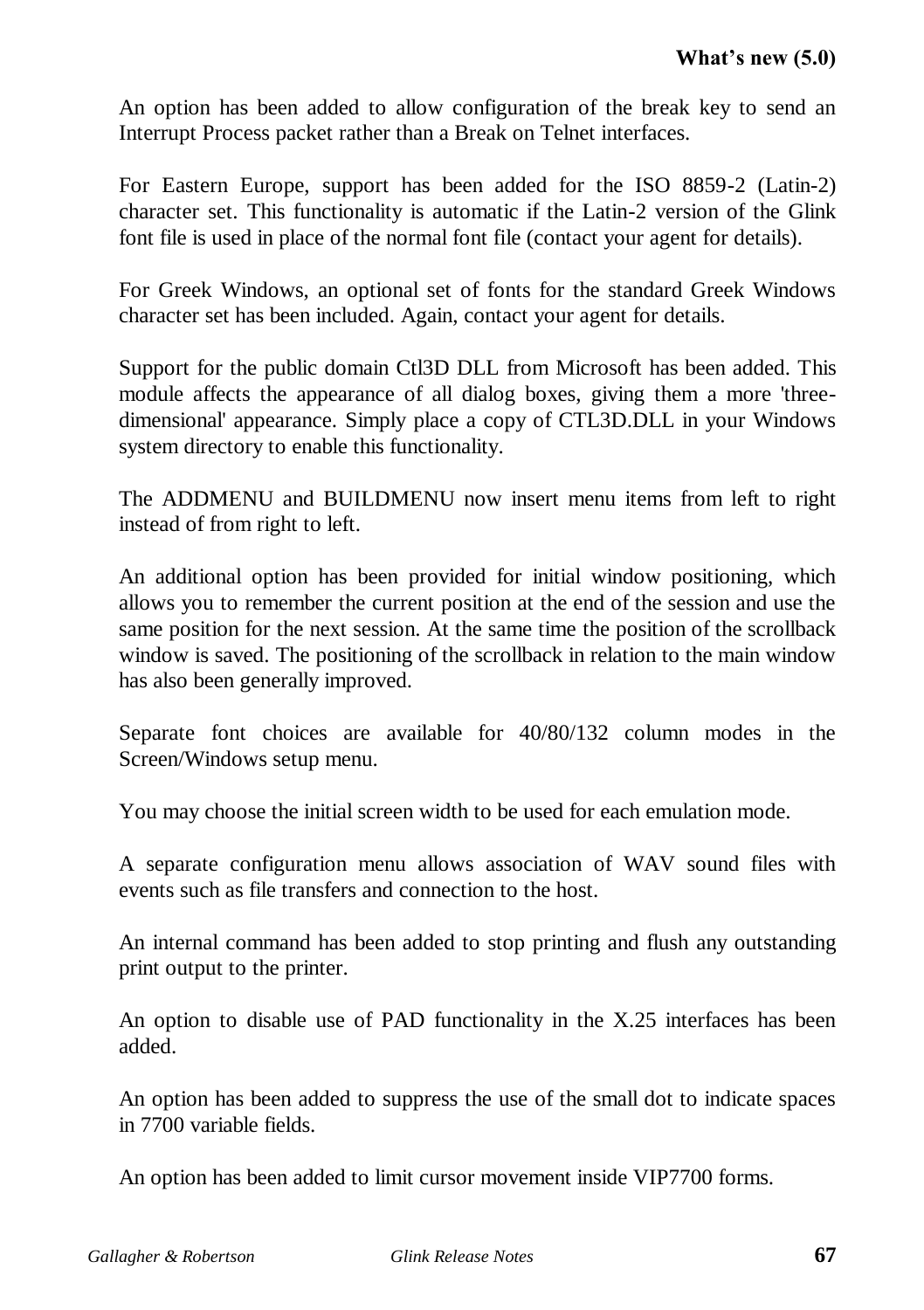An option has been added to allow configuration of the break key to send an Interrupt Process packet rather than a Break on Telnet interfaces.

For Eastern Europe, support has been added for the ISO 8859-2 (Latin-2) character set. This functionality is automatic if the Latin-2 version of the Glink font file is used in place of the normal font file (contact your agent for details).

For Greek Windows, an optional set of fonts for the standard Greek Windows character set has been included. Again, contact your agent for details.

Support for the public domain Ctl3D DLL from Microsoft has been added. This module affects the appearance of all dialog boxes, giving them a more 'three-dimensional' appearance. Simply place a copy of CTL3D.DLL in your Windows system directory to enable this functionality.

The ADDMENU and BUILDMENU now insert menu items from left to right instead of from right to left.

An additional option has been provided for initial window positioning, which allows you to remember the current position at the end of the session and use the same position for the next session. At the same time the position of the scrollback window is saved. The positioning of the scrollback in relation to the main window has also been generally improved.

Separate font choices are available for 40/80/132 column modes in the Screen/Windows setup menu.

You may choose the initial screen width to be used for each emulation mode.

A separate configuration menu allows association of WAV sound files with events such as file transfers and connection to the host.

An internal command has been added to stop printing and flush any outstanding print output to the printer.

An option to disable use of PAD functionality in the X.25 interfaces has been added.

An option has been added to suppress the use of the small dot to indicate spaces in 7700 variable fields.

An option has been added to limit cursor movement inside VIP7700 forms.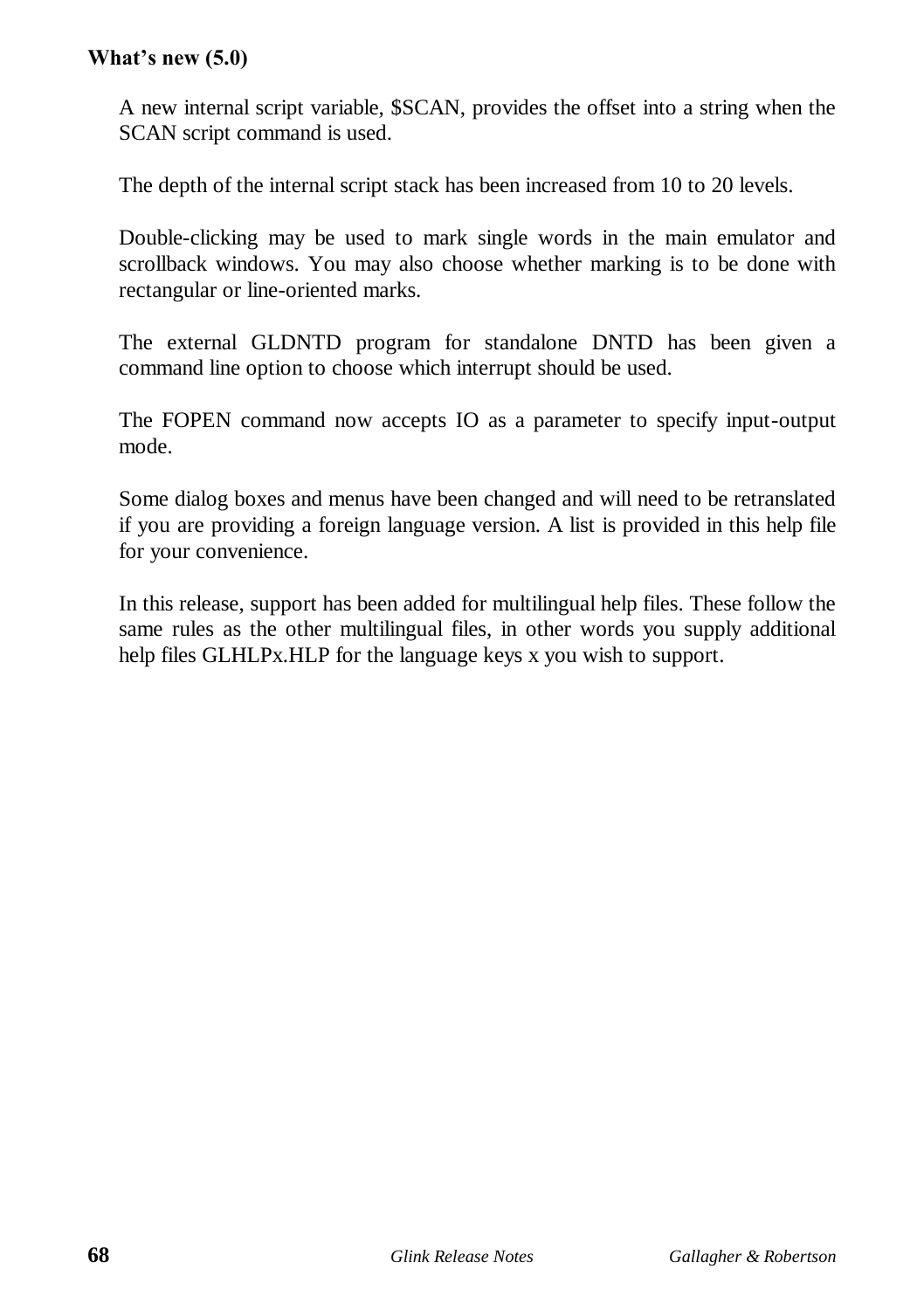**What's new (5.0)**

A new internal script variable, $SCAN, provides the offset into a string when the SCAN script command is used.

The depth of the internal script stack has been increased from 10 to 20 levels.

Double-clicking may be used to mark single words in the main emulator and scrollback windows. You may also choose whether marking is to be done with rectangular or line-oriented marks.

The external GLDNTD program for standalone DNTD has been given a command line option to choose which interrupt should be used.

The FOPEN command now accepts IO as a parameter to specify input-output mode.

Some dialog boxes and menus have been changed and will need to be retranslated if you are providing a foreign language version. A list is provided in this help file for your convenience.

In this release, support has been added for multilingual help files. These follow the same rules as the other multilingual files, in other words you supply additional help files GLHLPx.HLP for the language keys x you wish to support.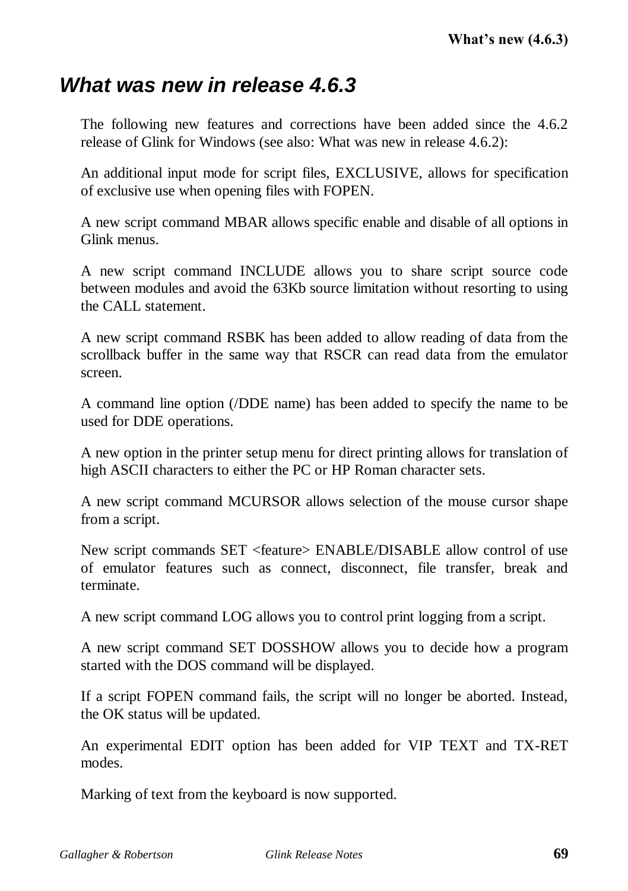## *What was new in release 4.6.3*

The following new features and corrections have been added since the 4.6.2 release of Glink for Windows (see also: What was new in release 4.6.2):

An additional input mode for script files, EXCLUSIVE, allows for specification of exclusive use when opening files with FOPEN.

A new script command MBAR allows specific enable and disable of all options in Glink menus.

A new script command INCLUDE allows you to share script source code between modules and avoid the 63Kb source limitation without resorting to using the CALL statement.

A new script command RSBK has been added to allow reading of data from the scrollback buffer in the same way that RSCR can read data from the emulator screen.

A command line option (/DDE name) has been added to specify the name to be used for DDE operations.

A new option in the printer setup menu for direct printing allows for translation of high ASCII characters to either the PC or HP Roman character sets.

A new script command MCURSOR allows selection of the mouse cursor shape from a script.

New script commands SET <feature> ENABLE/DISABLE allow control of use of emulator features such as connect, disconnect, file transfer, break and terminate.

A new script command LOG allows you to control print logging from a script.

A new script command SET DOSSHOW allows you to decide how a program started with the DOS command will be displayed.

If a script FOPEN command fails, the script will no longer be aborted. Instead, the OK status will be updated.

An experimental EDIT option has been added for VIP TEXT and TX-RET modes.

Marking of text from the keyboard is now supported.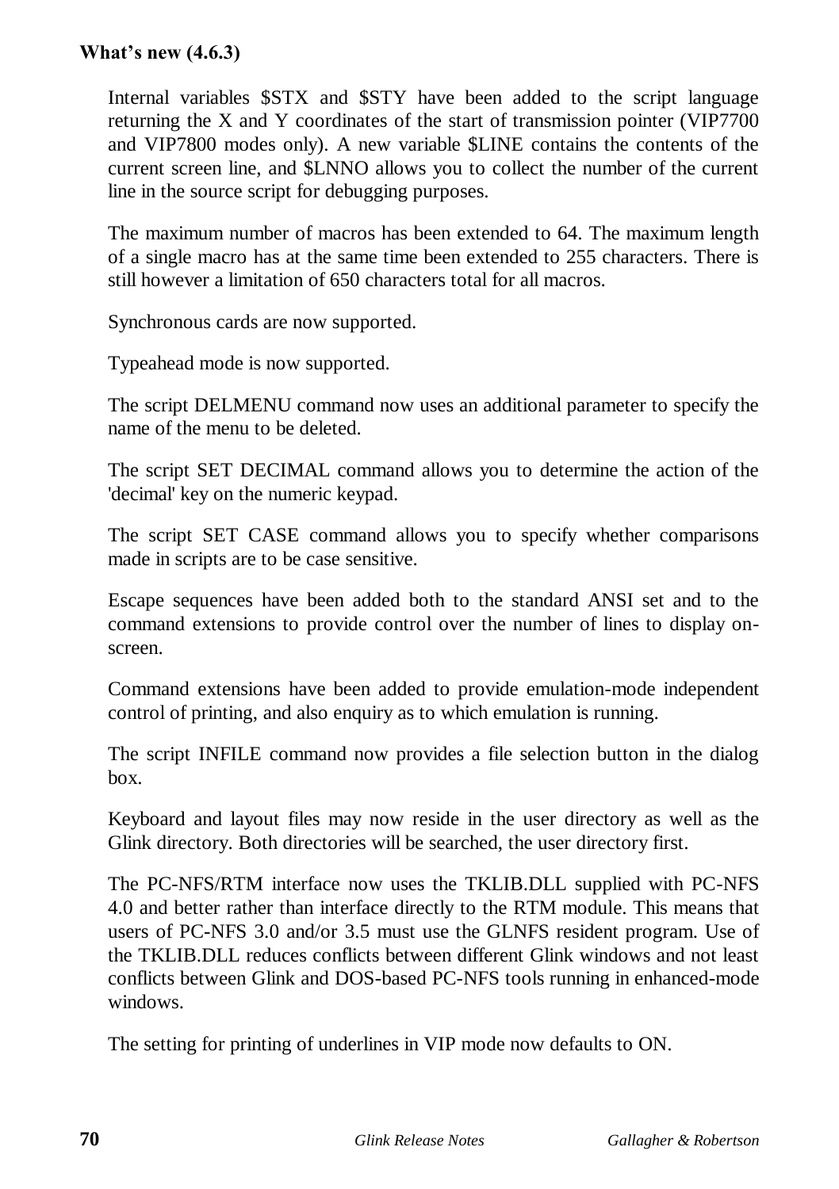### What's new (4.6.3)

Internal variables $STX and $STY have been added to the script language returning the X and Y coordinates of the start of transmission pointer (VIP7700 and VIP7800 modes only). A new variable $LINE contains the contents of the current screen line, and $LNNO allows you to collect the number of the current line in the source script for debugging purposes.

The maximum number of macros has been extended to 64. The maximum length of a single macro has at the same time been extended to 255 characters. There is still however a limitation of 650 characters total for all macros.

Synchronous cards are now supported.

Typeahead mode is now supported.

The script DELMENU command now uses an additional parameter to specify the name of the menu to be deleted.

The script SET DECIMAL command allows you to determine the action of the 'decimal' key on the numeric keypad.

The script SET CASE command allows you to specify whether comparisons made in scripts are to be case sensitive.

Escape sequences have been added both to the standard ANSI set and to the command extensions to provide control over the number of lines to display on-screen.

Command extensions have been added to provide emulation-mode independent control of printing, and also enquiry as to which emulation is running.

The script INFILE command now provides a file selection button in the dialog box.

Keyboard and layout files may now reside in the user directory as well as the Glink directory. Both directories will be searched, the user directory first.

The PC-NFS/RTM interface now uses the TKLIB.DLL supplied with PC-NFS 4.0 and better rather than interface directly to the RTM module. This means that users of PC-NFS 3.0 and/or 3.5 must use the GLNFS resident program. Use of the TKLIB.DLL reduces conflicts between different Glink windows and not least conflicts between Glink and DOS-based PC-NFS tools running in enhanced-mode windows.

The setting for printing of underlines in VIP mode now defaults to ON.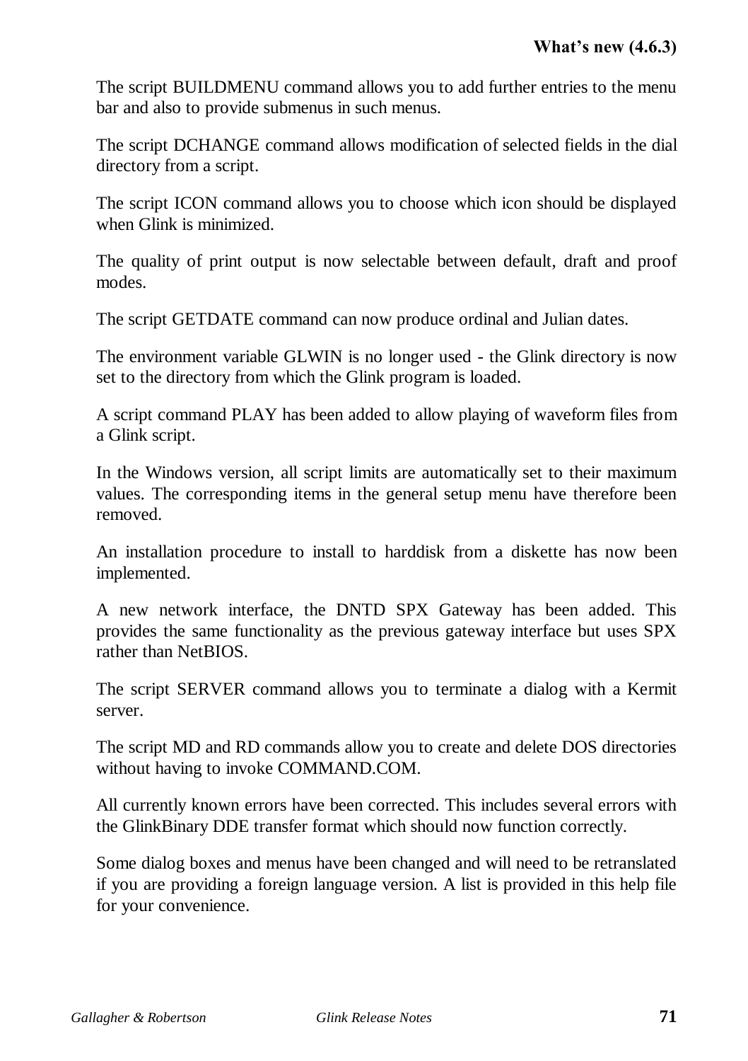The script BUILDMENU command allows you to add further entries to the menu bar and also to provide submenus in such menus.

The script DCHANGE command allows modification of selected fields in the dial directory from a script.

The script ICON command allows you to choose which icon should be displayed when Glink is minimized.

The quality of print output is now selectable between default, draft and proof modes.

The script GETDATE command can now produce ordinal and Julian dates.

The environment variable GLWIN is no longer used - the Glink directory is now set to the directory from which the Glink program is loaded.

A script command PLAY has been added to allow playing of waveform files from a Glink script.

In the Windows version, all script limits are automatically set to their maximum values. The corresponding items in the general setup menu have therefore been removed.

An installation procedure to install to harddisk from a diskette has now been implemented.

A new network interface, the DNTD SPX Gateway has been added. This provides the same functionality as the previous gateway interface but uses SPX rather than NetBIOS.

The script SERVER command allows you to terminate a dialog with a Kermit server.

The script MD and RD commands allow you to create and delete DOS directories without having to invoke COMMAND.COM.

All currently known errors have been corrected. This includes several errors with the GlinkBinary DDE transfer format which should now function correctly.

Some dialog boxes and menus have been changed and will need to be retranslated if you are providing a foreign language version. A list is provided in this help file for your convenience.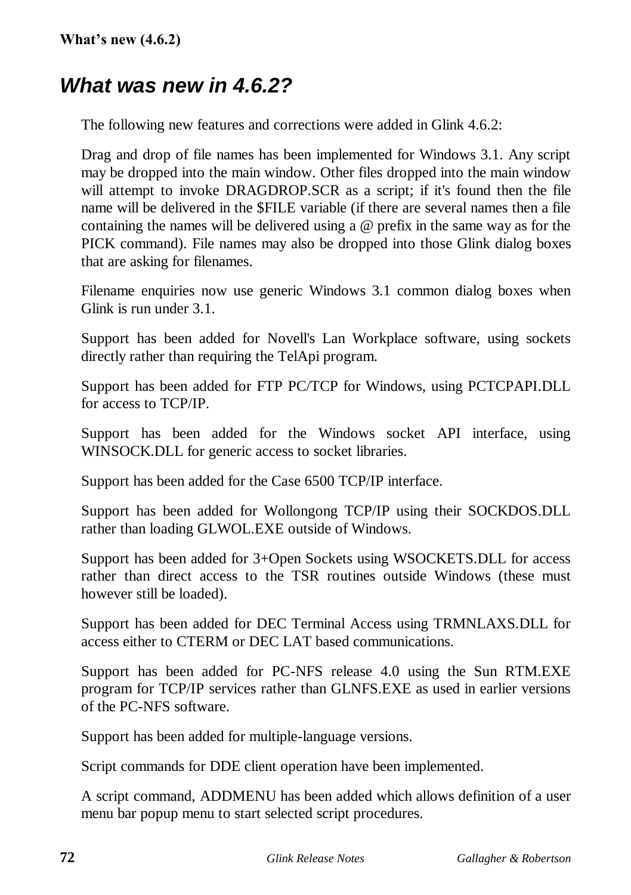## What was new in 4.6.2?

The following new features and corrections were added in Glink 4.6.2:

Drag and drop of file names has been implemented for Windows 3.1. Any script may be dropped into the main window. Other files dropped into the main window will attempt to invoke DRAGDROP.SCR as a script; if it's found then the file name will be delivered in the $FILE variable (if there are several names then a file containing the names will be delivered using a @ prefix in the same way as for the PICK command). File names may also be dropped into those Glink dialog boxes that are asking for filenames.

Filename enquiries now use generic Windows 3.1 common dialog boxes when Glink is run under 3.1.

Support has been added for Novell's Lan Workplace software, using sockets directly rather than requiring the TelApi program.

Support has been added for FTP PC/TCP for Windows, using PCTCPAPI.DLL for access to TCP/IP.

Support has been added for the Windows socket API interface, using WINSOCK.DLL for generic access to socket libraries.

Support has been added for the Case 6500 TCP/IP interface.

Support has been added for Wollongong TCP/IP using their SOCKDOS.DLL rather than loading GLWOL.EXE outside of Windows.

Support has been added for 3+Open Sockets using WSOCKETS.DLL for access rather than direct access to the TSR routines outside Windows (these must however still be loaded).

Support has been added for DEC Terminal Access using TRMNLAXS.DLL for access either to CTERM or DEC LAT based communications.

Support has been added for PC-NFS release 4.0 using the Sun RTM.EXE program for TCP/IP services rather than GLNFS.EXE as used in earlier versions of the PC-NFS software.

Support has been added for multiple-language versions.

Script commands for DDE client operation have been implemented.

A script command, ADDMENU has been added which allows definition of a user menu bar popup menu to start selected script procedures.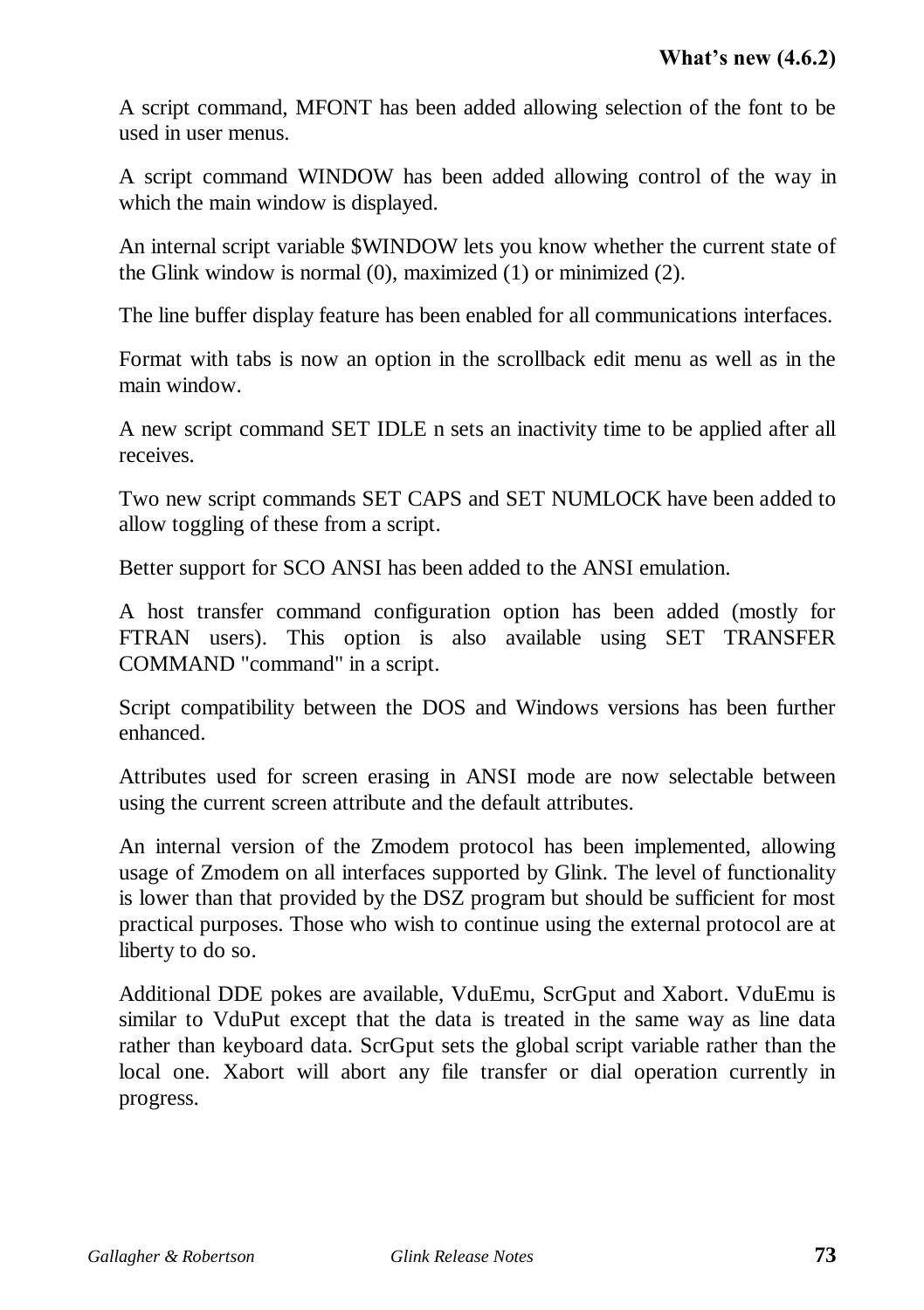A script command, MFONT has been added allowing selection of the font to be used in user menus.

A script command WINDOW has been added allowing control of the way in which the main window is displayed.

An internal script variable $WINDOW lets you know whether the current state of the Glink window is normal (0), maximized (1) or minimized (2).

The line buffer display feature has been enabled for all communications interfaces.

Format with tabs is now an option in the scrollback edit menu as well as in the main window.

A new script command SET IDLE n sets an inactivity time to be applied after all receives.

Two new script commands SET CAPS and SET NUMLOCK have been added to allow toggling of these from a script.

Better support for SCO ANSI has been added to the ANSI emulation.

A host transfer command configuration option has been added (mostly for FTRAN users). This option is also available using SET TRANSFER COMMAND "command" in a script.

Script compatibility between the DOS and Windows versions has been further enhanced.

Attributes used for screen erasing in ANSI mode are now selectable between using the current screen attribute and the default attributes.

An internal version of the Zmodem protocol has been implemented, allowing usage of Zmodem on all interfaces supported by Glink. The level of functionality is lower than that provided by the DSZ program but should be sufficient for most practical purposes. Those who wish to continue using the external protocol are at liberty to do so.

Additional DDE pokes are available, VduEmu, ScrGput and Xabort. VduEmu is similar to VduPut except that the data is treated in the same way as line data rather than keyboard data. ScrGput sets the global script variable rather than the local one. Xabort will abort any file transfer or dial operation currently in progress.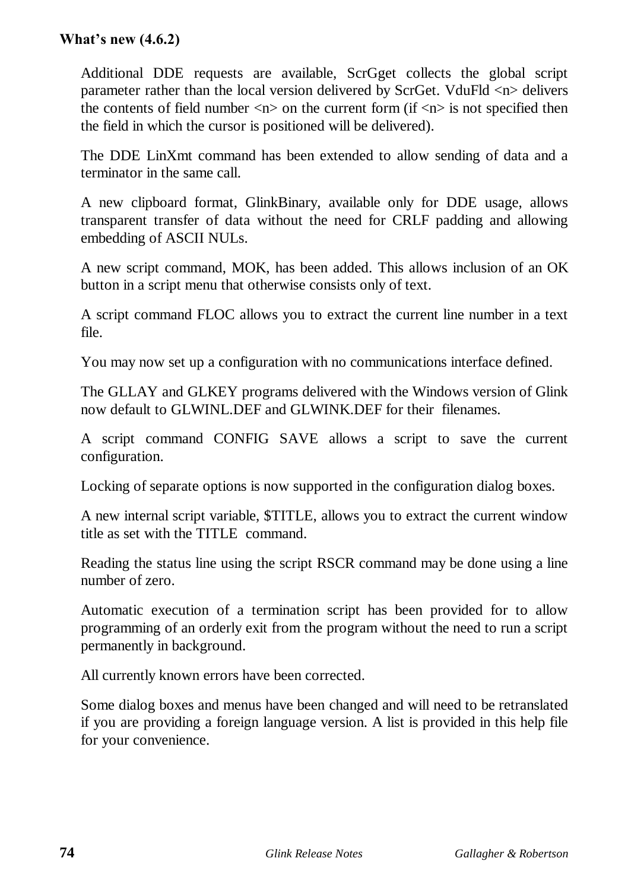**What's new (4.6.2)**

Additional DDE requests are available, ScrGget collects the global script parameter rather than the local version delivered by ScrGet. VduFld <n> delivers the contents of field number <n> on the current form (if <n> is not specified then the field in which the cursor is positioned will be delivered).

The DDE LinXmt command has been extended to allow sending of data and a terminator in the same call.

A new clipboard format, GlinkBinary, available only for DDE usage, allows transparent transfer of data without the need for CRLF padding and allowing embedding of ASCII NULs.

A new script command, MOK, has been added. This allows inclusion of an OK button in a script menu that otherwise consists only of text.

A script command FLOC allows you to extract the current line number in a text file.

You may now set up a configuration with no communications interface defined.

The GLLAY and GLKEY programs delivered with the Windows version of Glink now default to GLWINL.DEF and GLWINK.DEF for their filenames.

A script command CONFIG SAVE allows a script to save the current configuration.

Locking of separate options is now supported in the configuration dialog boxes.

A new internal script variable, $TITLE, allows you to extract the current window title as set with the TITLE command.

Reading the status line using the script RSCR command may be done using a line number of zero.

Automatic execution of a termination script has been provided for to allow programming of an orderly exit from the program without the need to run a script permanently in background.

All currently known errors have been corrected.

Some dialog boxes and menus have been changed and will need to be retranslated if you are providing a foreign language version. A list is provided in this help file for your convenience.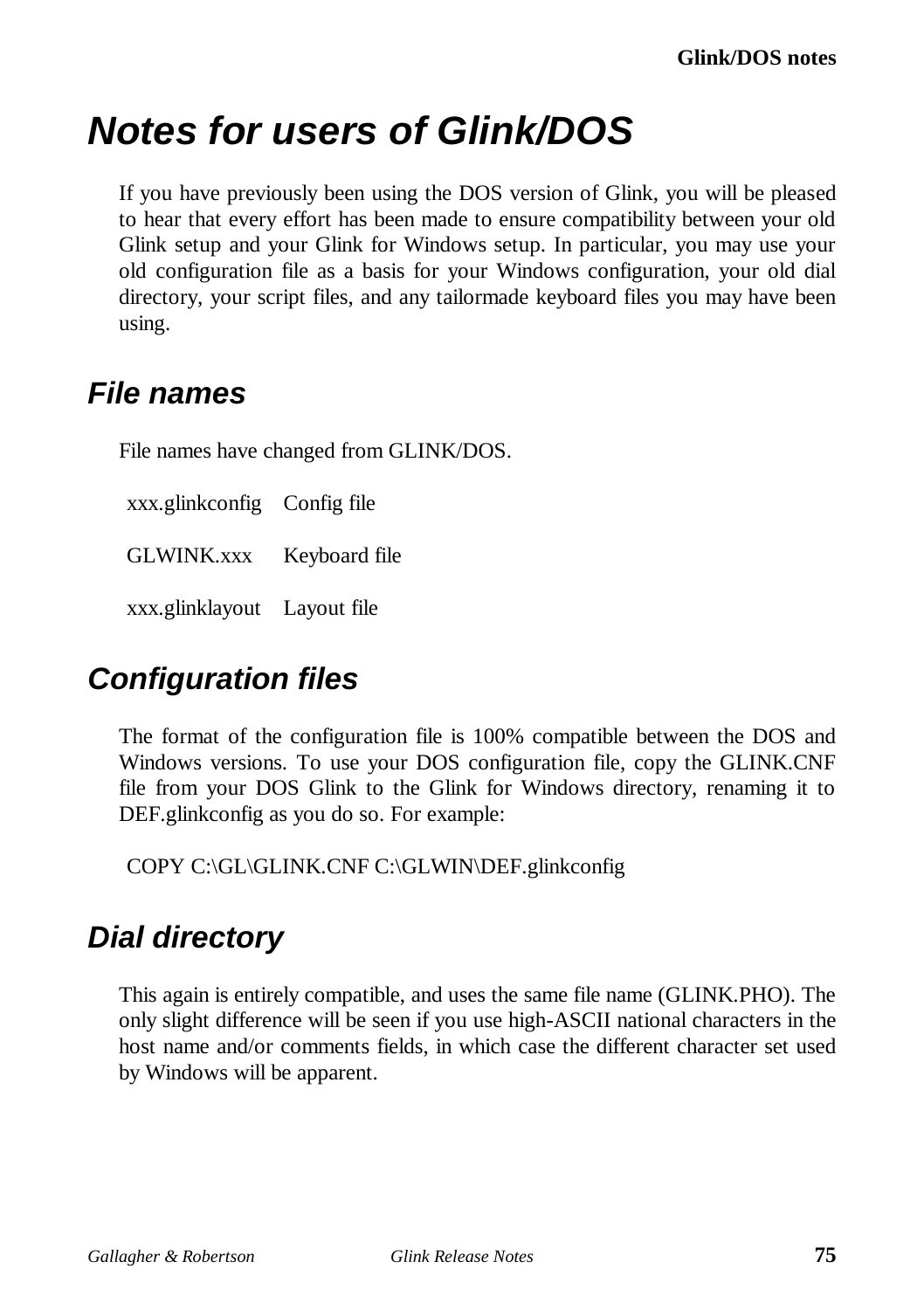# Notes for users of Glink/DOS

If you have previously been using the DOS version of Glink, you will be pleased to hear that every effort has been made to ensure compatibility between your old Glink setup and your Glink for Windows setup. In particular, you may use your old configuration file as a basis for your Windows configuration, your old dial directory, your script files, and any tailormade keyboard files you may have been using.

## File names

File names have changed from GLINK/DOS.

| | |
|---|---|
| xxx.glinkconfig | Config file |
| GLWINK.xxx | Keyboard file |
| xxx.glinklayout | Layout file |

## Configuration files

The format of the configuration file is 100% compatible between the DOS and Windows versions. To use your DOS configuration file, copy the GLINK.CNF file from your DOS Glink to the Glink for Windows directory, renaming it to DEF.glinkconfig as you do so. For example:

```
COPY C:\GL\GLINK.CNF C:\GLWIN\DEF.glinkconfig
```

## Dial directory

This again is entirely compatible, and uses the same file name (GLINK.PHO). The only slight difference will be seen if you use high-ASCII national characters in the host name and/or comments fields, in which case the different character set used by Windows will be apparent.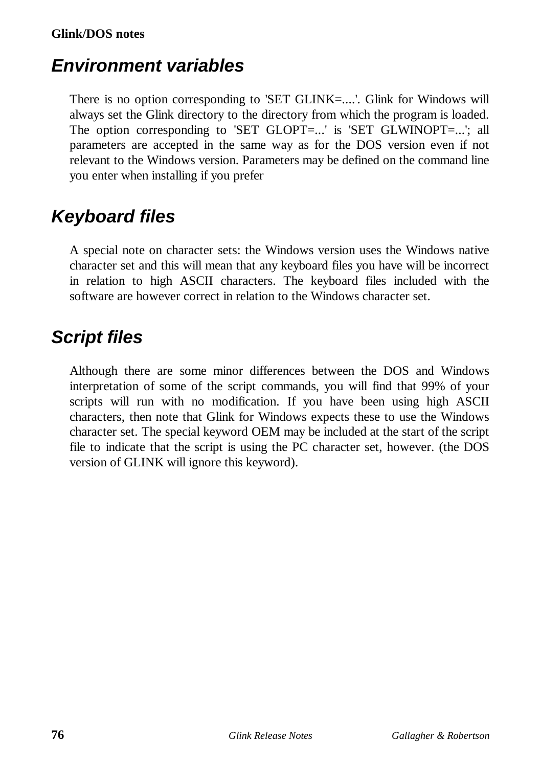## Environment variables

There is no option corresponding to 'SET GLINK=....'. Glink for Windows will always set the Glink directory to the directory from which the program is loaded. The option corresponding to 'SET GLOPT=...' is 'SET GLWINOPT=...'; all parameters are accepted in the same way as for the DOS version even if not relevant to the Windows version. Parameters may be defined on the command line you enter when installing if you prefer

## Keyboard files

A special note on character sets: the Windows version uses the Windows native character set and this will mean that any keyboard files you have will be incorrect in relation to high ASCII characters. The keyboard files included with the software are however correct in relation to the Windows character set.

## Script files

Although there are some minor differences between the DOS and Windows interpretation of some of the script commands, you will find that 99% of your scripts will run with no modification. If you have been using high ASCII characters, then note that Glink for Windows expects these to use the Windows character set. The special keyword OEM may be included at the start of the script file to indicate that the script is using the PC character set, however. (the DOS version of GLINK will ignore this keyword).